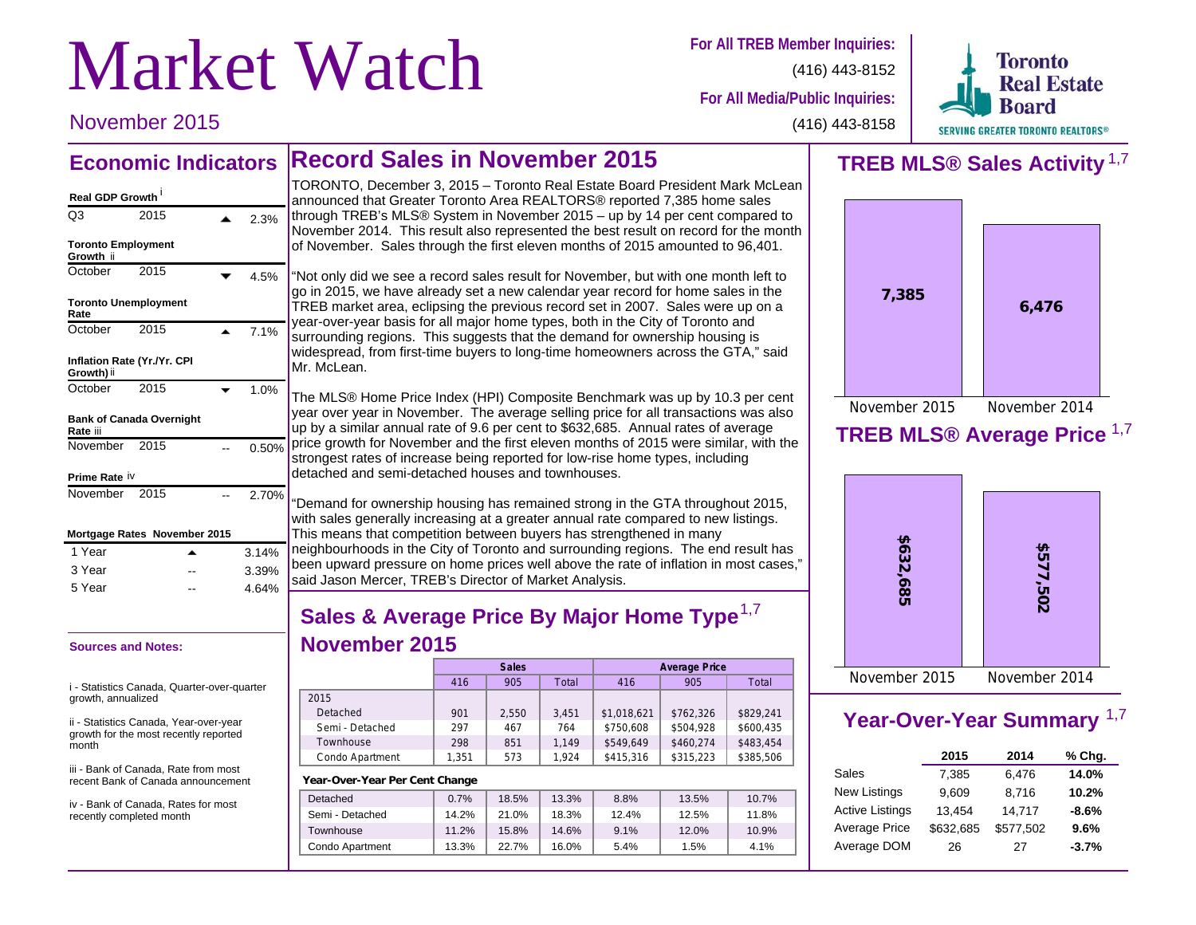# Market Watch

November 2015

**For All TREB Member Inquiries:**
(416) 443-8152

**For All Media/Public Inquiries:**
(416) 443-8158

Toronto Real Estate Board
SERVING GREATER TORONTO REALTORS®

## Economic Indicators

**Real GDP Growth** i

| | | | |
|---|---|---|---|
| Q3 | 2015 | ▲ | 2.3% |

**Toronto Employment Growth** ii

| | | | |
|---|---|---|---|
| October | 2015 | ▼ | 4.5% |

**Toronto Unemployment Rate**

| | | | |
|---|---|---|---|
| October | 2015 | ▲ | 7.1% |

**Inflation Rate (Yr./Yr. CPI Growth)** ii

| | | | |
|---|---|---|---|
| October | 2015 | ▼ | 1.0% |

**Bank of Canada Overnight Rate** iii

| | | | |
|---|---|---|---|
| November | 2015 | -- | 0.50% |

**Prime Rate** iv

| | | | |
|---|---|---|---|
| November | 2015 | -- | 2.70% |

**Mortgage Rates November 2015**

| | | |
|---|---|---|
| 1 Year | ▲ | 3.14% |
| 3 Year | -- | 3.39% |
| 5 Year | -- | 4.64% |

**Sources and Notes:**

i - Statistics Canada, Quarter-over-quarter growth, annualized

ii - Statistics Canada, Year-over-year growth for the most recently reported month

iii - Bank of Canada, Rate from most recent Bank of Canada announcement

iv - Bank of Canada, Rates for most recently completed month

## Record Sales in November 2015

TORONTO, December 3, 2015 – Toronto Real Estate Board President Mark McLean announced that Greater Toronto Area REALTORS® reported 7,385 home sales through TREB's MLS® System in November 2015 – up by 14 per cent compared to November 2014. This result also represented the best result on record for the month of November. Sales through the first eleven months of 2015 amounted to 96,401.

"Not only did we see a record sales result for November, but with one month left to go in 2015, we have already set a new calendar year record for home sales in the TREB market area, eclipsing the previous record set in 2007. Sales were up on a year-over-year basis for all major home types, both in the City of Toronto and surrounding regions. This suggests that the demand for ownership housing is widespread, from first-time buyers to long-time homeowners across the GTA," said Mr. McLean.

The MLS® Home Price Index (HPI) Composite Benchmark was up by 10.3 per cent year over year in November. The average selling price for all transactions was also up by a similar annual rate of 9.6 per cent to $632,685. Annual rates of average price growth for November and the first eleven months of 2015 were similar, with the strongest rates of increase being reported for low-rise home types, including detached and semi-detached houses and townhouses.

"Demand for ownership housing has remained strong in the GTA throughout 2015, with sales generally increasing at a greater annual rate compared to new listings. This means that competition between buyers has strengthened in many neighbourhoods in the City of Toronto and surrounding regions. The end result has been upward pressure on home prices well above the rate of inflation in most cases," said Jason Mercer, TREB's Director of Market Analysis.

## Sales & Average Price By Major Home Type[1,7]
## November 2015

| | Sales | | | Average Price | | |
|---|---|---|---|---|---|---|
| | 416 | 905 | Total | 416 | 905 | Total |
| 2015 | | | | | | |
| Detached | 901 | 2,550 | 3,451 | $1,018,621 | $762,326 | $829,241 |
| Semi - Detached | 297 | 467 | 764 | $750,608 | $504,928 | $600,435 |
| Townhouse | 298 | 851 | 1,149 | $549,649 | $460,274 | $483,454 |
| Condo Apartment | 1,351 | 573 | 1,924 | $415,316 | $315,223 | $385,506 |

**Year-Over-Year Per Cent Change**

| | | | | | | |
|---|---|---|---|---|---|---|
| Detached | 0.7% | 18.5% | 13.3% | 8.8% | 13.5% | 10.7% |
| Semi - Detached | 14.2% | 21.0% | 18.3% | 12.4% | 12.5% | 11.8% |
| Townhouse | 11.2% | 15.8% | 14.6% | 9.1% | 12.0% | 10.9% |
| Condo Apartment | 13.3% | 22.7% | 16.0% | 5.4% | 1.5% | 4.1% |

## TREB MLS® Sales Activity[1,7]

| November 2015 | November 2014 |
|---|---|
| 7,385 | 6,476 |

## TREB MLS® Average Price[1,7]

| November 2015 | November 2014 |
|---|---|
| $632,685 | $577,502 |

## Year-Over-Year Summary[1,7]

| | 2015 | 2014 | % Chg. |
|---|---|---|---|
| Sales | 7,385 | 6,476 | **14.0%** |
| New Listings | 9,609 | 8,716 | **10.2%** |
| Active Listings | 13,454 | 14,717 | **-8.6%** |
| Average Price | $632,685 | $577,502 | **9.6%** |
| Average DOM | 26 | 27 | **-3.7%** |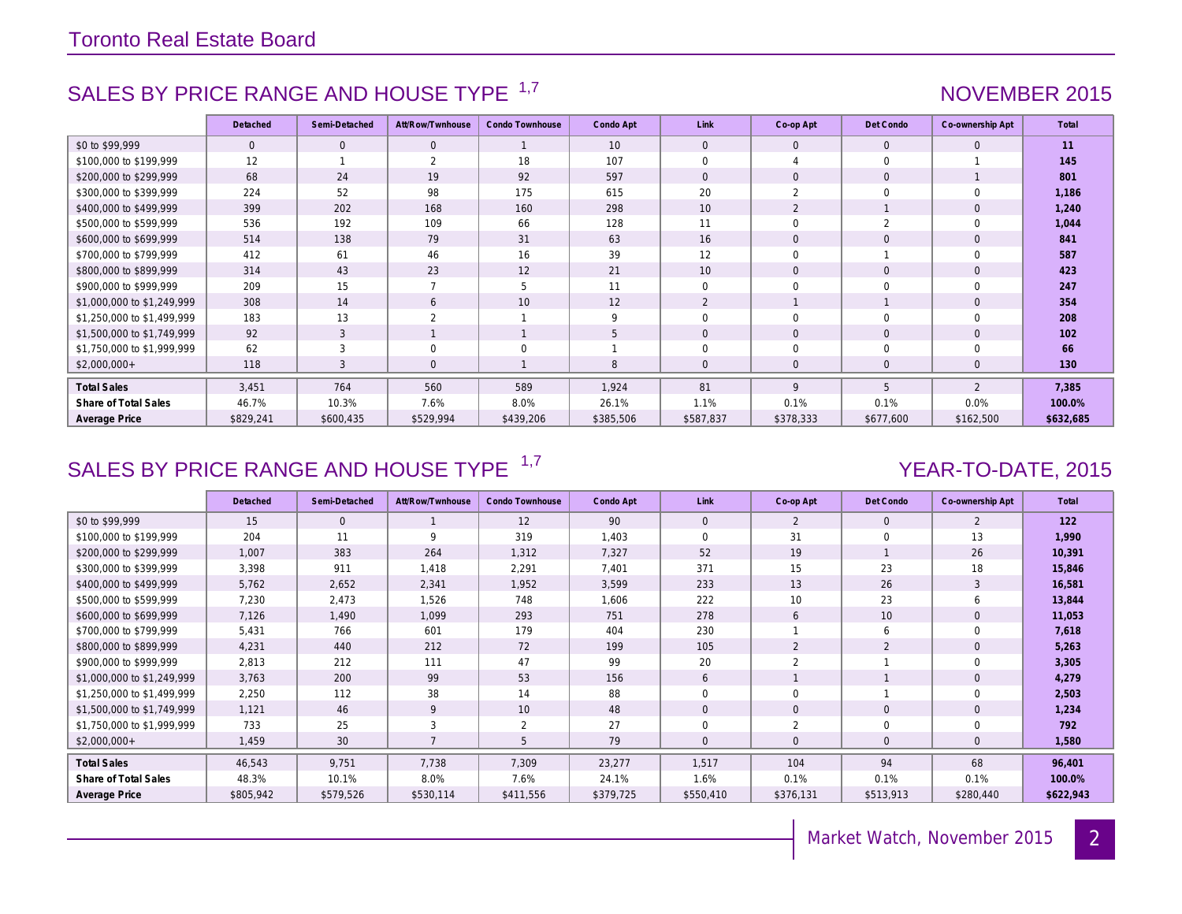# Toronto Real Estate Board

## SALES BY PRICE RANGE AND HOUSE TYPE [1,7]

NOVEMBER 2015

| | Detached | Semi-Detached | Att/Row/Twnhouse | Condo Townhouse | Condo Apt | Link | Co-op Apt | Det Condo | Co-ownership Apt | Total |
|---|---|---|---|---|---|---|---|---|---|---|
| $0 to $99,999 | 0 | 0 | 0 | 1 | 10 | 0 | 0 | 0 | 0 | **11** |
| $100,000 to $199,999 | 12 | 1 | 2 | 18 | 107 | 0 | 4 | 0 | 1 | **145** |
| $200,000 to $299,999 | 68 | 24 | 19 | 92 | 597 | 0 | 0 | 0 | 1 | **801** |
| $300,000 to $399,999 | 224 | 52 | 98 | 175 | 615 | 20 | 2 | 0 | 0 | **1,186** |
| $400,000 to $499,999 | 399 | 202 | 168 | 160 | 298 | 10 | 2 | 1 | 0 | **1,240** |
| $500,000 to $599,999 | 536 | 192 | 109 | 66 | 128 | 11 | 0 | 2 | 0 | **1,044** |
| $600,000 to $699,999 | 514 | 138 | 79 | 31 | 63 | 16 | 0 | 0 | 0 | **841** |
| $700,000 to $799,999 | 412 | 61 | 46 | 16 | 39 | 12 | 0 | 1 | 0 | **587** |
| $800,000 to $899,999 | 314 | 43 | 23 | 12 | 21 | 10 | 0 | 0 | 0 | **423** |
| $900,000 to $999,999 | 209 | 15 | 7 | 5 | 11 | 0 | 0 | 0 | 0 | **247** |
| $1,000,000 to $1,249,999 | 308 | 14 | 6 | 10 | 12 | 2 | 1 | 1 | 0 | **354** |
| $1,250,000 to $1,499,999 | 183 | 13 | 2 | 1 | 9 | 0 | 0 | 0 | 0 | **208** |
| $1,500,000 to $1,749,999 | 92 | 3 | 1 | 1 | 5 | 0 | 0 | 0 | 0 | **102** |
| $1,750,000 to $1,999,999 | 62 | 3 | 0 | 0 | 1 | 0 | 0 | 0 | 0 | **66** |
| $2,000,000+ | 118 | 3 | 0 | 1 | 8 | 0 | 0 | 0 | 0 | **130** |
| **Total Sales** | 3,451 | 764 | 560 | 589 | 1,924 | 81 | 9 | 5 | 2 | **7,385** |
| **Share of Total Sales** | 46.7% | 10.3% | 7.6% | 8.0% | 26.1% | 1.1% | 0.1% | 0.1% | 0.0% | **100.0%** |
| **Average Price** | $829,241 | $600,435 | $529,994 | $439,206 | $385,506 | $587,837 | $378,333 | $677,600 | $162,500 | **$632,685** |

## SALES BY PRICE RANGE AND HOUSE TYPE [1,7]

YEAR-TO-DATE, 2015

| | Detached | Semi-Detached | Att/Row/Twnhouse | Condo Townhouse | Condo Apt | Link | Co-op Apt | Det Condo | Co-ownership Apt | Total |
|---|---|---|---|---|---|---|---|---|---|---|
| $0 to $99,999 | 15 | 0 | 1 | 12 | 90 | 0 | 2 | 0 | 2 | **122** |
| $100,000 to $199,999 | 204 | 11 | 9 | 319 | 1,403 | 0 | 31 | 0 | 13 | **1,990** |
| $200,000 to $299,999 | 1,007 | 383 | 264 | 1,312 | 7,327 | 52 | 19 | 1 | 26 | **10,391** |
| $300,000 to $399,999 | 3,398 | 911 | 1,418 | 2,291 | 7,401 | 371 | 15 | 23 | 18 | **15,846** |
| $400,000 to $499,999 | 5,762 | 2,652 | 2,341 | 1,952 | 3,599 | 233 | 13 | 26 | 3 | **16,581** |
| $500,000 to $599,999 | 7,230 | 2,473 | 1,526 | 748 | 1,606 | 222 | 10 | 23 | 6 | **13,844** |
| $600,000 to $699,999 | 7,126 | 1,490 | 1,099 | 293 | 751 | 278 | 6 | 10 | 0 | **11,053** |
| $700,000 to $799,999 | 5,431 | 766 | 601 | 179 | 404 | 230 | 1 | 6 | 0 | **7,618** |
| $800,000 to $899,999 | 4,231 | 440 | 212 | 72 | 199 | 105 | 2 | 2 | 0 | **5,263** |
| $900,000 to $999,999 | 2,813 | 212 | 111 | 47 | 99 | 20 | 2 | 1 | 0 | **3,305** |
| $1,000,000 to $1,249,999 | 3,763 | 200 | 99 | 53 | 156 | 6 | 1 | 1 | 0 | **4,279** |
| $1,250,000 to $1,499,999 | 2,250 | 112 | 38 | 14 | 88 | 0 | 0 | 1 | 0 | **2,503** |
| $1,500,000 to $1,749,999 | 1,121 | 46 | 9 | 10 | 48 | 0 | 0 | 0 | 0 | **1,234** |
| $1,750,000 to $1,999,999 | 733 | 25 | 3 | 2 | 27 | 0 | 2 | 0 | 0 | **792** |
| $2,000,000+ | 1,459 | 30 | 7 | 5 | 79 | 0 | 0 | 0 | 0 | **1,580** |
| **Total Sales** | 46,543 | 9,751 | 7,738 | 7,309 | 23,277 | 1,517 | 104 | 94 | 68 | **96,401** |
| **Share of Total Sales** | 48.3% | 10.1% | 8.0% | 7.6% | 24.1% | 1.6% | 0.1% | 0.1% | 0.1% | **100.0%** |
| **Average Price** | $805,942 | $579,526 | $530,114 | $411,556 | $379,725 | $550,410 | $376,131 | $513,913 | $280,440 | **$622,943** |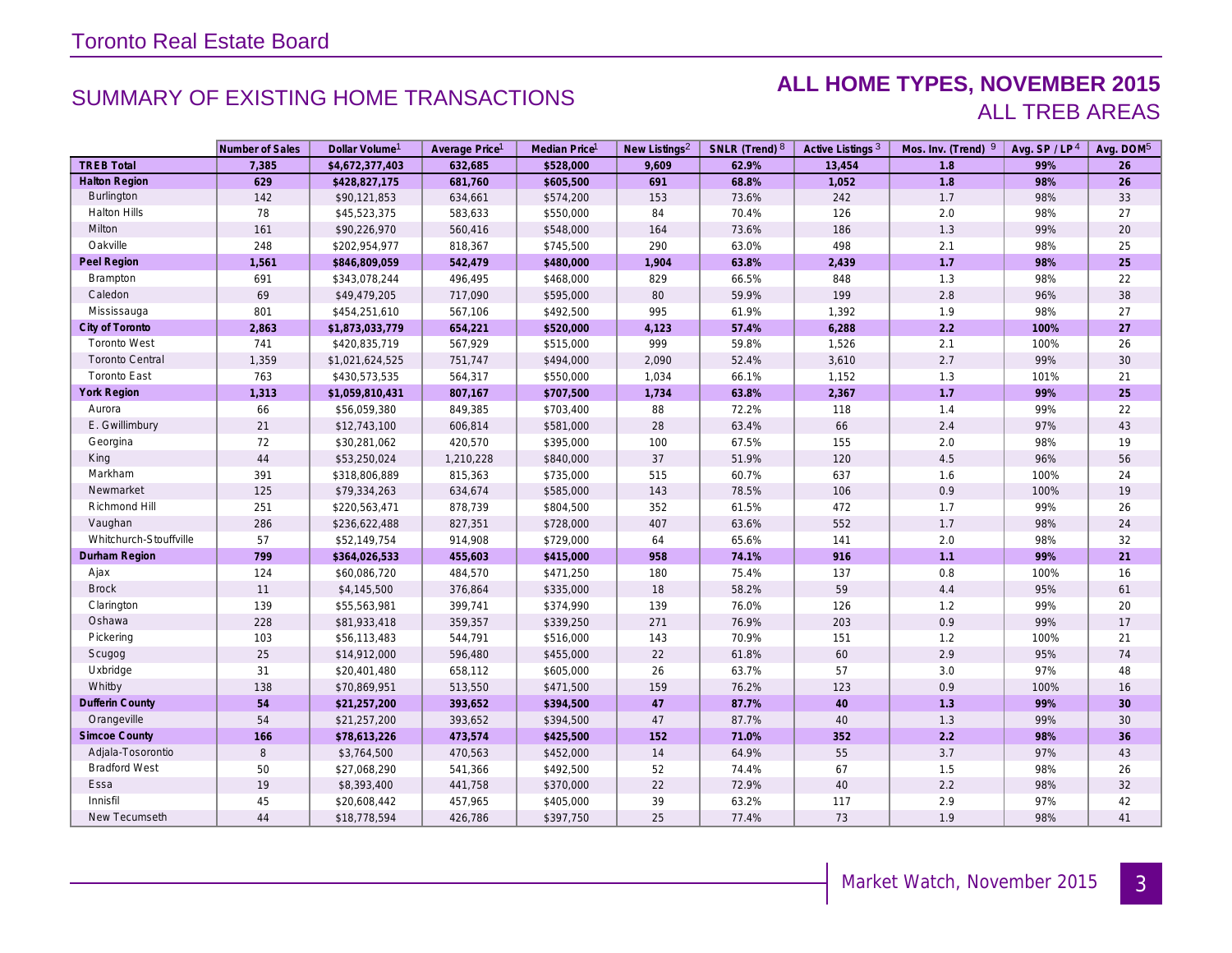Toronto Real Estate Board

## SUMMARY OF EXISTING HOME TRANSACTIONS

## ALL HOME TYPES, NOVEMBER 2015
ALL TREB AREAS

| | Number of Sales | Dollar Volume[1] | Average Price[1] | Median Price[1] | New Listings[2] | SNLR (Trend)[8] | Active Listings[3] | Mos. Inv. (Trend)[9] | Avg. SP / LP[4] | Avg. DOM[5] |
|---|---|---|---|---|---|---|---|---|---|---|
| **TREB Total** | **7,385** | **$4,672,377,403** | **632,685** | **$528,000** | **9,609** | **62.9%** | **13,454** | **1.8** | **99%** | **26** |
| **Halton Region** | **629** | **$428,827,175** | **681,760** | **$605,500** | **691** | **68.8%** | **1,052** | **1.8** | **98%** | **26** |
| Burlington | 142 | $90,121,853 | 634,661 | $574,200 | 153 | 73.6% | 242 | 1.7 | 98% | 33 |
| Halton Hills | 78 | $45,523,375 | 583,633 | $550,000 | 84 | 70.4% | 126 | 2.0 | 98% | 27 |
| Milton | 161 | $90,226,970 | 560,416 | $548,000 | 164 | 73.6% | 186 | 1.3 | 99% | 20 |
| Oakville | 248 | $202,954,977 | 818,367 | $745,500 | 290 | 63.0% | 498 | 2.1 | 98% | 25 |
| **Peel Region** | **1,561** | **$846,809,059** | **542,479** | **$480,000** | **1,904** | **63.8%** | **2,439** | **1.7** | **98%** | **25** |
| Brampton | 691 | $343,078,244 | 496,495 | $468,000 | 829 | 66.5% | 848 | 1.3 | 98% | 22 |
| Caledon | 69 | $49,479,205 | 717,090 | $595,000 | 80 | 59.9% | 199 | 2.8 | 96% | 38 |
| Mississauga | 801 | $454,251,610 | 567,106 | $492,500 | 995 | 61.9% | 1,392 | 1.9 | 98% | 27 |
| **City of Toronto** | **2,863** | **$1,873,033,779** | **654,221** | **$520,000** | **4,123** | **57.4%** | **6,288** | **2.2** | **100%** | **27** |
| Toronto West | 741 | $420,835,719 | 567,929 | $515,000 | 999 | 59.8% | 1,526 | 2.1 | 100% | 26 |
| Toronto Central | 1,359 | $1,021,624,525 | 751,747 | $494,000 | 2,090 | 52.4% | 3,610 | 2.7 | 99% | 30 |
| Toronto East | 763 | $430,573,535 | 564,317 | $550,000 | 1,034 | 66.1% | 1,152 | 1.3 | 101% | 21 |
| **York Region** | **1,313** | **$1,059,810,431** | **807,167** | **$707,500** | **1,734** | **63.8%** | **2,367** | **1.7** | **99%** | **25** |
| Aurora | 66 | $56,059,380 | 849,385 | $703,400 | 88 | 72.2% | 118 | 1.4 | 99% | 22 |
| E. Gwillimbury | 21 | $12,743,100 | 606,814 | $581,000 | 28 | 63.4% | 66 | 2.4 | 97% | 43 |
| Georgina | 72 | $30,281,062 | 420,570 | $395,000 | 100 | 67.5% | 155 | 2.0 | 98% | 19 |
| King | 44 | $53,250,024 | 1,210,228 | $840,000 | 37 | 51.9% | 120 | 4.5 | 96% | 56 |
| Markham | 391 | $318,806,889 | 815,363 | $735,000 | 515 | 60.7% | 637 | 1.6 | 100% | 24 |
| Newmarket | 125 | $79,334,263 | 634,674 | $585,000 | 143 | 78.5% | 106 | 0.9 | 100% | 19 |
| Richmond Hill | 251 | $220,563,471 | 878,739 | $804,500 | 352 | 61.5% | 472 | 1.7 | 99% | 26 |
| Vaughan | 286 | $236,622,488 | 827,351 | $728,000 | 407 | 63.6% | 552 | 1.7 | 98% | 24 |
| Whitchurch-Stouffville | 57 | $52,149,754 | 914,908 | $729,000 | 64 | 65.6% | 141 | 2.0 | 98% | 32 |
| **Durham Region** | **799** | **$364,026,533** | **455,603** | **$415,000** | **958** | **74.1%** | **916** | **1.1** | **99%** | **21** |
| Ajax | 124 | $60,086,720 | 484,570 | $471,250 | 180 | 75.4% | 137 | 0.8 | 100% | 16 |
| Brock | 11 | $4,145,500 | 376,864 | $335,000 | 18 | 58.2% | 59 | 4.4 | 95% | 61 |
| Clarington | 139 | $55,563,981 | 399,741 | $374,990 | 139 | 76.0% | 126 | 1.2 | 99% | 20 |
| Oshawa | 228 | $81,933,418 | 359,357 | $339,250 | 271 | 76.9% | 203 | 0.9 | 99% | 17 |
| Pickering | 103 | $56,113,483 | 544,791 | $516,000 | 143 | 70.9% | 151 | 1.2 | 100% | 21 |
| Scugog | 25 | $14,912,000 | 596,480 | $455,000 | 22 | 61.8% | 60 | 2.9 | 95% | 74 |
| Uxbridge | 31 | $20,401,480 | 658,112 | $605,000 | 26 | 63.7% | 57 | 3.0 | 97% | 48 |
| Whitby | 138 | $70,869,951 | 513,550 | $471,500 | 159 | 76.2% | 123 | 0.9 | 100% | 16 |
| **Dufferin County** | **54** | **$21,257,200** | **393,652** | **$394,500** | **47** | **87.7%** | **40** | **1.3** | **99%** | **30** |
| Orangeville | 54 | $21,257,200 | 393,652 | $394,500 | 47 | 87.7% | 40 | 1.3 | 99% | 30 |
| **Simcoe County** | **166** | **$78,613,226** | **473,574** | **$425,500** | **152** | **71.0%** | **352** | **2.2** | **98%** | **36** |
| Adjala-Tosorontio | 8 | $3,764,500 | 470,563 | $452,000 | 14 | 64.9% | 55 | 3.7 | 97% | 43 |
| Bradford West | 50 | $27,068,290 | 541,366 | $492,500 | 52 | 74.4% | 67 | 1.5 | 98% | 26 |
| Essa | 19 | $8,393,400 | 441,758 | $370,000 | 22 | 72.9% | 40 | 2.2 | 98% | 32 |
| Innisfil | 45 | $20,608,442 | 457,965 | $405,000 | 39 | 63.2% | 117 | 2.9 | 97% | 42 |
| New Tecumseth | 44 | $18,778,594 | 426,786 | $397,750 | 25 | 77.4% | 73 | 1.9 | 98% | 41 |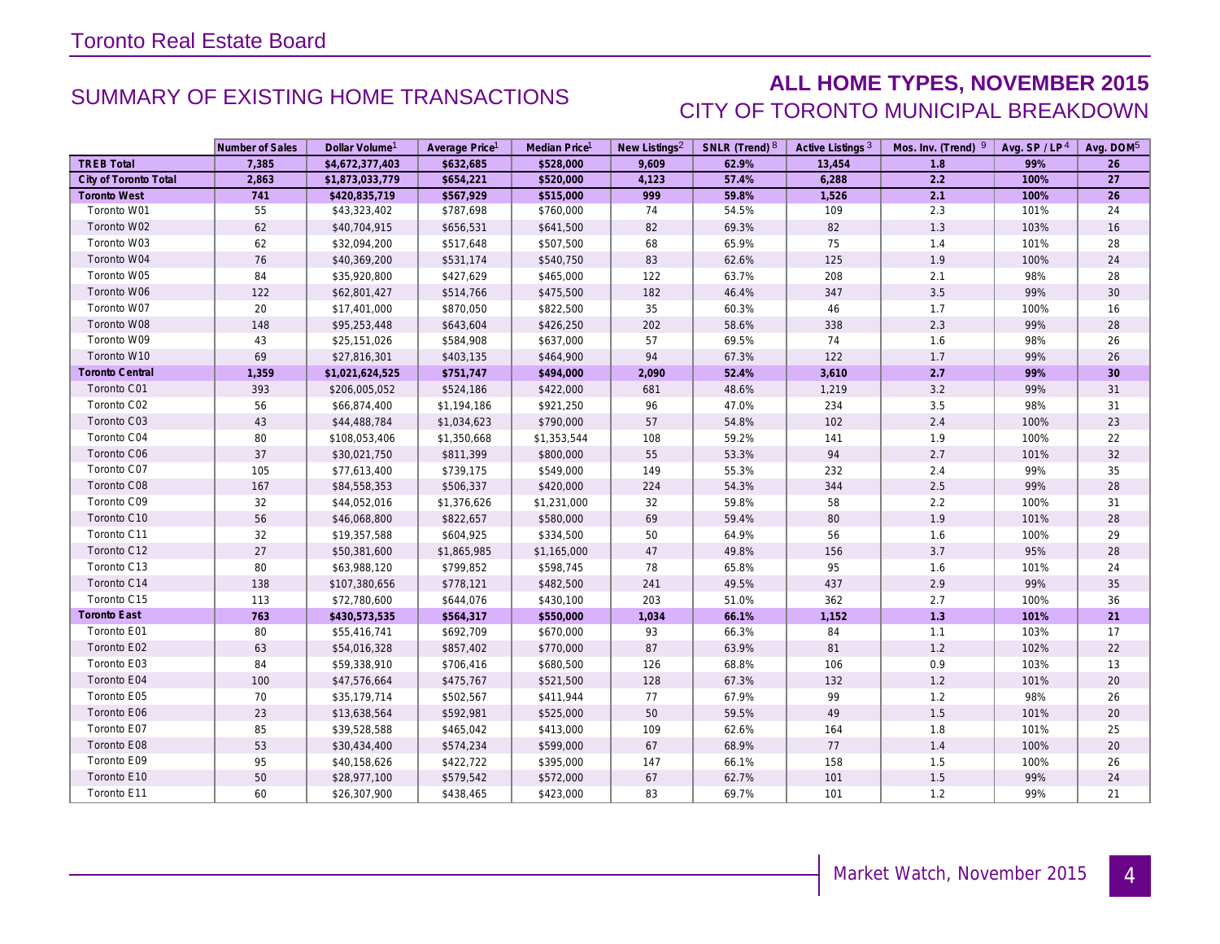# Toronto Real Estate Board

## SUMMARY OF EXISTING HOME TRANSACTIONS

## ALL HOME TYPES, NOVEMBER 2015
### CITY OF TORONTO MUNICIPAL BREAKDOWN

| | Number of Sales | Dollar Volume[1] | Average Price[1] | Median Price[1] | New Listings[2] | SNLR (Trend)[8] | Active Listings[3] | Mos. Inv. (Trend)[9] | Avg. SP / LP[4] | Avg. DOM[5] |
|---|---|---|---|---|---|---|---|---|---|---|
| **TREB Total** | **7,385** | **$4,672,377,403** | **$632,685** | **$528,000** | **9,609** | **62.9%** | **13,454** | **1.8** | **99%** | **26** |
| **City of Toronto Total** | **2,863** | **$1,873,033,779** | **$654,221** | **$520,000** | **4,123** | **57.4%** | **6,288** | **2.2** | **100%** | **27** |
| **Toronto West** | **741** | **$420,835,719** | **$567,929** | **$515,000** | **999** | **59.8%** | **1,526** | **2.1** | **100%** | **26** |
| Toronto W01 | 55 | $43,323,402 | $787,698 | $760,000 | 74 | 54.5% | 109 | 2.3 | 101% | 24 |
| Toronto W02 | 62 | $40,704,915 | $656,531 | $641,500 | 82 | 69.3% | 82 | 1.3 | 103% | 16 |
| Toronto W03 | 62 | $32,094,200 | $517,648 | $507,500 | 68 | 65.9% | 75 | 1.4 | 101% | 28 |
| Toronto W04 | 76 | $40,369,200 | $531,174 | $540,750 | 83 | 62.6% | 125 | 1.9 | 100% | 24 |
| Toronto W05 | 84 | $35,920,800 | $427,629 | $465,000 | 122 | 63.7% | 208 | 2.1 | 98% | 28 |
| Toronto W06 | 122 | $62,801,427 | $514,766 | $475,500 | 182 | 46.4% | 347 | 3.5 | 99% | 30 |
| Toronto W07 | 20 | $17,401,000 | $870,050 | $822,500 | 35 | 60.3% | 46 | 1.7 | 100% | 16 |
| Toronto W08 | 148 | $95,253,448 | $643,604 | $426,250 | 202 | 58.6% | 338 | 2.3 | 99% | 28 |
| Toronto W09 | 43 | $25,151,026 | $584,908 | $637,000 | 57 | 69.5% | 74 | 1.6 | 98% | 26 |
| Toronto W10 | 69 | $27,816,301 | $403,135 | $464,900 | 94 | 67.3% | 122 | 1.7 | 99% | 26 |
| **Toronto Central** | **1,359** | **$1,021,624,525** | **$751,747** | **$494,000** | **2,090** | **52.4%** | **3,610** | **2.7** | **99%** | **30** |
| Toronto C01 | 393 | $206,005,052 | $524,186 | $422,000 | 681 | 48.6% | 1,219 | 3.2 | 99% | 31 |
| Toronto C02 | 56 | $66,874,400 | $1,194,186 | $921,250 | 96 | 47.0% | 234 | 3.5 | 98% | 31 |
| Toronto C03 | 43 | $44,488,784 | $1,034,623 | $790,000 | 57 | 54.8% | 102 | 2.4 | 100% | 23 |
| Toronto C04 | 80 | $108,053,406 | $1,350,668 | $1,353,544 | 108 | 59.2% | 141 | 1.9 | 100% | 22 |
| Toronto C06 | 37 | $30,021,750 | $811,399 | $800,000 | 55 | 53.3% | 94 | 2.7 | 101% | 32 |
| Toronto C07 | 105 | $77,613,400 | $739,175 | $549,000 | 149 | 55.3% | 232 | 2.4 | 99% | 35 |
| Toronto C08 | 167 | $84,558,353 | $506,337 | $420,000 | 224 | 54.3% | 344 | 2.5 | 99% | 28 |
| Toronto C09 | 32 | $44,052,016 | $1,376,626 | $1,231,000 | 32 | 59.8% | 58 | 2.2 | 100% | 31 |
| Toronto C10 | 56 | $46,068,800 | $822,657 | $580,000 | 69 | 59.4% | 80 | 1.9 | 101% | 28 |
| Toronto C11 | 32 | $19,357,588 | $604,925 | $334,500 | 50 | 64.9% | 56 | 1.6 | 100% | 29 |
| Toronto C12 | 27 | $50,381,600 | $1,865,985 | $1,165,000 | 47 | 49.8% | 156 | 3.7 | 95% | 28 |
| Toronto C13 | 80 | $63,988,120 | $799,852 | $598,745 | 78 | 65.8% | 95 | 1.6 | 101% | 24 |
| Toronto C14 | 138 | $107,380,656 | $778,121 | $482,500 | 241 | 49.5% | 437 | 2.9 | 99% | 35 |
| Toronto C15 | 113 | $72,780,600 | $644,076 | $430,100 | 203 | 51.0% | 362 | 2.7 | 100% | 36 |
| **Toronto East** | **763** | **$430,573,535** | **$564,317** | **$550,000** | **1,034** | **66.1%** | **1,152** | **1.3** | **101%** | **21** |
| Toronto E01 | 80 | $55,416,741 | $692,709 | $670,000 | 93 | 66.3% | 84 | 1.1 | 103% | 17 |
| Toronto E02 | 63 | $54,016,328 | $857,402 | $770,000 | 87 | 63.9% | 81 | 1.2 | 102% | 22 |
| Toronto E03 | 84 | $59,338,910 | $706,416 | $680,500 | 126 | 68.8% | 106 | 0.9 | 103% | 13 |
| Toronto E04 | 100 | $47,576,664 | $475,767 | $521,500 | 128 | 67.3% | 132 | 1.2 | 101% | 20 |
| Toronto E05 | 70 | $35,179,714 | $502,567 | $411,944 | 77 | 67.9% | 99 | 1.2 | 98% | 26 |
| Toronto E06 | 23 | $13,638,564 | $592,981 | $525,000 | 50 | 59.5% | 49 | 1.5 | 101% | 20 |
| Toronto E07 | 85 | $39,528,588 | $465,042 | $413,000 | 109 | 62.6% | 164 | 1.8 | 101% | 25 |
| Toronto E08 | 53 | $30,434,400 | $574,234 | $599,000 | 67 | 68.9% | 77 | 1.4 | 100% | 20 |
| Toronto E09 | 95 | $40,158,626 | $422,722 | $395,000 | 147 | 66.1% | 158 | 1.5 | 100% | 26 |
| Toronto E10 | 50 | $28,977,100 | $579,542 | $572,000 | 67 | 62.7% | 101 | 1.5 | 99% | 24 |
| Toronto E11 | 60 | $26,307,900 | $438,465 | $423,000 | 83 | 69.7% | 101 | 1.2 | 99% | 21 |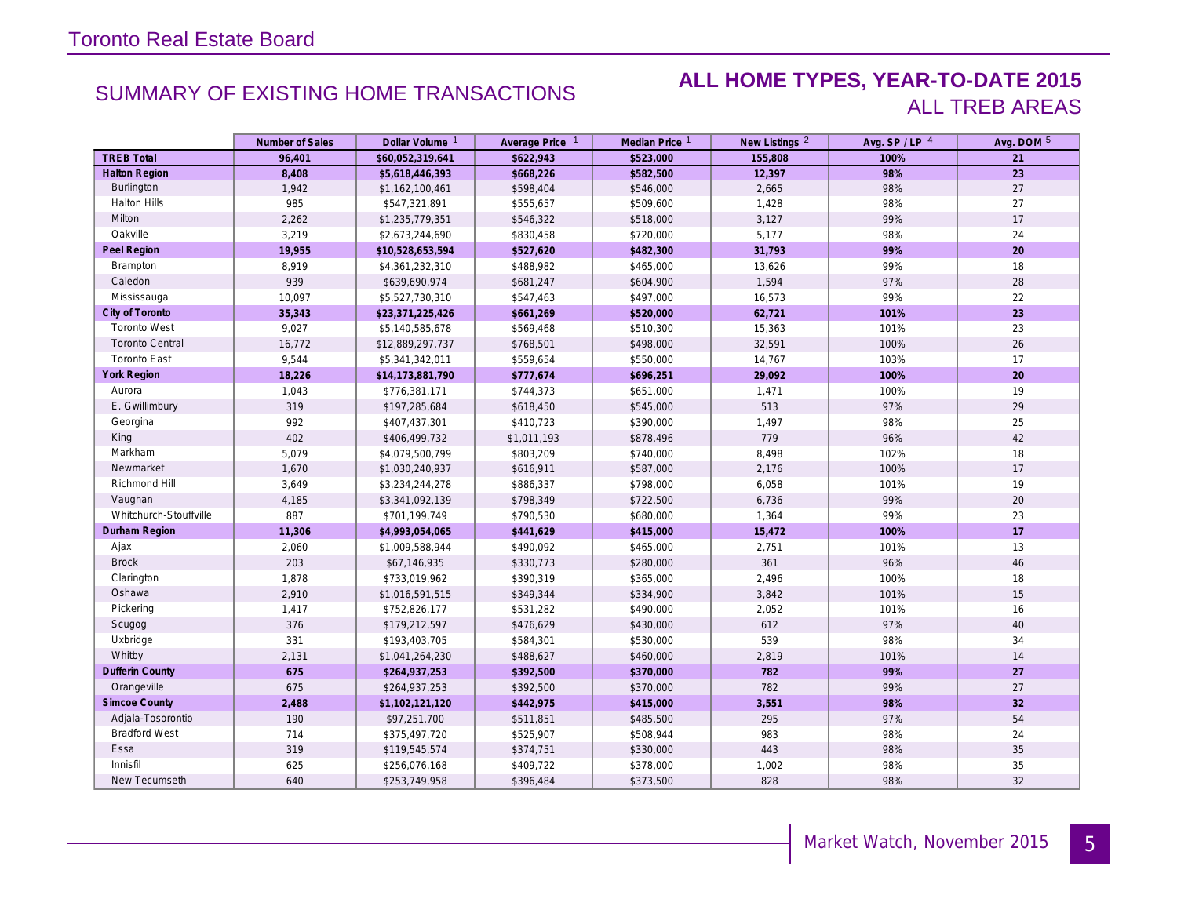# Toronto Real Estate Board

## SUMMARY OF EXISTING HOME TRANSACTIONS

## ALL HOME TYPES, YEAR-TO-DATE 2015
## ALL TREB AREAS

| | Number of Sales | Dollar Volume [1] | Average Price [1] | Median Price [1] | New Listings [2] | Avg. SP / LP [4] | Avg. DOM [5] |
|---|---|---|---|---|---|---|---|
| **TREB Total** | **96,401** | **$60,052,319,641** | **$622,943** | **$523,000** | **155,808** | **100%** | **21** |
| **Halton Region** | **8,408** | **$5,618,446,393** | **$668,226** | **$582,500** | **12,397** | **98%** | **23** |
| Burlington | 1,942 | $1,162,100,461 | $598,404 | $546,000 | 2,665 | 98% | 27 |
| Halton Hills | 985 | $547,321,891 | $555,657 | $509,600 | 1,428 | 98% | 27 |
| Milton | 2,262 | $1,235,779,351 | $546,322 | $518,000 | 3,127 | 99% | 17 |
| Oakville | 3,219 | $2,673,244,690 | $830,458 | $720,000 | 5,177 | 98% | 24 |
| **Peel Region** | **19,955** | **$10,528,653,594** | **$527,620** | **$482,300** | **31,793** | **99%** | **20** |
| Brampton | 8,919 | $4,361,232,310 | $488,982 | $465,000 | 13,626 | 99% | 18 |
| Caledon | 939 | $639,690,974 | $681,247 | $604,900 | 1,594 | 97% | 28 |
| Mississauga | 10,097 | $5,527,730,310 | $547,463 | $497,000 | 16,573 | 99% | 22 |
| **City of Toronto** | **35,343** | **$23,371,225,426** | **$661,269** | **$520,000** | **62,721** | **101%** | **23** |
| Toronto West | 9,027 | $5,140,585,678 | $569,468 | $510,300 | 15,363 | 101% | 23 |
| Toronto Central | 16,772 | $12,889,297,737 | $768,501 | $498,000 | 32,591 | 100% | 26 |
| Toronto East | 9,544 | $5,341,342,011 | $559,654 | $550,000 | 14,767 | 103% | 17 |
| **York Region** | **18,226** | **$14,173,881,790** | **$777,674** | **$696,251** | **29,092** | **100%** | **20** |
| Aurora | 1,043 | $776,381,171 | $744,373 | $651,000 | 1,471 | 100% | 19 |
| E. Gwillimbury | 319 | $197,285,684 | $618,450 | $545,000 | 513 | 97% | 29 |
| Georgina | 992 | $407,437,301 | $410,723 | $390,000 | 1,497 | 98% | 25 |
| King | 402 | $406,499,732 | $1,011,193 | $878,496 | 779 | 96% | 42 |
| Markham | 5,079 | $4,079,500,799 | $803,209 | $740,000 | 8,498 | 102% | 18 |
| Newmarket | 1,670 | $1,030,240,937 | $616,911 | $587,000 | 2,176 | 100% | 17 |
| Richmond Hill | 3,649 | $3,234,244,278 | $886,337 | $798,000 | 6,058 | 101% | 19 |
| Vaughan | 4,185 | $3,341,092,139 | $798,349 | $722,500 | 6,736 | 99% | 20 |
| Whitchurch-Stouffville | 887 | $701,199,749 | $790,530 | $680,000 | 1,364 | 99% | 23 |
| **Durham Region** | **11,306** | **$4,993,054,065** | **$441,629** | **$415,000** | **15,472** | **100%** | **17** |
| Ajax | 2,060 | $1,009,588,944 | $490,092 | $465,000 | 2,751 | 101% | 13 |
| Brock | 203 | $67,146,935 | $330,773 | $280,000 | 361 | 96% | 46 |
| Clarington | 1,878 | $733,019,962 | $390,319 | $365,000 | 2,496 | 100% | 18 |
| Oshawa | 2,910 | $1,016,591,515 | $349,344 | $334,900 | 3,842 | 101% | 15 |
| Pickering | 1,417 | $752,826,177 | $531,282 | $490,000 | 2,052 | 101% | 16 |
| Scugog | 376 | $179,212,597 | $476,629 | $430,000 | 612 | 97% | 40 |
| Uxbridge | 331 | $193,403,705 | $584,301 | $530,000 | 539 | 98% | 34 |
| Whitby | 2,131 | $1,041,264,230 | $488,627 | $460,000 | 2,819 | 101% | 14 |
| **Dufferin County** | **675** | **$264,937,253** | **$392,500** | **$370,000** | **782** | **99%** | **27** |
| Orangeville | 675 | $264,937,253 | $392,500 | $370,000 | 782 | 99% | 27 |
| **Simcoe County** | **2,488** | **$1,102,121,120** | **$442,975** | **$415,000** | **3,551** | **98%** | **32** |
| Adjala-Tosorontio | 190 | $97,251,700 | $511,851 | $485,500 | 295 | 97% | 54 |
| Bradford West | 714 | $375,497,720 | $525,907 | $508,944 | 983 | 98% | 24 |
| Essa | 319 | $119,545,574 | $374,751 | $330,000 | 443 | 98% | 35 |
| Innisfil | 625 | $256,076,168 | $409,722 | $378,000 | 1,002 | 98% | 35 |
| New Tecumseth | 640 | $253,749,958 | $396,484 | $373,500 | 828 | 98% | 32 |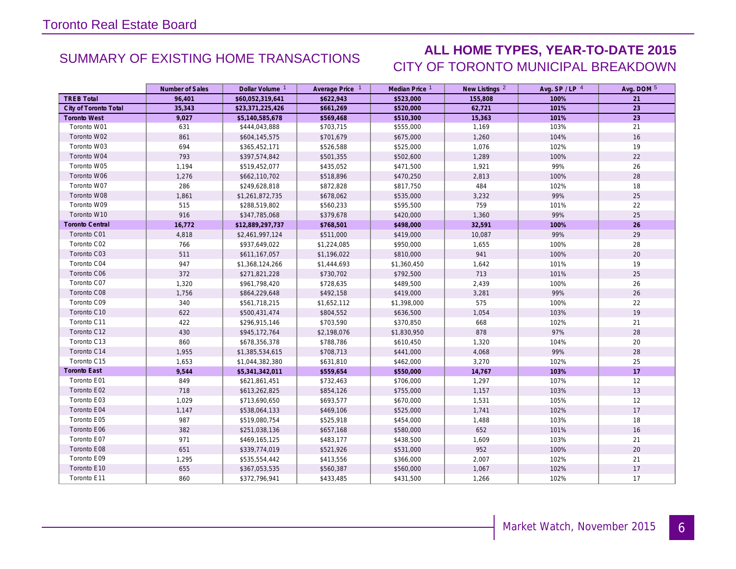Toronto Real Estate Board

## SUMMARY OF EXISTING HOME TRANSACTIONS

## ALL HOME TYPES, YEAR-TO-DATE 2015
### CITY OF TORONTO MUNICIPAL BREAKDOWN

| | Number of Sales | Dollar Volume [1] | Average Price [1] | Median Price [1] | New Listings [2] | Avg. SP / LP [4] | Avg. DOM [5] |
|---|---|---|---|---|---|---|---|
| **TREB Total** | **96,401** | **$60,052,319,641** | **$622,943** | **$523,000** | **155,808** | **100%** | **21** |
| **City of Toronto Total** | **35,343** | **$23,371,225,426** | **$661,269** | **$520,000** | **62,721** | **101%** | **23** |
| **Toronto West** | **9,027** | **$5,140,585,678** | **$569,468** | **$510,300** | **15,363** | **101%** | **23** |
| Toronto W01 | 631 | $444,043,888 | $703,715 | $555,000 | 1,169 | 103% | 21 |
| Toronto W02 | 861 | $604,145,575 | $701,679 | $675,000 | 1,260 | 104% | 16 |
| Toronto W03 | 694 | $365,452,171 | $526,588 | $525,000 | 1,076 | 102% | 19 |
| Toronto W04 | 793 | $397,574,842 | $501,355 | $502,600 | 1,289 | 100% | 22 |
| Toronto W05 | 1,194 | $519,452,077 | $435,052 | $471,500 | 1,921 | 99% | 26 |
| Toronto W06 | 1,276 | $662,110,702 | $518,896 | $470,250 | 2,813 | 100% | 28 |
| Toronto W07 | 286 | $249,628,818 | $872,828 | $817,750 | 484 | 102% | 18 |
| Toronto W08 | 1,861 | $1,261,872,735 | $678,062 | $535,000 | 3,232 | 99% | 25 |
| Toronto W09 | 515 | $288,519,802 | $560,233 | $595,500 | 759 | 101% | 22 |
| Toronto W10 | 916 | $347,785,068 | $379,678 | $420,000 | 1,360 | 99% | 25 |
| **Toronto Central** | **16,772** | **$12,889,297,737** | **$768,501** | **$498,000** | **32,591** | **100%** | **26** |
| Toronto C01 | 4,818 | $2,461,997,124 | $511,000 | $419,000 | 10,087 | 99% | 29 |
| Toronto C02 | 766 | $937,649,022 | $1,224,085 | $950,000 | 1,655 | 100% | 28 |
| Toronto C03 | 511 | $611,167,057 | $1,196,022 | $810,000 | 941 | 100% | 20 |
| Toronto C04 | 947 | $1,368,124,266 | $1,444,693 | $1,360,450 | 1,642 | 101% | 19 |
| Toronto C06 | 372 | $271,821,228 | $730,702 | $792,500 | 713 | 101% | 25 |
| Toronto C07 | 1,320 | $961,798,420 | $728,635 | $489,500 | 2,439 | 100% | 26 |
| Toronto C08 | 1,756 | $864,229,648 | $492,158 | $419,000 | 3,281 | 99% | 26 |
| Toronto C09 | 340 | $561,718,215 | $1,652,112 | $1,398,000 | 575 | 100% | 22 |
| Toronto C10 | 622 | $500,431,474 | $804,552 | $636,500 | 1,054 | 103% | 19 |
| Toronto C11 | 422 | $296,915,146 | $703,590 | $370,850 | 668 | 102% | 21 |
| Toronto C12 | 430 | $945,172,764 | $2,198,076 | $1,830,950 | 878 | 97% | 28 |
| Toronto C13 | 860 | $678,356,378 | $788,786 | $610,450 | 1,320 | 104% | 20 |
| Toronto C14 | 1,955 | $1,385,534,615 | $708,713 | $441,000 | 4,068 | 99% | 28 |
| Toronto C15 | 1,653 | $1,044,382,380 | $631,810 | $462,000 | 3,270 | 102% | 25 |
| **Toronto East** | **9,544** | **$5,341,342,011** | **$559,654** | **$550,000** | **14,767** | **103%** | **17** |
| Toronto E01 | 849 | $621,861,451 | $732,463 | $706,000 | 1,297 | 107% | 12 |
| Toronto E02 | 718 | $613,262,825 | $854,126 | $755,000 | 1,157 | 103% | 13 |
| Toronto E03 | 1,029 | $713,690,650 | $693,577 | $670,000 | 1,531 | 105% | 12 |
| Toronto E04 | 1,147 | $538,064,133 | $469,106 | $525,000 | 1,741 | 102% | 17 |
| Toronto E05 | 987 | $519,080,754 | $525,918 | $454,000 | 1,488 | 103% | 18 |
| Toronto E06 | 382 | $251,038,136 | $657,168 | $580,000 | 652 | 101% | 16 |
| Toronto E07 | 971 | $469,165,125 | $483,177 | $438,500 | 1,609 | 103% | 21 |
| Toronto E08 | 651 | $339,774,019 | $521,926 | $531,000 | 952 | 100% | 20 |
| Toronto E09 | 1,295 | $535,554,442 | $413,556 | $366,000 | 2,007 | 102% | 21 |
| Toronto E10 | 655 | $367,053,535 | $560,387 | $560,000 | 1,067 | 102% | 17 |
| Toronto E11 | 860 | $372,796,941 | $433,485 | $431,500 | 1,266 | 102% | 17 |

Market Watch, November 2015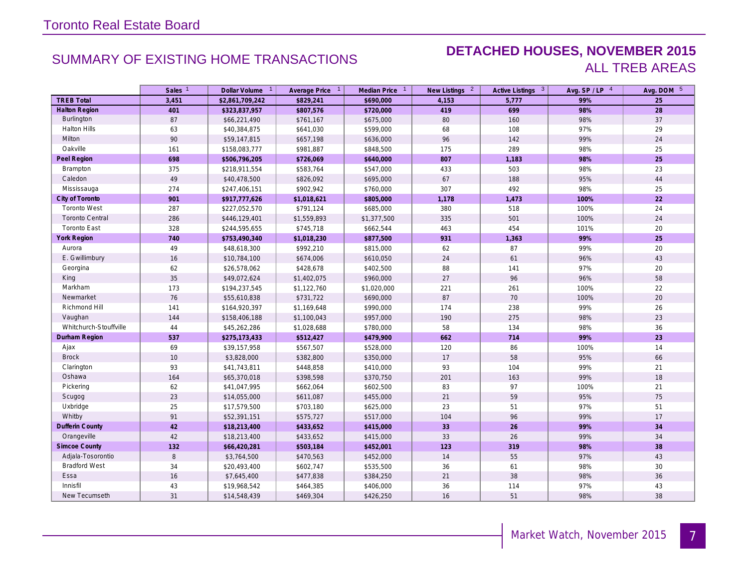# Toronto Real Estate Board

## SUMMARY OF EXISTING HOME TRANSACTIONS

## DETACHED HOUSES, NOVEMBER 2015
ALL TREB AREAS

| | Sales [1] | Dollar Volume [1] | Average Price [1] | Median Price [1] | New Listings [2] | Active Listings [3] | Avg. SP / LP [4] | Avg. DOM [5] |
|---|---|---|---|---|---|---|---|---|
| **TREB Total** | **3,451** | **$2,861,709,242** | **$829,241** | **$690,000** | **4,153** | **5,777** | **99%** | **25** |
| **Halton Region** | **401** | **$323,837,957** | **$807,576** | **$720,000** | **419** | **699** | **98%** | **28** |
| Burlington | 87 | $66,221,490 | $761,167 | $675,000 | 80 | 160 | 98% | 37 |
| Halton Hills | 63 | $40,384,875 | $641,030 | $599,000 | 68 | 108 | 97% | 29 |
| Milton | 90 | $59,147,815 | $657,198 | $636,000 | 96 | 142 | 99% | 24 |
| Oakville | 161 | $158,083,777 | $981,887 | $848,500 | 175 | 289 | 98% | 25 |
| **Peel Region** | **698** | **$506,796,205** | **$726,069** | **$640,000** | **807** | **1,183** | **98%** | **25** |
| Brampton | 375 | $218,911,554 | $583,764 | $547,000 | 433 | 503 | 98% | 23 |
| Caledon | 49 | $40,478,500 | $826,092 | $695,000 | 67 | 188 | 95% | 44 |
| Mississauga | 274 | $247,406,151 | $902,942 | $760,000 | 307 | 492 | 98% | 25 |
| **City of Toronto** | **901** | **$917,777,626** | **$1,018,621** | **$805,000** | **1,178** | **1,473** | **100%** | **22** |
| Toronto West | 287 | $227,052,570 | $791,124 | $685,000 | 380 | 518 | 100% | 24 |
| Toronto Central | 286 | $446,129,401 | $1,559,893 | $1,377,500 | 335 | 501 | 100% | 24 |
| Toronto East | 328 | $244,595,655 | $745,718 | $662,544 | 463 | 454 | 101% | 20 |
| **York Region** | **740** | **$753,490,340** | **$1,018,230** | **$877,500** | **931** | **1,363** | **99%** | **25** |
| Aurora | 49 | $48,618,300 | $992,210 | $815,000 | 62 | 87 | 99% | 20 |
| E. Gwillimbury | 16 | $10,784,100 | $674,006 | $610,050 | 24 | 61 | 96% | 43 |
| Georgina | 62 | $26,578,062 | $428,678 | $402,500 | 88 | 141 | 97% | 20 |
| King | 35 | $49,072,624 | $1,402,075 | $960,000 | 27 | 96 | 96% | 58 |
| Markham | 173 | $194,237,545 | $1,122,760 | $1,020,000 | 221 | 261 | 100% | 22 |
| Newmarket | 76 | $55,610,838 | $731,722 | $690,000 | 87 | 70 | 100% | 20 |
| Richmond Hill | 141 | $164,920,397 | $1,169,648 | $990,000 | 174 | 238 | 99% | 26 |
| Vaughan | 144 | $158,406,188 | $1,100,043 | $957,000 | 190 | 275 | 98% | 23 |
| Whitchurch-Stouffville | 44 | $45,262,286 | $1,028,688 | $780,000 | 58 | 134 | 98% | 36 |
| **Durham Region** | **537** | **$275,173,433** | **$512,427** | **$479,900** | **662** | **714** | **99%** | **23** |
| Ajax | 69 | $39,157,958 | $567,507 | $528,000 | 120 | 86 | 100% | 14 |
| Brock | 10 | $3,828,000 | $382,800 | $350,000 | 17 | 58 | 95% | 66 |
| Clarington | 93 | $41,743,811 | $448,858 | $410,000 | 93 | 104 | 99% | 21 |
| Oshawa | 164 | $65,370,018 | $398,598 | $370,750 | 201 | 163 | 99% | 18 |
| Pickering | 62 | $41,047,995 | $662,064 | $602,500 | 83 | 97 | 100% | 21 |
| Scugog | 23 | $14,055,000 | $611,087 | $455,000 | 21 | 59 | 95% | 75 |
| Uxbridge | 25 | $17,579,500 | $703,180 | $625,000 | 23 | 51 | 97% | 51 |
| Whitby | 91 | $52,391,151 | $575,727 | $517,000 | 104 | 96 | 99% | 17 |
| **Dufferin County** | **42** | **$18,213,400** | **$433,652** | **$415,000** | **33** | **26** | **99%** | **34** |
| Orangeville | 42 | $18,213,400 | $433,652 | $415,000 | 33 | 26 | 99% | 34 |
| **Simcoe County** | **132** | **$66,420,281** | **$503,184** | **$452,001** | **123** | **319** | **98%** | **38** |
| Adjala-Tosorontio | 8 | $3,764,500 | $470,563 | $452,000 | 14 | 55 | 97% | 43 |
| Bradford West | 34 | $20,493,400 | $602,747 | $535,500 | 36 | 61 | 98% | 30 |
| Essa | 16 | $7,645,400 | $477,838 | $384,250 | 21 | 38 | 98% | 36 |
| Innisfil | 43 | $19,968,542 | $464,385 | $406,000 | 36 | 114 | 97% | 43 |
| New Tecumseth | 31 | $14,548,439 | $469,304 | $426,250 | 16 | 51 | 98% | 38 |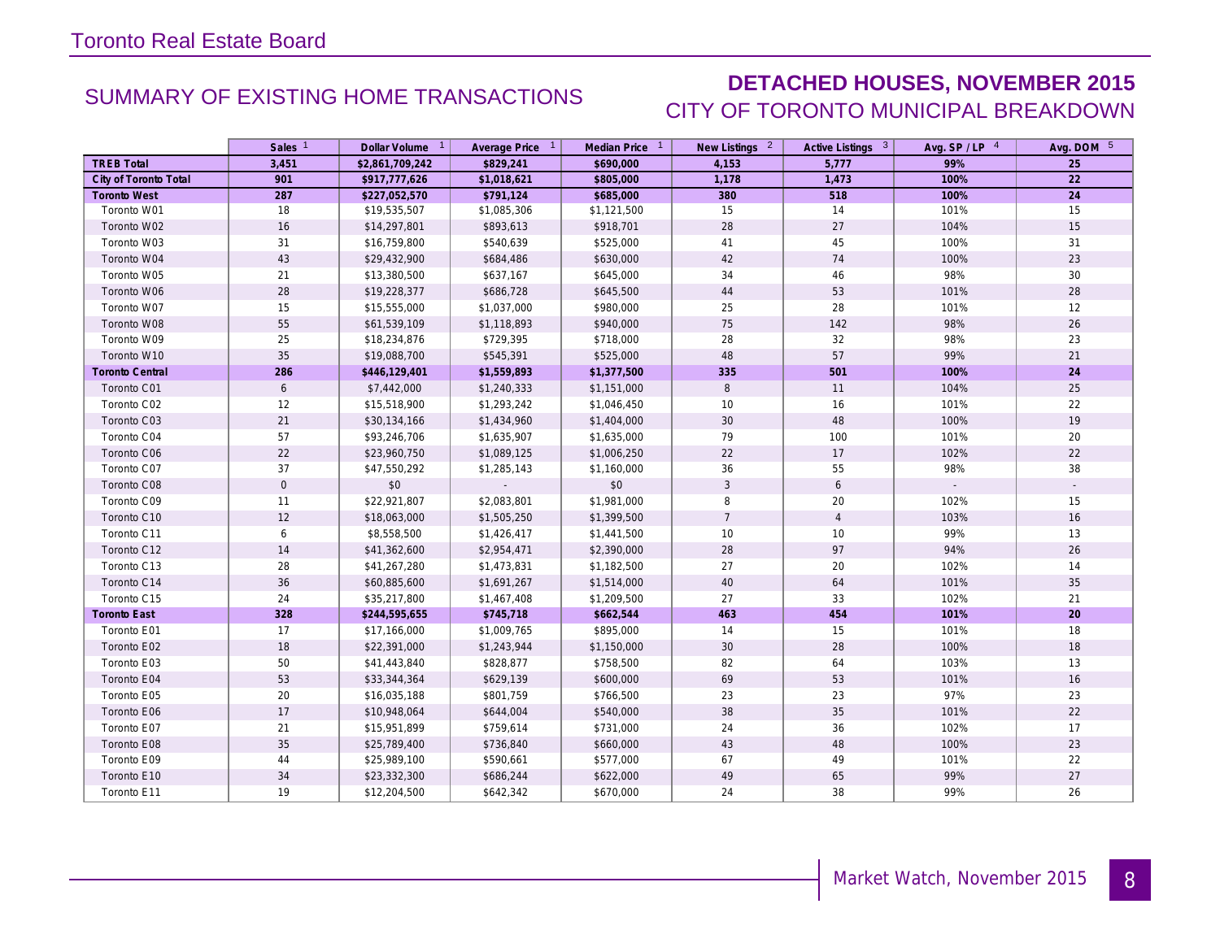Toronto Real Estate Board

## SUMMARY OF EXISTING HOME TRANSACTIONS

## DETACHED HOUSES, NOVEMBER 2015

## CITY OF TORONTO MUNICIPAL BREAKDOWN

| | Sales [1] | Dollar Volume [1] | Average Price [1] | Median Price [1] | New Listings [2] | Active Listings [3] | Avg. SP / LP [4] | Avg. DOM [5] |
|---|---|---|---|---|---|---|---|---|
| **TREB Total** | **3,451** | **$2,861,709,242** | **$829,241** | **$690,000** | **4,153** | **5,777** | **99%** | **25** |
| **City of Toronto Total** | **901** | **$917,777,626** | **$1,018,621** | **$805,000** | **1,178** | **1,473** | **100%** | **22** |
| **Toronto West** | **287** | **$227,052,570** | **$791,124** | **$685,000** | **380** | **518** | **100%** | **24** |
| Toronto W01 | 18 | $19,535,507 | $1,085,306 | $1,121,500 | 15 | 14 | 101% | 15 |
| Toronto W02 | 16 | $14,297,801 | $893,613 | $918,701 | 28 | 27 | 104% | 15 |
| Toronto W03 | 31 | $16,759,800 | $540,639 | $525,000 | 41 | 45 | 100% | 31 |
| Toronto W04 | 43 | $29,432,900 | $684,486 | $630,000 | 42 | 74 | 100% | 23 |
| Toronto W05 | 21 | $13,380,500 | $637,167 | $645,000 | 34 | 46 | 98% | 30 |
| Toronto W06 | 28 | $19,228,377 | $686,728 | $645,500 | 44 | 53 | 101% | 28 |
| Toronto W07 | 15 | $15,555,000 | $1,037,000 | $980,000 | 25 | 28 | 101% | 12 |
| Toronto W08 | 55 | $61,539,109 | $1,118,893 | $940,000 | 75 | 142 | 98% | 26 |
| Toronto W09 | 25 | $18,234,876 | $729,395 | $718,000 | 28 | 32 | 98% | 23 |
| Toronto W10 | 35 | $19,088,700 | $545,391 | $525,000 | 48 | 57 | 99% | 21 |
| **Toronto Central** | **286** | **$446,129,401** | **$1,559,893** | **$1,377,500** | **335** | **501** | **100%** | **24** |
| Toronto C01 | 6 | $7,442,000 | $1,240,333 | $1,151,000 | 8 | 11 | 104% | 25 |
| Toronto C02 | 12 | $15,518,900 | $1,293,242 | $1,046,450 | 10 | 16 | 101% | 22 |
| Toronto C03 | 21 | $30,134,166 | $1,434,960 | $1,404,000 | 30 | 48 | 100% | 19 |
| Toronto C04 | 57 | $93,246,706 | $1,635,907 | $1,635,000 | 79 | 100 | 101% | 20 |
| Toronto C06 | 22 | $23,960,750 | $1,089,125 | $1,006,250 | 22 | 17 | 102% | 22 |
| Toronto C07 | 37 | $47,550,292 | $1,285,143 | $1,160,000 | 36 | 55 | 98% | 38 |
| Toronto C08 | 0 | $0 | - | $0 | 3 | 6 | - | - |
| Toronto C09 | 11 | $22,921,807 | $2,083,801 | $1,981,000 | 8 | 20 | 102% | 15 |
| Toronto C10 | 12 | $18,063,000 | $1,505,250 | $1,399,500 | 7 | 4 | 103% | 16 |
| Toronto C11 | 6 | $8,558,500 | $1,426,417 | $1,441,500 | 10 | 10 | 99% | 13 |
| Toronto C12 | 14 | $41,362,600 | $2,954,471 | $2,390,000 | 28 | 97 | 94% | 26 |
| Toronto C13 | 28 | $41,267,280 | $1,473,831 | $1,182,500 | 27 | 20 | 102% | 14 |
| Toronto C14 | 36 | $60,885,600 | $1,691,267 | $1,514,000 | 40 | 64 | 101% | 35 |
| Toronto C15 | 24 | $35,217,800 | $1,467,408 | $1,209,500 | 27 | 33 | 102% | 21 |
| **Toronto East** | **328** | **$244,595,655** | **$745,718** | **$662,544** | **463** | **454** | **101%** | **20** |
| Toronto E01 | 17 | $17,166,000 | $1,009,765 | $895,000 | 14 | 15 | 101% | 18 |
| Toronto E02 | 18 | $22,391,000 | $1,243,944 | $1,150,000 | 30 | 28 | 100% | 18 |
| Toronto E03 | 50 | $41,443,840 | $828,877 | $758,500 | 82 | 64 | 103% | 13 |
| Toronto E04 | 53 | $33,344,364 | $629,139 | $600,000 | 69 | 53 | 101% | 16 |
| Toronto E05 | 20 | $16,035,188 | $801,759 | $766,500 | 23 | 23 | 97% | 23 |
| Toronto E06 | 17 | $10,948,064 | $644,004 | $540,000 | 38 | 35 | 101% | 22 |
| Toronto E07 | 21 | $15,951,899 | $759,614 | $731,000 | 24 | 36 | 102% | 17 |
| Toronto E08 | 35 | $25,789,400 | $736,840 | $660,000 | 43 | 48 | 100% | 23 |
| Toronto E09 | 44 | $25,989,100 | $590,661 | $577,000 | 67 | 49 | 101% | 22 |
| Toronto E10 | 34 | $23,332,300 | $686,244 | $622,000 | 49 | 65 | 99% | 27 |
| Toronto E11 | 19 | $12,204,500 | $642,342 | $670,000 | 24 | 38 | 99% | 26 |

Market Watch, November 2015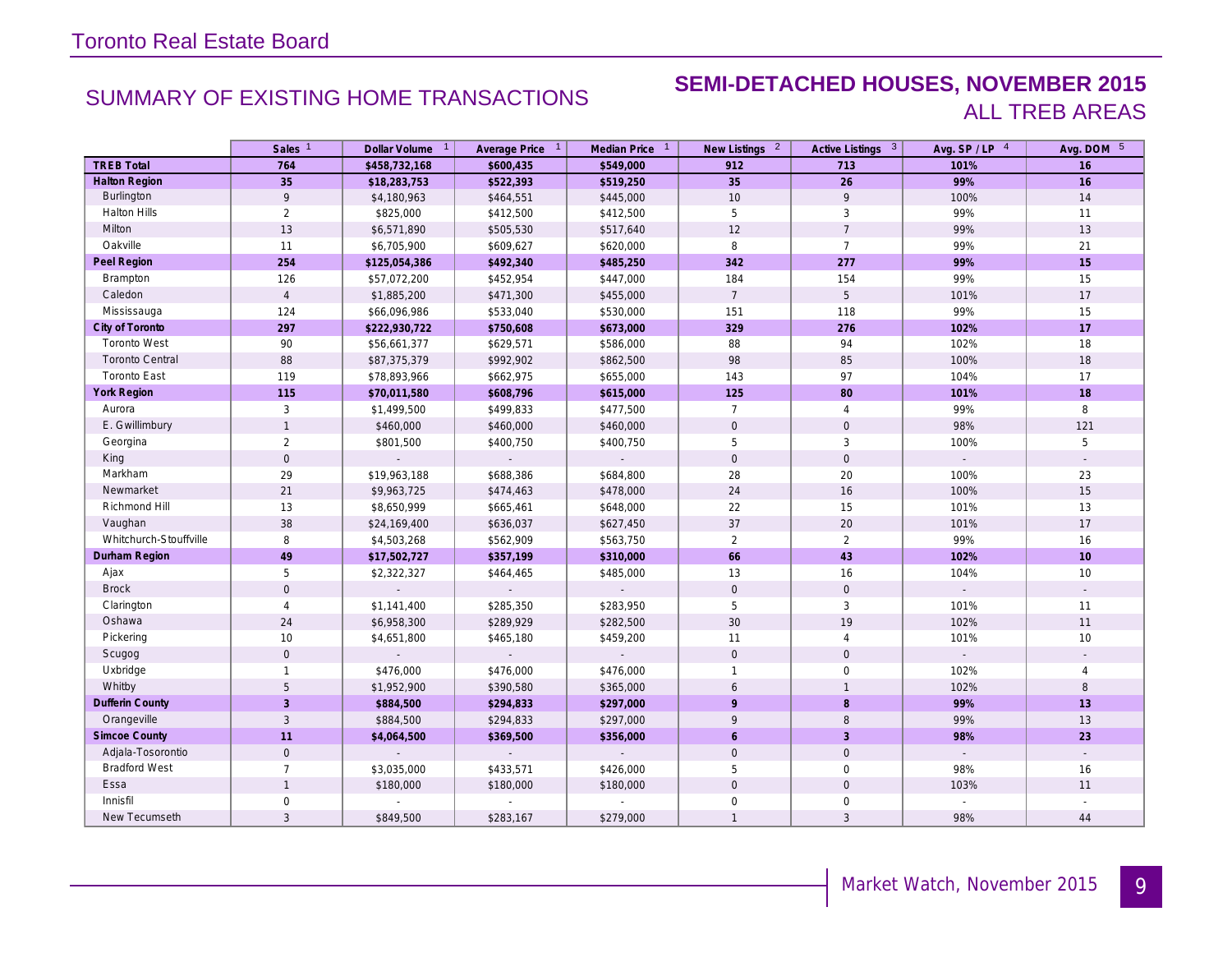# Toronto Real Estate Board

## SUMMARY OF EXISTING HOME TRANSACTIONS

## SEMI-DETACHED HOUSES, NOVEMBER 2015
### ALL TREB AREAS

| | Sales [1] | Dollar Volume [1] | Average Price [1] | Median Price [1] | New Listings [2] | Active Listings [3] | Avg. SP / LP [4] | Avg. DOM [5] |
|---|---|---|---|---|---|---|---|---|
| **TREB Total** | **764** | **$458,732,168** | **$600,435** | **$549,000** | **912** | **713** | **101%** | **16** |
| **Halton Region** | **35** | **$18,283,753** | **$522,393** | **$519,250** | **35** | **26** | **99%** | **16** |
| Burlington | 9 | $4,180,963 | $464,551 | $445,000 | 10 | 9 | 100% | 14 |
| Halton Hills | 2 | $825,000 | $412,500 | $412,500 | 5 | 3 | 99% | 11 |
| Milton | 13 | $6,571,890 | $505,530 | $517,640 | 12 | 7 | 99% | 13 |
| Oakville | 11 | $6,705,900 | $609,627 | $620,000 | 8 | 7 | 99% | 21 |
| **Peel Region** | **254** | **$125,054,386** | **$492,340** | **$485,250** | **342** | **277** | **99%** | **15** |
| Brampton | 126 | $57,072,200 | $452,954 | $447,000 | 184 | 154 | 99% | 15 |
| Caledon | 4 | $1,885,200 | $471,300 | $455,000 | 7 | 5 | 101% | 17 |
| Mississauga | 124 | $66,096,986 | $533,040 | $530,000 | 151 | 118 | 99% | 15 |
| **City of Toronto** | **297** | **$222,930,722** | **$750,608** | **$673,000** | **329** | **276** | **102%** | **17** |
| Toronto West | 90 | $56,661,377 | $629,571 | $586,000 | 88 | 94 | 102% | 18 |
| Toronto Central | 88 | $87,375,379 | $992,902 | $862,500 | 98 | 85 | 100% | 18 |
| Toronto East | 119 | $78,893,966 | $662,975 | $655,000 | 143 | 97 | 104% | 17 |
| **York Region** | **115** | **$70,011,580** | **$608,796** | **$615,000** | **125** | **80** | **101%** | **18** |
| Aurora | 3 | $1,499,500 | $499,833 | $477,500 | 7 | 4 | 99% | 8 |
| E. Gwillimbury | 1 | $460,000 | $460,000 | $460,000 | 0 | 0 | 98% | 121 |
| Georgina | 2 | $801,500 | $400,750 | $400,750 | 5 | 3 | 100% | 5 |
| King | 0 | - | - | - | 0 | 0 | - | - |
| Markham | 29 | $19,963,188 | $688,386 | $684,800 | 28 | 20 | 100% | 23 |
| Newmarket | 21 | $9,963,725 | $474,463 | $478,000 | 24 | 16 | 100% | 15 |
| Richmond Hill | 13 | $8,650,999 | $665,461 | $648,000 | 22 | 15 | 101% | 13 |
| Vaughan | 38 | $24,169,400 | $636,037 | $627,450 | 37 | 20 | 101% | 17 |
| Whitchurch-Stouffville | 8 | $4,503,268 | $562,909 | $563,750 | 2 | 2 | 99% | 16 |
| **Durham Region** | **49** | **$17,502,727** | **$357,199** | **$310,000** | **66** | **43** | **102%** | **10** |
| Ajax | 5 | $2,322,327 | $464,465 | $485,000 | 13 | 16 | 104% | 10 |
| Brock | 0 | - | - | - | 0 | 0 | - | - |
| Clarington | 4 | $1,141,400 | $285,350 | $283,950 | 5 | 3 | 101% | 11 |
| Oshawa | 24 | $6,958,300 | $289,929 | $282,500 | 30 | 19 | 102% | 11 |
| Pickering | 10 | $4,651,800 | $465,180 | $459,200 | 11 | 4 | 101% | 10 |
| Scugog | 0 | - | - | - | 0 | 0 | - | - |
| Uxbridge | 1 | $476,000 | $476,000 | $476,000 | 1 | 0 | 102% | 4 |
| Whitby | 5 | $1,952,900 | $390,580 | $365,000 | 6 | 1 | 102% | 8 |
| **Dufferin County** | **3** | **$884,500** | **$294,833** | **$297,000** | **9** | **8** | **99%** | **13** |
| Orangeville | 3 | $884,500 | $294,833 | $297,000 | 9 | 8 | 99% | 13 |
| **Simcoe County** | **11** | **$4,064,500** | **$369,500** | **$356,000** | **6** | **3** | **98%** | **23** |
| Adjala-Tosorontio | 0 | - | - | - | 0 | 0 | - | - |
| Bradford West | 7 | $3,035,000 | $433,571 | $426,000 | 5 | 0 | 98% | 16 |
| Essa | 1 | $180,000 | $180,000 | $180,000 | 0 | 0 | 103% | 11 |
| Innisfil | 0 | - | - | - | 0 | 0 | - | - |
| New Tecumseth | 3 | $849,500 | $283,167 | $279,000 | 1 | 3 | 98% | 44 |

Market Watch, November 2015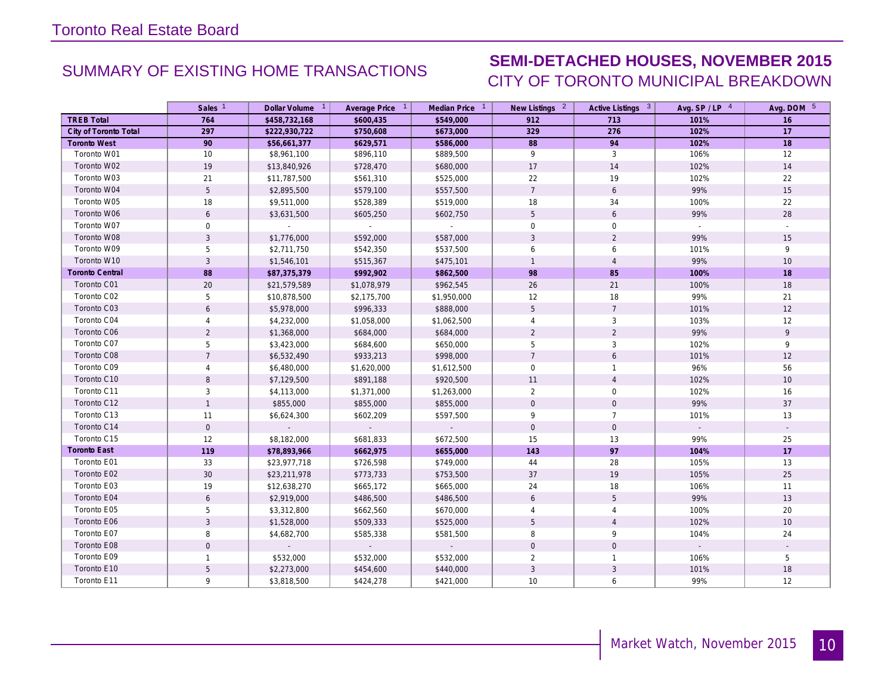Toronto Real Estate Board

## SUMMARY OF EXISTING HOME TRANSACTIONS

## SEMI-DETACHED HOUSES, NOVEMBER 2015
CITY OF TORONTO MUNICIPAL BREAKDOWN

| | Sales [1] | Dollar Volume [1] | Average Price [1] | Median Price [1] | New Listings [2] | Active Listings [3] | Avg. SP / LP [4] | Avg. DOM [5] |
|---|---|---|---|---|---|---|---|---|
| **TREB Total** | **764** | **$458,732,168** | **$600,435** | **$549,000** | **912** | **713** | **101%** | **16** |
| **City of Toronto Total** | **297** | **$222,930,722** | **$750,608** | **$673,000** | **329** | **276** | **102%** | **17** |
| **Toronto West** | **90** | **$56,661,377** | **$629,571** | **$586,000** | **88** | **94** | **102%** | **18** |
| Toronto W01 | 10 | $8,961,100 | $896,110 | $889,500 | 9 | 3 | 106% | 12 |
| Toronto W02 | 19 | $13,840,926 | $728,470 | $680,000 | 17 | 14 | 102% | 14 |
| Toronto W03 | 21 | $11,787,500 | $561,310 | $525,000 | 22 | 19 | 102% | 22 |
| Toronto W04 | 5 | $2,895,500 | $579,100 | $557,500 | 7 | 6 | 99% | 15 |
| Toronto W05 | 18 | $9,511,000 | $528,389 | $519,000 | 18 | 34 | 100% | 22 |
| Toronto W06 | 6 | $3,631,500 | $605,250 | $602,750 | 5 | 6 | 99% | 28 |
| Toronto W07 | 0 | - | - | - | 0 | 0 | - | - |
| Toronto W08 | 3 | $1,776,000 | $592,000 | $587,000 | 3 | 2 | 99% | 15 |
| Toronto W09 | 5 | $2,711,750 | $542,350 | $537,500 | 6 | 6 | 101% | 9 |
| Toronto W10 | 3 | $1,546,101 | $515,367 | $475,101 | 1 | 4 | 99% | 10 |
| **Toronto Central** | **88** | **$87,375,379** | **$992,902** | **$862,500** | **98** | **85** | **100%** | **18** |
| Toronto C01 | 20 | $21,579,589 | $1,078,979 | $962,545 | 26 | 21 | 100% | 18 |
| Toronto C02 | 5 | $10,878,500 | $2,175,700 | $1,950,000 | 12 | 18 | 99% | 21 |
| Toronto C03 | 6 | $5,978,000 | $996,333 | $888,000 | 5 | 7 | 101% | 12 |
| Toronto C04 | 4 | $4,232,000 | $1,058,000 | $1,062,500 | 4 | 3 | 103% | 12 |
| Toronto C06 | 2 | $1,368,000 | $684,000 | $684,000 | 2 | 2 | 99% | 9 |
| Toronto C07 | 5 | $3,423,000 | $684,600 | $650,000 | 5 | 3 | 102% | 9 |
| Toronto C08 | 7 | $6,532,490 | $933,213 | $998,000 | 7 | 6 | 101% | 12 |
| Toronto C09 | 4 | $6,480,000 | $1,620,000 | $1,612,500 | 0 | 1 | 96% | 56 |
| Toronto C10 | 8 | $7,129,500 | $891,188 | $920,500 | 11 | 4 | 102% | 10 |
| Toronto C11 | 3 | $4,113,000 | $1,371,000 | $1,263,000 | 2 | 0 | 102% | 16 |
| Toronto C12 | 1 | $855,000 | $855,000 | $855,000 | 0 | 0 | 99% | 37 |
| Toronto C13 | 11 | $6,624,300 | $602,209 | $597,500 | 9 | 7 | 101% | 13 |
| Toronto C14 | 0 | - | - | - | 0 | 0 | - | - |
| Toronto C15 | 12 | $8,182,000 | $681,833 | $672,500 | 15 | 13 | 99% | 25 |
| **Toronto East** | **119** | **$78,893,966** | **$662,975** | **$655,000** | **143** | **97** | **104%** | **17** |
| Toronto E01 | 33 | $23,977,718 | $726,598 | $749,000 | 44 | 28 | 105% | 13 |
| Toronto E02 | 30 | $23,211,978 | $773,733 | $753,500 | 37 | 19 | 105% | 25 |
| Toronto E03 | 19 | $12,638,270 | $665,172 | $665,000 | 24 | 18 | 106% | 11 |
| Toronto E04 | 6 | $2,919,000 | $486,500 | $486,500 | 6 | 5 | 99% | 13 |
| Toronto E05 | 5 | $3,312,800 | $662,560 | $670,000 | 4 | 4 | 100% | 20 |
| Toronto E06 | 3 | $1,528,000 | $509,333 | $525,000 | 5 | 4 | 102% | 10 |
| Toronto E07 | 8 | $4,682,700 | $585,338 | $581,500 | 8 | 9 | 104% | 24 |
| Toronto E08 | 0 | - | - | - | 0 | 0 | - | - |
| Toronto E09 | 1 | $532,000 | $532,000 | $532,000 | 2 | 1 | 106% | 5 |
| Toronto E10 | 5 | $2,273,000 | $454,600 | $440,000 | 3 | 3 | 101% | 18 |
| Toronto E11 | 9 | $3,818,500 | $424,278 | $421,000 | 10 | 6 | 99% | 12 |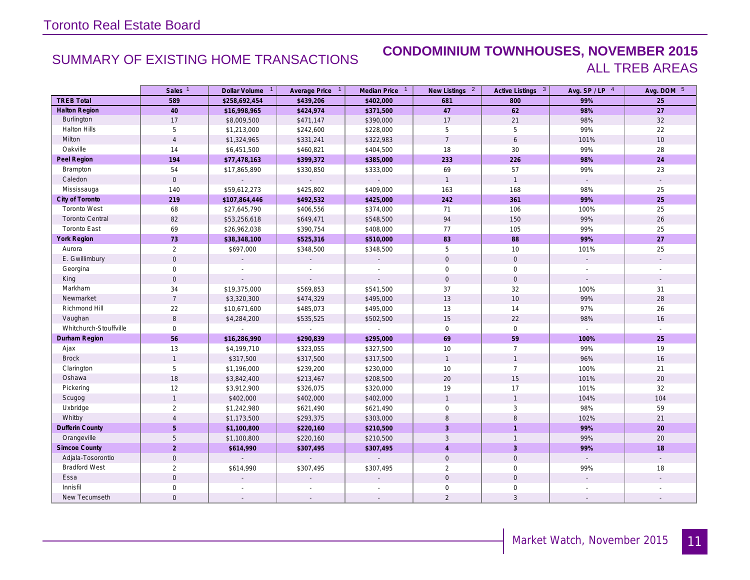# Toronto Real Estate Board

## SUMMARY OF EXISTING HOME TRANSACTIONS

## CONDOMINIUM TOWNHOUSES, NOVEMBER 2015

## ALL TREB AREAS

| | Sales [1] | Dollar Volume [1] | Average Price [1] | Median Price [1] | New Listings [2] | Active Listings [3] | Avg. SP / LP [4] | Avg. DOM [5] |
|---|---|---|---|---|---|---|---|---|
| **TREB Total** | **589** | **$258,692,454** | **$439,206** | **$402,000** | **681** | **800** | **99%** | **25** |
| **Halton Region** | **40** | **$16,998,965** | **$424,974** | **$371,500** | **47** | **62** | **98%** | **27** |
| Burlington | 17 | $8,009,500 | $471,147 | $390,000 | 17 | 21 | 98% | 32 |
| Halton Hills | 5 | $1,213,000 | $242,600 | $228,000 | 5 | 5 | 99% | 22 |
| Milton | 4 | $1,324,965 | $331,241 | $322,983 | 7 | 6 | 101% | 10 |
| Oakville | 14 | $6,451,500 | $460,821 | $404,500 | 18 | 30 | 99% | 28 |
| **Peel Region** | **194** | **$77,478,163** | **$399,372** | **$385,000** | **233** | **226** | **98%** | **24** |
| Brampton | 54 | $17,865,890 | $330,850 | $333,000 | 69 | 57 | 99% | 23 |
| Caledon | 0 | - | - | - | 1 | 1 | - | - |
| Mississauga | 140 | $59,612,273 | $425,802 | $409,000 | 163 | 168 | 98% | 25 |
| **City of Toronto** | **219** | **$107,864,446** | **$492,532** | **$425,000** | **242** | **361** | **99%** | **25** |
| Toronto West | 68 | $27,645,790 | $406,556 | $374,000 | 71 | 106 | 100% | 25 |
| Toronto Central | 82 | $53,256,618 | $649,471 | $548,500 | 94 | 150 | 99% | 26 |
| Toronto East | 69 | $26,962,038 | $390,754 | $408,000 | 77 | 105 | 99% | 25 |
| **York Region** | **73** | **$38,348,100** | **$525,316** | **$510,000** | **83** | **88** | **99%** | **27** |
| Aurora | 2 | $697,000 | $348,500 | $348,500 | 5 | 10 | 101% | 25 |
| E. Gwillimbury | 0 | - | - | - | 0 | 0 | - | - |
| Georgina | 0 | - | - | - | 0 | 0 | - | - |
| King | 0 | - | - | - | 0 | 0 | - | - |
| Markham | 34 | $19,375,000 | $569,853 | $541,500 | 37 | 32 | 100% | 31 |
| Newmarket | 7 | $3,320,300 | $474,329 | $495,000 | 13 | 10 | 99% | 28 |
| Richmond Hill | 22 | $10,671,600 | $485,073 | $495,000 | 13 | 14 | 97% | 26 |
| Vaughan | 8 | $4,284,200 | $535,525 | $502,500 | 15 | 22 | 98% | 16 |
| Whitchurch-Stouffville | 0 | - | - | - | 0 | 0 | - | - |
| **Durham Region** | **56** | **$16,286,990** | **$290,839** | **$295,000** | **69** | **59** | **100%** | **25** |
| Ajax | 13 | $4,199,710 | $323,055 | $327,500 | 10 | 7 | 99% | 19 |
| Brock | 1 | $317,500 | $317,500 | $317,500 | 1 | 1 | 96% | 16 |
| Clarington | 5 | $1,196,000 | $239,200 | $230,000 | 10 | 7 | 100% | 21 |
| Oshawa | 18 | $3,842,400 | $213,467 | $208,500 | 20 | 15 | 101% | 20 |
| Pickering | 12 | $3,912,900 | $326,075 | $320,000 | 19 | 17 | 101% | 32 |
| Scugog | 1 | $402,000 | $402,000 | $402,000 | 1 | 1 | 104% | 104 |
| Uxbridge | 2 | $1,242,980 | $621,490 | $621,490 | 0 | 3 | 98% | 59 |
| Whitby | 4 | $1,173,500 | $293,375 | $303,000 | 8 | 8 | 102% | 21 |
| **Dufferin County** | **5** | **$1,100,800** | **$220,160** | **$210,500** | **3** | **1** | **99%** | **20** |
| Orangeville | 5 | $1,100,800 | $220,160 | $210,500 | 3 | 1 | 99% | 20 |
| **Simcoe County** | **2** | **$614,990** | **$307,495** | **$307,495** | **4** | **3** | **99%** | **18** |
| Adjala-Tosorontio | 0 | - | - | - | 0 | 0 | - | - |
| Bradford West | 2 | $614,990 | $307,495 | $307,495 | 2 | 0 | 99% | 18 |
| Essa | 0 | - | - | - | 0 | 0 | - | - |
| Innisfil | 0 | - | - | - | 0 | 0 | - | - |
| New Tecumseth | 0 | - | - | - | 2 | 3 | - | - |

Market Watch, November 2015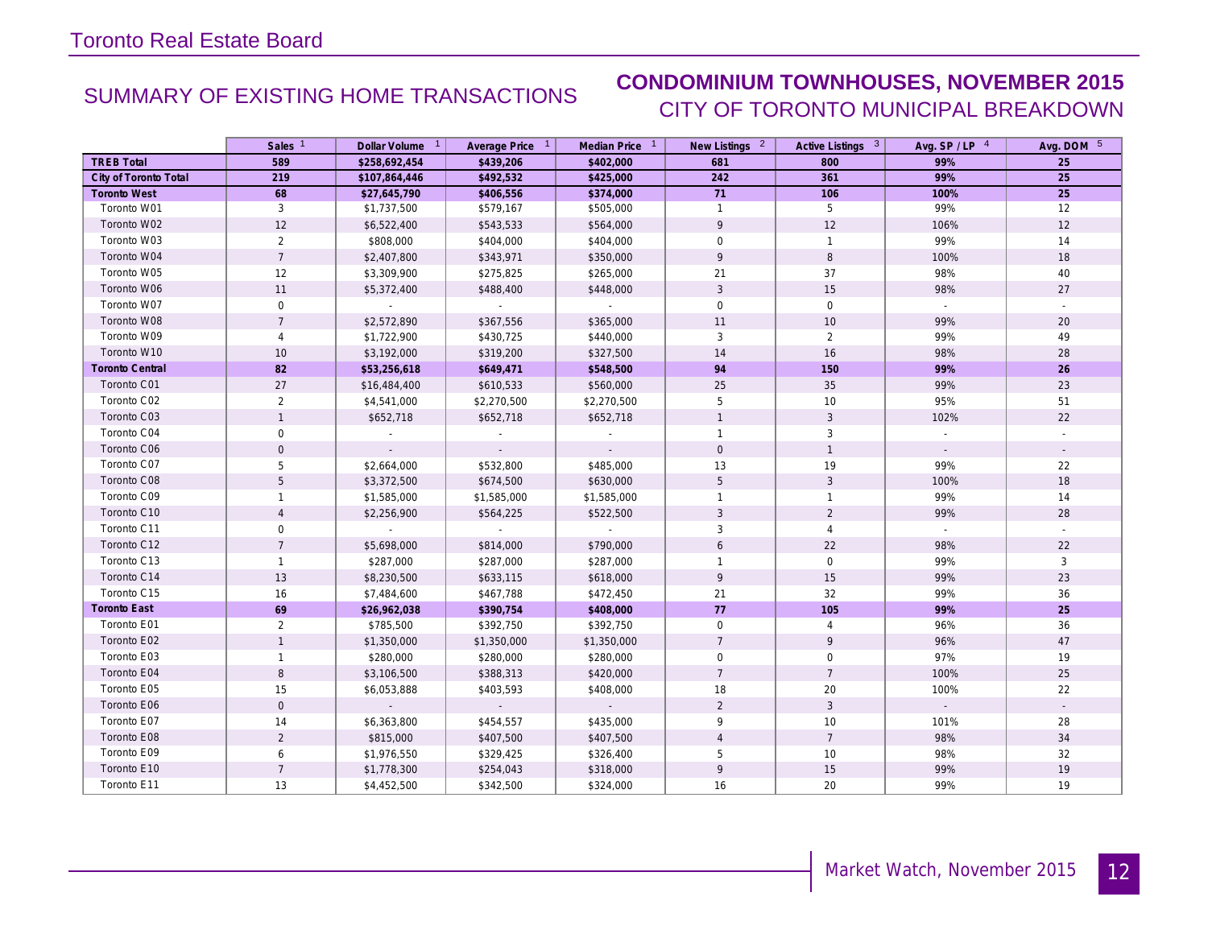Toronto Real Estate Board

## SUMMARY OF EXISTING HOME TRANSACTIONS

## CONDOMINIUM TOWNHOUSES, NOVEMBER 2015
### CITY OF TORONTO MUNICIPAL BREAKDOWN

| | Sales [1] | Dollar Volume [1] | Average Price [1] | Median Price [1] | New Listings [2] | Active Listings [3] | Avg. SP / LP [4] | Avg. DOM [5] |
|---|---|---|---|---|---|---|---|---|
| **TREB Total** | **589** | **$258,692,454** | **$439,206** | **$402,000** | **681** | **800** | **99%** | **25** |
| **City of Toronto Total** | **219** | **$107,864,446** | **$492,532** | **$425,000** | **242** | **361** | **99%** | **25** |
| **Toronto West** | **68** | **$27,645,790** | **$406,556** | **$374,000** | **71** | **106** | **100%** | **25** |
| Toronto W01 | 3 | $1,737,500 | $579,167 | $505,000 | 1 | 5 | 99% | 12 |
| Toronto W02 | 12 | $6,522,400 | $543,533 | $564,000 | 9 | 12 | 106% | 12 |
| Toronto W03 | 2 | $808,000 | $404,000 | $404,000 | 0 | 1 | 99% | 14 |
| Toronto W04 | 7 | $2,407,800 | $343,971 | $350,000 | 9 | 8 | 100% | 18 |
| Toronto W05 | 12 | $3,309,900 | $275,825 | $265,000 | 21 | 37 | 98% | 40 |
| Toronto W06 | 11 | $5,372,400 | $488,400 | $448,000 | 3 | 15 | 98% | 27 |
| Toronto W07 | 0 | - | - | - | 0 | 0 | - | - |
| Toronto W08 | 7 | $2,572,890 | $367,556 | $365,000 | 11 | 10 | 99% | 20 |
| Toronto W09 | 4 | $1,722,900 | $430,725 | $440,000 | 3 | 2 | 99% | 49 |
| Toronto W10 | 10 | $3,192,000 | $319,200 | $327,500 | 14 | 16 | 98% | 28 |
| **Toronto Central** | **82** | **$53,256,618** | **$649,471** | **$548,500** | **94** | **150** | **99%** | **26** |
| Toronto C01 | 27 | $16,484,400 | $610,533 | $560,000 | 25 | 35 | 99% | 23 |
| Toronto C02 | 2 | $4,541,000 | $2,270,500 | $2,270,500 | 5 | 10 | 95% | 51 |
| Toronto C03 | 1 | $652,718 | $652,718 | $652,718 | 1 | 3 | 102% | 22 |
| Toronto C04 | 0 | - | - | - | 1 | 3 | - | - |
| Toronto C06 | 0 | - | - | - | 0 | 1 | - | - |
| Toronto C07 | 5 | $2,664,000 | $532,800 | $485,000 | 13 | 19 | 99% | 22 |
| Toronto C08 | 5 | $3,372,500 | $674,500 | $630,000 | 5 | 3 | 100% | 18 |
| Toronto C09 | 1 | $1,585,000 | $1,585,000 | $1,585,000 | 1 | 1 | 99% | 14 |
| Toronto C10 | 4 | $2,256,900 | $564,225 | $522,500 | 3 | 2 | 99% | 28 |
| Toronto C11 | 0 | - | - | - | 3 | 4 | - | - |
| Toronto C12 | 7 | $5,698,000 | $814,000 | $790,000 | 6 | 22 | 98% | 22 |
| Toronto C13 | 1 | $287,000 | $287,000 | $287,000 | 1 | 0 | 99% | 3 |
| Toronto C14 | 13 | $8,230,500 | $633,115 | $618,000 | 9 | 15 | 99% | 23 |
| Toronto C15 | 16 | $7,484,600 | $467,788 | $472,450 | 21 | 32 | 99% | 36 |
| **Toronto East** | **69** | **$26,962,038** | **$390,754** | **$408,000** | **77** | **105** | **99%** | **25** |
| Toronto E01 | 2 | $785,500 | $392,750 | $392,750 | 0 | 4 | 96% | 36 |
| Toronto E02 | 1 | $1,350,000 | $1,350,000 | $1,350,000 | 7 | 9 | 96% | 47 |
| Toronto E03 | 1 | $280,000 | $280,000 | $280,000 | 0 | 0 | 97% | 19 |
| Toronto E04 | 8 | $3,106,500 | $388,313 | $420,000 | 7 | 7 | 100% | 25 |
| Toronto E05 | 15 | $6,053,888 | $403,593 | $408,000 | 18 | 20 | 100% | 22 |
| Toronto E06 | 0 | - | - | - | 2 | 3 | - | - |
| Toronto E07 | 14 | $6,363,800 | $454,557 | $435,000 | 9 | 10 | 101% | 28 |
| Toronto E08 | 2 | $815,000 | $407,500 | $407,500 | 4 | 7 | 98% | 34 |
| Toronto E09 | 6 | $1,976,550 | $329,425 | $326,400 | 5 | 10 | 98% | 32 |
| Toronto E10 | 7 | $1,778,300 | $254,043 | $318,000 | 9 | 15 | 99% | 19 |
| Toronto E11 | 13 | $4,452,500 | $342,500 | $324,000 | 16 | 20 | 99% | 19 |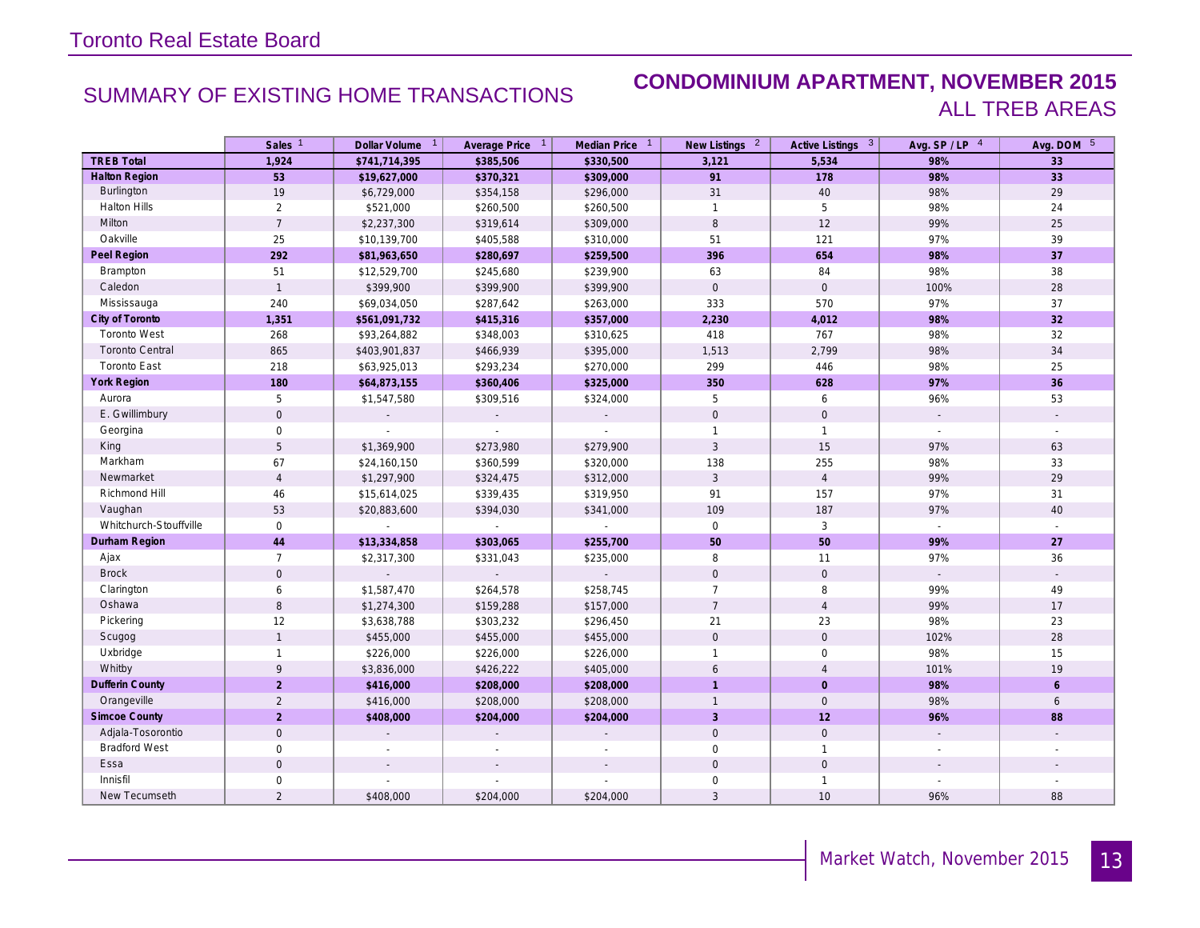Toronto Real Estate Board

## SUMMARY OF EXISTING HOME TRANSACTIONS

## CONDOMINIUM APARTMENT, NOVEMBER 2015
### ALL TREB AREAS

| | Sales [1] | Dollar Volume [1] | Average Price [1] | Median Price [1] | New Listings [2] | Active Listings [3] | Avg. SP / LP [4] | Avg. DOM [5] |
|---|---|---|---|---|---|---|---|---|
| **TREB Total** | **1,924** | **$741,714,395** | **$385,506** | **$330,500** | **3,121** | **5,534** | **98%** | **33** |
| **Halton Region** | **53** | **$19,627,000** | **$370,321** | **$309,000** | **91** | **178** | **98%** | **33** |
| Burlington | 19 | $6,729,000 | $354,158 | $296,000 | 31 | 40 | 98% | 29 |
| Halton Hills | 2 | $521,000 | $260,500 | $260,500 | 1 | 5 | 98% | 24 |
| Milton | 7 | $2,237,300 | $319,614 | $309,000 | 8 | 12 | 99% | 25 |
| Oakville | 25 | $10,139,700 | $405,588 | $310,000 | 51 | 121 | 97% | 39 |
| **Peel Region** | **292** | **$81,963,650** | **$280,697** | **$259,500** | **396** | **654** | **98%** | **37** |
| Brampton | 51 | $12,529,700 | $245,680 | $239,900 | 63 | 84 | 98% | 38 |
| Caledon | 1 | $399,900 | $399,900 | $399,900 | 0 | 0 | 100% | 28 |
| Mississauga | 240 | $69,034,050 | $287,642 | $263,000 | 333 | 570 | 97% | 37 |
| **City of Toronto** | **1,351** | **$561,091,732** | **$415,316** | **$357,000** | **2,230** | **4,012** | **98%** | **32** |
| Toronto West | 268 | $93,264,882 | $348,003 | $310,625 | 418 | 767 | 98% | 32 |
| Toronto Central | 865 | $403,901,837 | $466,939 | $395,000 | 1,513 | 2,799 | 98% | 34 |
| Toronto East | 218 | $63,925,013 | $293,234 | $270,000 | 299 | 446 | 98% | 25 |
| **York Region** | **180** | **$64,873,155** | **$360,406** | **$325,000** | **350** | **628** | **97%** | **36** |
| Aurora | 5 | $1,547,580 | $309,516 | $324,000 | 5 | 6 | 96% | 53 |
| E. Gwillimbury | 0 | - | - | - | 0 | 0 | - | - |
| Georgina | 0 | - | - | - | 1 | 1 | - | - |
| King | 5 | $1,369,900 | $273,980 | $279,900 | 3 | 15 | 97% | 63 |
| Markham | 67 | $24,160,150 | $360,599 | $320,000 | 138 | 255 | 98% | 33 |
| Newmarket | 4 | $1,297,900 | $324,475 | $312,000 | 3 | 4 | 99% | 29 |
| Richmond Hill | 46 | $15,614,025 | $339,435 | $319,950 | 91 | 157 | 97% | 31 |
| Vaughan | 53 | $20,883,600 | $394,030 | $341,000 | 109 | 187 | 97% | 40 |
| Whitchurch-Stouffville | 0 | - | - | - | 0 | 3 | - | - |
| **Durham Region** | **44** | **$13,334,858** | **$303,065** | **$255,700** | **50** | **50** | **99%** | **27** |
| Ajax | 7 | $2,317,300 | $331,043 | $235,000 | 8 | 11 | 97% | 36 |
| Brock | 0 | - | - | - | 0 | 0 | - | - |
| Clarington | 6 | $1,587,470 | $264,578 | $258,745 | 7 | 8 | 99% | 49 |
| Oshawa | 8 | $1,274,300 | $159,288 | $157,000 | 7 | 4 | 99% | 17 |
| Pickering | 12 | $3,638,788 | $303,232 | $296,450 | 21 | 23 | 98% | 23 |
| Scugog | 1 | $455,000 | $455,000 | $455,000 | 0 | 0 | 102% | 28 |
| Uxbridge | 1 | $226,000 | $226,000 | $226,000 | 1 | 0 | 98% | 15 |
| Whitby | 9 | $3,836,000 | $426,222 | $405,000 | 6 | 4 | 101% | 19 |
| **Dufferin County** | **2** | **$416,000** | **$208,000** | **$208,000** | **1** | **0** | **98%** | **6** |
| Orangeville | 2 | $416,000 | $208,000 | $208,000 | 1 | 0 | 98% | 6 |
| **Simcoe County** | **2** | **$408,000** | **$204,000** | **$204,000** | **3** | **12** | **96%** | **88** |
| Adjala-Tosorontio | 0 | - | - | - | 0 | 0 | - | - |
| Bradford West | 0 | - | - | - | 0 | 1 | - | - |
| Essa | 0 | - | - | - | 0 | 0 | - | - |
| Innisfil | 0 | - | - | - | 0 | 1 | - | - |
| New Tecumseth | 2 | $408,000 | $204,000 | $204,000 | 3 | 10 | 96% | 88 |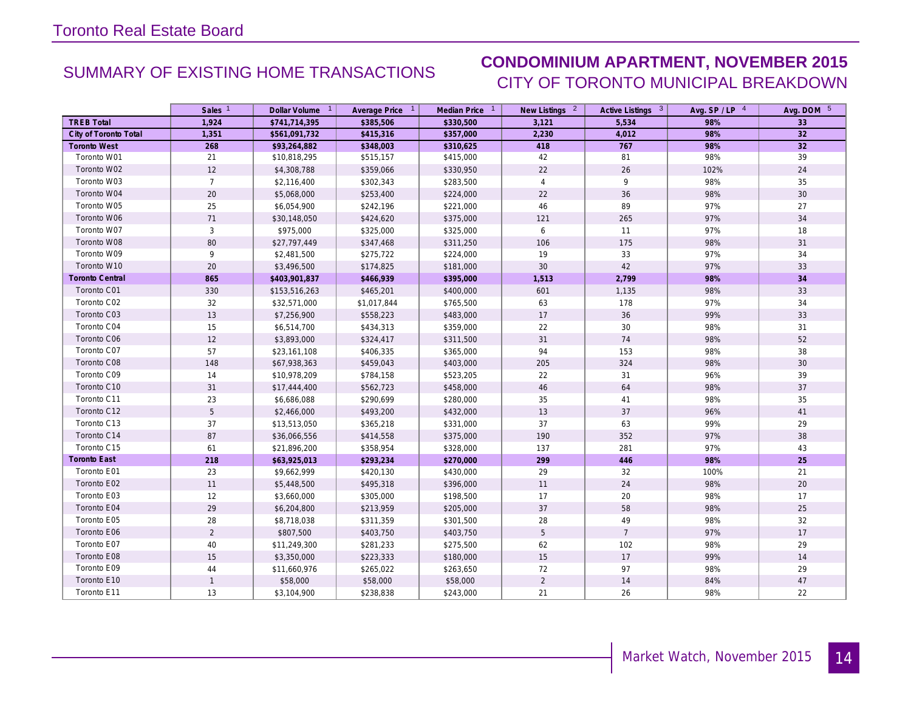# Toronto Real Estate Board

## SUMMARY OF EXISTING HOME TRANSACTIONS

## CONDOMINIUM APARTMENT, NOVEMBER 2015
### CITY OF TORONTO MUNICIPAL BREAKDOWN

| | Sales [1] | Dollar Volume [1] | Average Price [1] | Median Price [1] | New Listings [2] | Active Listings [3] | Avg. SP / LP [4] | Avg. DOM [5] |
|---|---|---|---|---|---|---|---|---|
| **TREB Total** | **1,924** | **$741,714,395** | **$385,506** | **$330,500** | **3,121** | **5,534** | **98%** | **33** |
| **City of Toronto Total** | **1,351** | **$561,091,732** | **$415,316** | **$357,000** | **2,230** | **4,012** | **98%** | **32** |
| **Toronto West** | **268** | **$93,264,882** | **$348,003** | **$310,625** | **418** | **767** | **98%** | **32** |
| Toronto W01 | 21 | $10,818,295 | $515,157 | $415,000 | 42 | 81 | 98% | 39 |
| Toronto W02 | 12 | $4,308,788 | $359,066 | $330,950 | 22 | 26 | 102% | 24 |
| Toronto W03 | 7 | $2,116,400 | $302,343 | $283,500 | 4 | 9 | 98% | 35 |
| Toronto W04 | 20 | $5,068,000 | $253,400 | $224,000 | 22 | 36 | 98% | 30 |
| Toronto W05 | 25 | $6,054,900 | $242,196 | $221,000 | 46 | 89 | 97% | 27 |
| Toronto W06 | 71 | $30,148,050 | $424,620 | $375,000 | 121 | 265 | 97% | 34 |
| Toronto W07 | 3 | $975,000 | $325,000 | $325,000 | 6 | 11 | 97% | 18 |
| Toronto W08 | 80 | $27,797,449 | $347,468 | $311,250 | 106 | 175 | 98% | 31 |
| Toronto W09 | 9 | $2,481,500 | $275,722 | $224,000 | 19 | 33 | 97% | 34 |
| Toronto W10 | 20 | $3,496,500 | $174,825 | $181,000 | 30 | 42 | 97% | 33 |
| **Toronto Central** | **865** | **$403,901,837** | **$466,939** | **$395,000** | **1,513** | **2,799** | **98%** | **34** |
| Toronto C01 | 330 | $153,516,263 | $465,201 | $400,000 | 601 | 1,135 | 98% | 33 |
| Toronto C02 | 32 | $32,571,000 | $1,017,844 | $765,500 | 63 | 178 | 97% | 34 |
| Toronto C03 | 13 | $7,256,900 | $558,223 | $483,000 | 17 | 36 | 99% | 33 |
| Toronto C04 | 15 | $6,514,700 | $434,313 | $359,000 | 22 | 30 | 98% | 31 |
| Toronto C06 | 12 | $3,893,000 | $324,417 | $311,500 | 31 | 74 | 98% | 52 |
| Toronto C07 | 57 | $23,161,108 | $406,335 | $365,000 | 94 | 153 | 98% | 38 |
| Toronto C08 | 148 | $67,938,363 | $459,043 | $403,000 | 205 | 324 | 98% | 30 |
| Toronto C09 | 14 | $10,978,209 | $784,158 | $523,205 | 22 | 31 | 96% | 39 |
| Toronto C10 | 31 | $17,444,400 | $562,723 | $458,000 | 46 | 64 | 98% | 37 |
| Toronto C11 | 23 | $6,686,088 | $290,699 | $280,000 | 35 | 41 | 98% | 35 |
| Toronto C12 | 5 | $2,466,000 | $493,200 | $432,000 | 13 | 37 | 96% | 41 |
| Toronto C13 | 37 | $13,513,050 | $365,218 | $331,000 | 37 | 63 | 99% | 29 |
| Toronto C14 | 87 | $36,066,556 | $414,558 | $375,000 | 190 | 352 | 97% | 38 |
| Toronto C15 | 61 | $21,896,200 | $358,954 | $328,000 | 137 | 281 | 97% | 43 |
| **Toronto East** | **218** | **$63,925,013** | **$293,234** | **$270,000** | **299** | **446** | **98%** | **25** |
| Toronto E01 | 23 | $9,662,999 | $420,130 | $430,000 | 29 | 32 | 100% | 21 |
| Toronto E02 | 11 | $5,448,500 | $495,318 | $396,000 | 11 | 24 | 98% | 20 |
| Toronto E03 | 12 | $3,660,000 | $305,000 | $198,500 | 17 | 20 | 98% | 17 |
| Toronto E04 | 29 | $6,204,800 | $213,959 | $205,000 | 37 | 58 | 98% | 25 |
| Toronto E05 | 28 | $8,718,038 | $311,359 | $301,500 | 28 | 49 | 98% | 32 |
| Toronto E06 | 2 | $807,500 | $403,750 | $403,750 | 5 | 7 | 97% | 17 |
| Toronto E07 | 40 | $11,249,300 | $281,233 | $275,500 | 62 | 102 | 98% | 29 |
| Toronto E08 | 15 | $3,350,000 | $223,333 | $180,000 | 15 | 17 | 99% | 14 |
| Toronto E09 | 44 | $11,660,976 | $265,022 | $263,650 | 72 | 97 | 98% | 29 |
| Toronto E10 | 1 | $58,000 | $58,000 | $58,000 | 2 | 14 | 84% | 47 |
| Toronto E11 | 13 | $3,104,900 | $238,838 | $243,000 | 21 | 26 | 98% | 22 |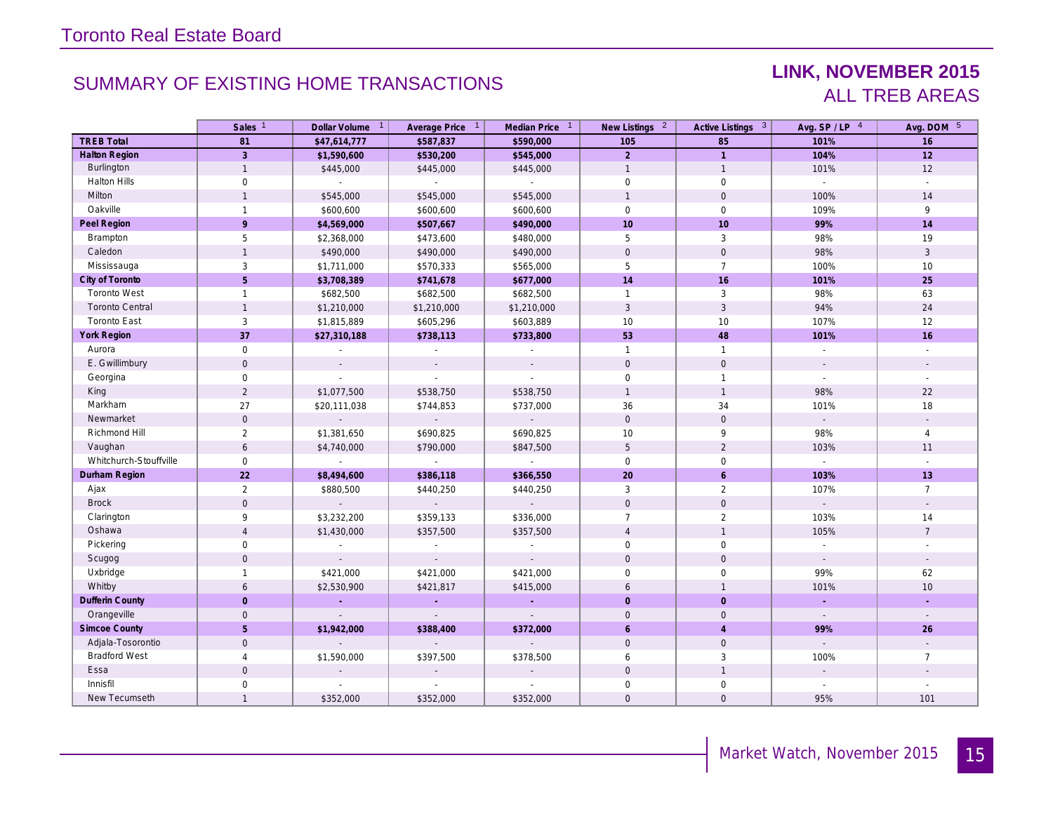Toronto Real Estate Board

## SUMMARY OF EXISTING HOME TRANSACTIONS

## LINK, NOVEMBER 2015
### ALL TREB AREAS

| | Sales [1] | Dollar Volume [1] | Average Price [1] | Median Price [1] | New Listings [2] | Active Listings [3] | Avg. SP / LP [4] | Avg. DOM [5] |
|---|---|---|---|---|---|---|---|---|
| **TREB Total** | **81** | **$47,614,777** | **$587,837** | **$590,000** | **105** | **85** | **101%** | **16** |
| **Halton Region** | **3** | **$1,590,600** | **$530,200** | **$545,000** | **2** | **1** | **104%** | **12** |
| Burlington | 1 | $445,000 | $445,000 | $445,000 | 1 | 1 | 101% | 12 |
| Halton Hills | 0 | - | - | - | 0 | 0 | - | - |
| Milton | 1 | $545,000 | $545,000 | $545,000 | 1 | 0 | 100% | 14 |
| Oakville | 1 | $600,600 | $600,600 | $600,600 | 0 | 0 | 109% | 9 |
| **Peel Region** | **9** | **$4,569,000** | **$507,667** | **$490,000** | **10** | **10** | **99%** | **14** |
| Brampton | 5 | $2,368,000 | $473,600 | $480,000 | 5 | 3 | 98% | 19 |
| Caledon | 1 | $490,000 | $490,000 | $490,000 | 0 | 0 | 98% | 3 |
| Mississauga | 3 | $1,711,000 | $570,333 | $565,000 | 5 | 7 | 100% | 10 |
| **City of Toronto** | **5** | **$3,708,389** | **$741,678** | **$677,000** | **14** | **16** | **101%** | **25** |
| Toronto West | 1 | $682,500 | $682,500 | $682,500 | 1 | 3 | 98% | 63 |
| Toronto Central | 1 | $1,210,000 | $1,210,000 | $1,210,000 | 3 | 3 | 94% | 24 |
| Toronto East | 3 | $1,815,889 | $605,296 | $603,889 | 10 | 10 | 107% | 12 |
| **York Region** | **37** | **$27,310,188** | **$738,113** | **$733,800** | **53** | **48** | **101%** | **16** |
| Aurora | 0 | - | - | - | 1 | 1 | - | - |
| E. Gwillimbury | 0 | - | - | - | 0 | 0 | - | - |
| Georgina | 0 | - | - | - | 0 | 1 | - | - |
| King | 2 | $1,077,500 | $538,750 | $538,750 | 1 | 1 | 98% | 22 |
| Markham | 27 | $20,111,038 | $744,853 | $737,000 | 36 | 34 | 101% | 18 |
| Newmarket | 0 | - | - | - | 0 | 0 | - | - |
| Richmond Hill | 2 | $1,381,650 | $690,825 | $690,825 | 10 | 9 | 98% | 4 |
| Vaughan | 6 | $4,740,000 | $790,000 | $847,500 | 5 | 2 | 103% | 11 |
| Whitchurch-Stouffville | 0 | - | - | - | 0 | 0 | - | - |
| **Durham Region** | **22** | **$8,494,600** | **$386,118** | **$366,550** | **20** | **6** | **103%** | **13** |
| Ajax | 2 | $880,500 | $440,250 | $440,250 | 3 | 2 | 107% | 7 |
| Brock | 0 | - | - | - | 0 | 0 | - | - |
| Clarington | 9 | $3,232,200 | $359,133 | $336,000 | 7 | 2 | 103% | 14 |
| Oshawa | 4 | $1,430,000 | $357,500 | $357,500 | 4 | 1 | 105% | 7 |
| Pickering | 0 | - | - | - | 0 | 0 | - | - |
| Scugog | 0 | - | - | - | 0 | 0 | - | - |
| Uxbridge | 1 | $421,000 | $421,000 | $421,000 | 0 | 0 | 99% | 62 |
| Whitby | 6 | $2,530,900 | $421,817 | $415,000 | 6 | 1 | 101% | 10 |
| **Dufferin County** | **0** | **-** | **-** | **-** | **0** | **0** | **-** | **-** |
| Orangeville | 0 | - | - | - | 0 | 0 | - | - |
| **Simcoe County** | **5** | **$1,942,000** | **$388,400** | **$372,000** | **6** | **4** | **99%** | **26** |
| Adjala-Tosorontio | 0 | - | - | - | 0 | 0 | - | - |
| Bradford West | 4 | $1,590,000 | $397,500 | $378,500 | 6 | 3 | 100% | 7 |
| Essa | 0 | - | - | - | 0 | 1 | - | - |
| Innisfil | 0 | - | - | - | 0 | 0 | - | - |
| New Tecumseth | 1 | $352,000 | $352,000 | $352,000 | 0 | 0 | 95% | 101 |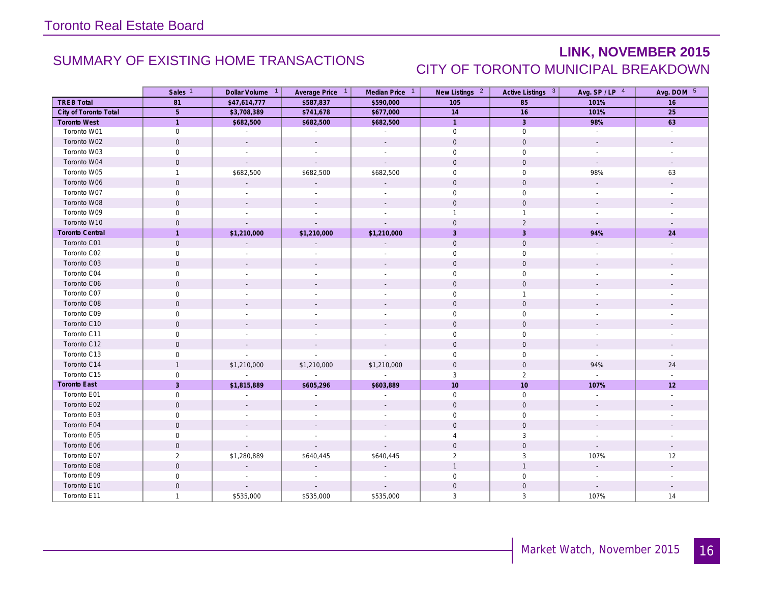# Toronto Real Estate Board

## SUMMARY OF EXISTING HOME TRANSACTIONS

## LINK, NOVEMBER 2015

### CITY OF TORONTO MUNICIPAL BREAKDOWN

| | Sales [1] | Dollar Volume [1] | Average Price [1] | Median Price [1] | New Listings [2] | Active Listings [3] | Avg. SP / LP [4] | Avg. DOM [5] |
|---|---|---|---|---|---|---|---|---|
| **TREB Total** | **81** | **$47,614,777** | **$587,837** | **$590,000** | **105** | **85** | **101%** | **16** |
| **City of Toronto Total** | **5** | **$3,708,389** | **$741,678** | **$677,000** | **14** | **16** | **101%** | **25** |
| **Toronto West** | **1** | **$682,500** | **$682,500** | **$682,500** | **1** | **3** | **98%** | **63** |
| Toronto W01 | 0 | - | - | - | 0 | 0 | - | - |
| Toronto W02 | 0 | - | - | - | 0 | 0 | - | - |
| Toronto W03 | 0 | - | - | - | 0 | 0 | - | - |
| Toronto W04 | 0 | - | - | - | 0 | 0 | - | - |
| Toronto W05 | 1 | $682,500 | $682,500 | $682,500 | 0 | 0 | 98% | 63 |
| Toronto W06 | 0 | - | - | - | 0 | 0 | - | - |
| Toronto W07 | 0 | - | - | - | 0 | 0 | - | - |
| Toronto W08 | 0 | - | - | - | 0 | 0 | - | - |
| Toronto W09 | 0 | - | - | - | 1 | 1 | - | - |
| Toronto W10 | 0 | - | - | - | 0 | 2 | - | - |
| **Toronto Central** | **1** | **$1,210,000** | **$1,210,000** | **$1,210,000** | **3** | **3** | **94%** | **24** |
| Toronto C01 | 0 | - | - | - | 0 | 0 | - | - |
| Toronto C02 | 0 | - | - | - | 0 | 0 | - | - |
| Toronto C03 | 0 | - | - | - | 0 | 0 | - | - |
| Toronto C04 | 0 | - | - | - | 0 | 0 | - | - |
| Toronto C06 | 0 | - | - | - | 0 | 0 | - | - |
| Toronto C07 | 0 | - | - | - | 0 | 1 | - | - |
| Toronto C08 | 0 | - | - | - | 0 | 0 | - | - |
| Toronto C09 | 0 | - | - | - | 0 | 0 | - | - |
| Toronto C10 | 0 | - | - | - | 0 | 0 | - | - |
| Toronto C11 | 0 | - | - | - | 0 | 0 | - | - |
| Toronto C12 | 0 | - | - | - | 0 | 0 | - | - |
| Toronto C13 | 0 | - | - | - | 0 | 0 | - | - |
| Toronto C14 | 1 | $1,210,000 | $1,210,000 | $1,210,000 | 0 | 0 | 94% | 24 |
| Toronto C15 | 0 | - | - | - | 3 | 2 | - | - |
| **Toronto East** | **3** | **$1,815,889** | **$605,296** | **$603,889** | **10** | **10** | **107%** | **12** |
| Toronto E01 | 0 | - | - | - | 0 | 0 | - | - |
| Toronto E02 | 0 | - | - | - | 0 | 0 | - | - |
| Toronto E03 | 0 | - | - | - | 0 | 0 | - | - |
| Toronto E04 | 0 | - | - | - | 0 | 0 | - | - |
| Toronto E05 | 0 | - | - | - | 4 | 3 | - | - |
| Toronto E06 | 0 | - | - | - | 0 | 0 | - | - |
| Toronto E07 | 2 | $1,280,889 | $640,445 | $640,445 | 2 | 3 | 107% | 12 |
| Toronto E08 | 0 | - | - | - | 1 | 1 | - | - |
| Toronto E09 | 0 | - | - | - | 0 | 0 | - | - |
| Toronto E10 | 0 | - | - | - | 0 | 0 | - | - |
| Toronto E11 | 1 | $535,000 | $535,000 | $535,000 | 3 | 3 | 107% | 14 |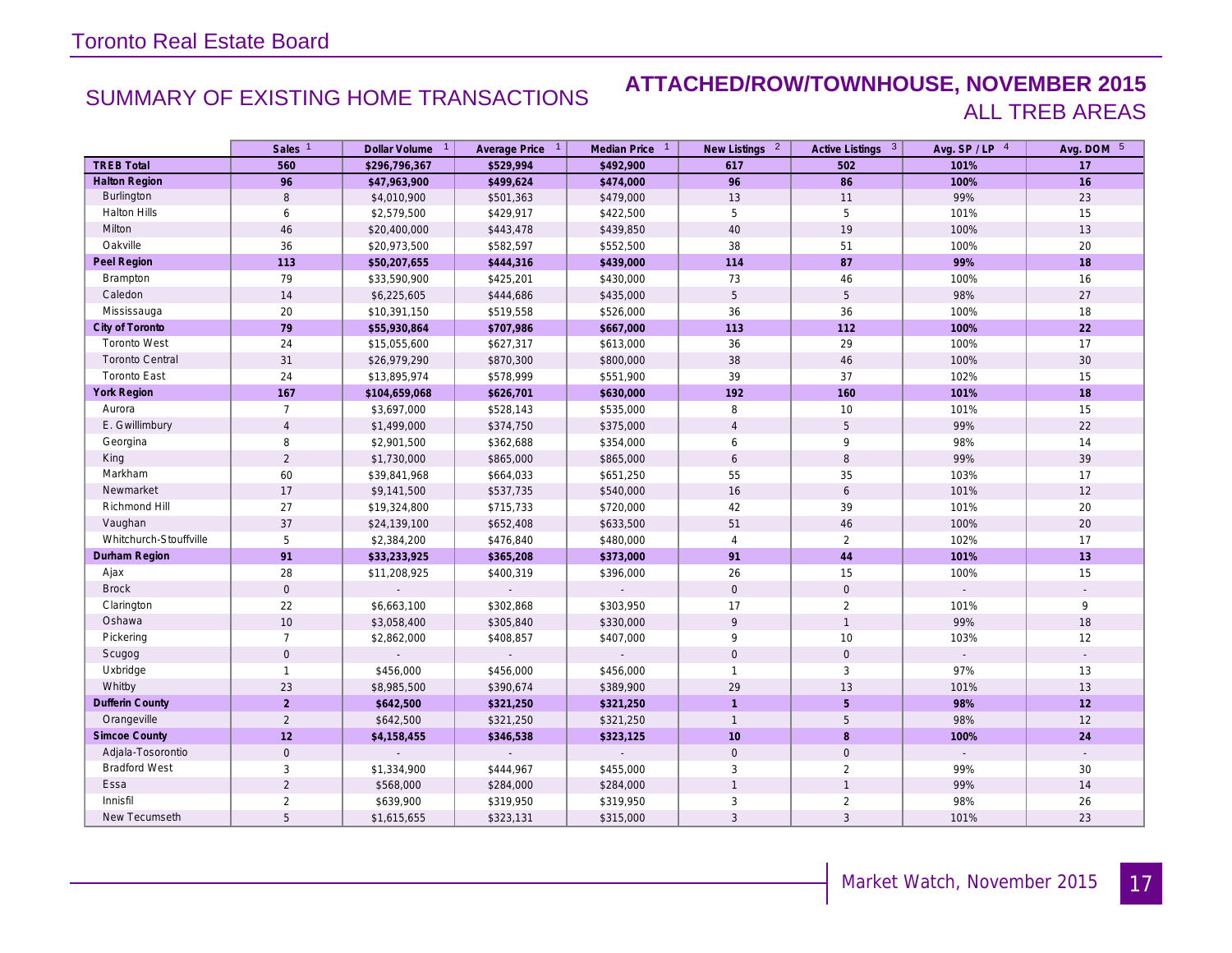# Toronto Real Estate Board

## SUMMARY OF EXISTING HOME TRANSACTIONS

## ATTACHED/ROW/TOWNHOUSE, NOVEMBER 2015
ALL TREB AREAS

| | Sales [1] | Dollar Volume [1] | Average Price [1] | Median Price [1] | New Listings [2] | Active Listings [3] | Avg. SP / LP [4] | Avg. DOM [5] |
|---|---|---|---|---|---|---|---|---|
| **TREB Total** | **560** | **$296,796,367** | **$529,994** | **$492,900** | **617** | **502** | **101%** | **17** |
| **Halton Region** | **96** | **$47,963,900** | **$499,624** | **$474,000** | **96** | **86** | **100%** | **16** |
| Burlington | 8 | $4,010,900 | $501,363 | $479,000 | 13 | 11 | 99% | 23 |
| Halton Hills | 6 | $2,579,500 | $429,917 | $422,500 | 5 | 5 | 101% | 15 |
| Milton | 46 | $20,400,000 | $443,478 | $439,850 | 40 | 19 | 100% | 13 |
| Oakville | 36 | $20,973,500 | $582,597 | $552,500 | 38 | 51 | 100% | 20 |
| **Peel Region** | **113** | **$50,207,655** | **$444,316** | **$439,000** | **114** | **87** | **99%** | **18** |
| Brampton | 79 | $33,590,900 | $425,201 | $430,000 | 73 | 46 | 100% | 16 |
| Caledon | 14 | $6,225,605 | $444,686 | $435,000 | 5 | 5 | 98% | 27 |
| Mississauga | 20 | $10,391,150 | $519,558 | $526,000 | 36 | 36 | 100% | 18 |
| **City of Toronto** | **79** | **$55,930,864** | **$707,986** | **$667,000** | **113** | **112** | **100%** | **22** |
| Toronto West | 24 | $15,055,600 | $627,317 | $613,000 | 36 | 29 | 100% | 17 |
| Toronto Central | 31 | $26,979,290 | $870,300 | $800,000 | 38 | 46 | 100% | 30 |
| Toronto East | 24 | $13,895,974 | $578,999 | $551,900 | 39 | 37 | 102% | 15 |
| **York Region** | **167** | **$104,659,068** | **$626,701** | **$630,000** | **192** | **160** | **101%** | **18** |
| Aurora | 7 | $3,697,000 | $528,143 | $535,000 | 8 | 10 | 101% | 15 |
| E. Gwillimbury | 4 | $1,499,000 | $374,750 | $375,000 | 4 | 5 | 99% | 22 |
| Georgina | 8 | $2,901,500 | $362,688 | $354,000 | 6 | 9 | 98% | 14 |
| King | 2 | $1,730,000 | $865,000 | $865,000 | 6 | 8 | 99% | 39 |
| Markham | 60 | $39,841,968 | $664,033 | $651,250 | 55 | 35 | 103% | 17 |
| Newmarket | 17 | $9,141,500 | $537,735 | $540,000 | 16 | 6 | 101% | 12 |
| Richmond Hill | 27 | $19,324,800 | $715,733 | $720,000 | 42 | 39 | 101% | 20 |
| Vaughan | 37 | $24,139,100 | $652,408 | $633,500 | 51 | 46 | 100% | 20 |
| Whitchurch-Stouffville | 5 | $2,384,200 | $476,840 | $480,000 | 4 | 2 | 102% | 17 |
| **Durham Region** | **91** | **$33,233,925** | **$365,208** | **$373,000** | **91** | **44** | **101%** | **13** |
| Ajax | 28 | $11,208,925 | $400,319 | $396,000 | 26 | 15 | 100% | 15 |
| Brock | 0 | - | - | - | 0 | 0 | - | - |
| Clarington | 22 | $6,663,100 | $302,868 | $303,950 | 17 | 2 | 101% | 9 |
| Oshawa | 10 | $3,058,400 | $305,840 | $330,000 | 9 | 1 | 99% | 18 |
| Pickering | 7 | $2,862,000 | $408,857 | $407,000 | 9 | 10 | 103% | 12 |
| Scugog | 0 | - | - | - | 0 | 0 | - | - |
| Uxbridge | 1 | $456,000 | $456,000 | $456,000 | 1 | 3 | 97% | 13 |
| Whitby | 23 | $8,985,500 | $390,674 | $389,900 | 29 | 13 | 101% | 13 |
| **Dufferin County** | **2** | **$642,500** | **$321,250** | **$321,250** | **1** | **5** | **98%** | **12** |
| Orangeville | 2 | $642,500 | $321,250 | $321,250 | 1 | 5 | 98% | 12 |
| **Simcoe County** | **12** | **$4,158,455** | **$346,538** | **$323,125** | **10** | **8** | **100%** | **24** |
| Adjala-Tosorontio | 0 | - | - | - | 0 | 0 | - | - |
| Bradford West | 3 | $1,334,900 | $444,967 | $455,000 | 3 | 2 | 99% | 30 |
| Essa | 2 | $568,000 | $284,000 | $284,000 | 1 | 1 | 99% | 14 |
| Innisfil | 2 | $639,900 | $319,950 | $319,950 | 3 | 2 | 98% | 26 |
| New Tecumseth | 5 | $1,615,655 | $323,131 | $315,000 | 3 | 3 | 101% | 23 |

Market Watch, November 2015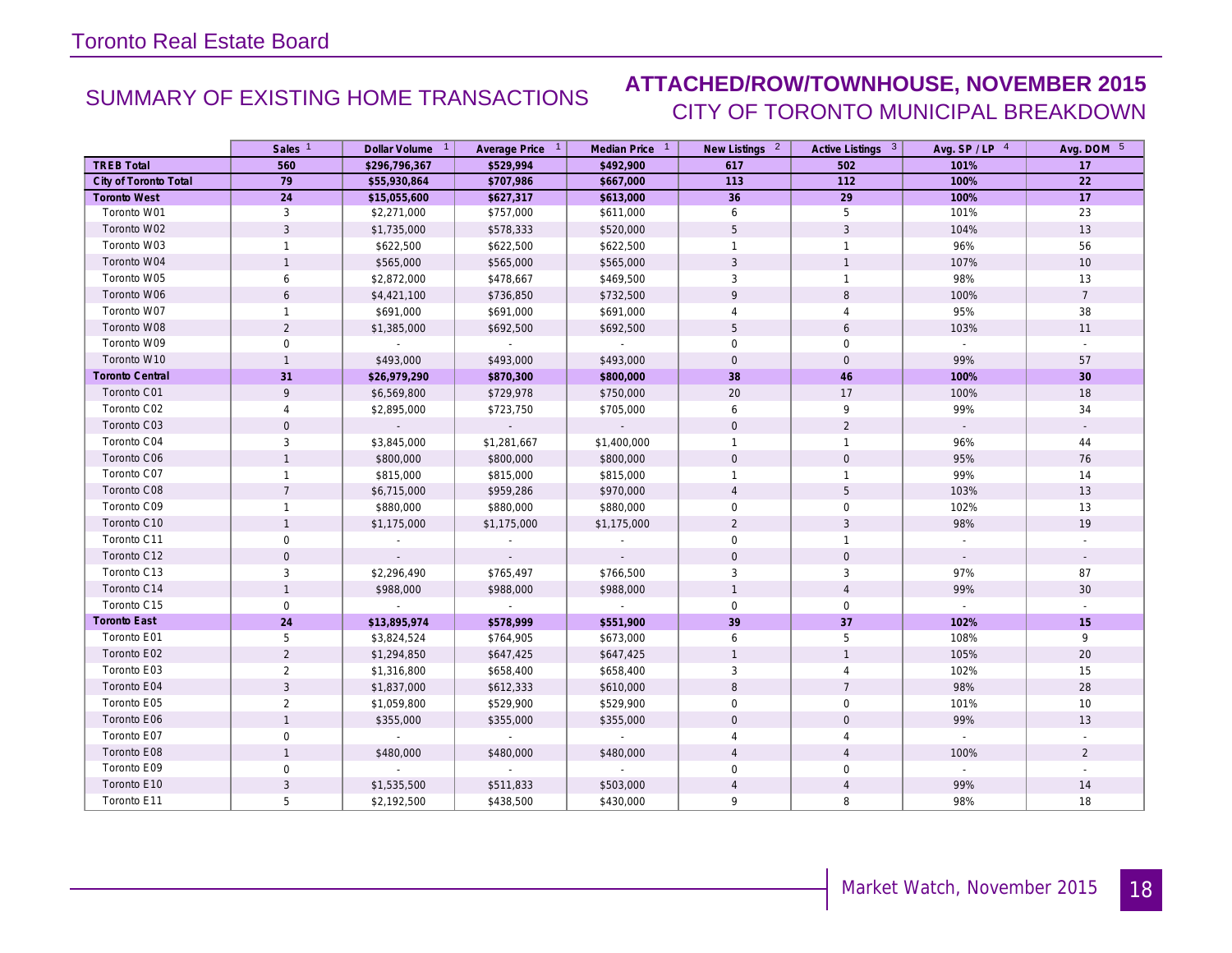Toronto Real Estate Board

## SUMMARY OF EXISTING HOME TRANSACTIONS

## ATTACHED/ROW/TOWNHOUSE, NOVEMBER 2015
### CITY OF TORONTO MUNICIPAL BREAKDOWN

| | Sales [1] | Dollar Volume [1] | Average Price [1] | Median Price [1] | New Listings [2] | Active Listings [3] | Avg. SP / LP [4] | Avg. DOM [5] |
|---|---|---|---|---|---|---|---|---|
| **TREB Total** | **560** | **$296,796,367** | **$529,994** | **$492,900** | **617** | **502** | **101%** | **17** |
| **City of Toronto Total** | **79** | **$55,930,864** | **$707,986** | **$667,000** | **113** | **112** | **100%** | **22** |
| **Toronto West** | **24** | **$15,055,600** | **$627,317** | **$613,000** | **36** | **29** | **100%** | **17** |
| Toronto W01 | 3 | $2,271,000 | $757,000 | $611,000 | 6 | 5 | 101% | 23 |
| Toronto W02 | 3 | $1,735,000 | $578,333 | $520,000 | 5 | 3 | 104% | 13 |
| Toronto W03 | 1 | $622,500 | $622,500 | $622,500 | 1 | 1 | 96% | 56 |
| Toronto W04 | 1 | $565,000 | $565,000 | $565,000 | 3 | 1 | 107% | 10 |
| Toronto W05 | 6 | $2,872,000 | $478,667 | $469,500 | 3 | 1 | 98% | 13 |
| Toronto W06 | 6 | $4,421,100 | $736,850 | $732,500 | 9 | 8 | 100% | 7 |
| Toronto W07 | 1 | $691,000 | $691,000 | $691,000 | 4 | 4 | 95% | 38 |
| Toronto W08 | 2 | $1,385,000 | $692,500 | $692,500 | 5 | 6 | 103% | 11 |
| Toronto W09 | 0 | - | - | - | 0 | 0 | - | - |
| Toronto W10 | 1 | $493,000 | $493,000 | $493,000 | 0 | 0 | 99% | 57 |
| **Toronto Central** | **31** | **$26,979,290** | **$870,300** | **$800,000** | **38** | **46** | **100%** | **30** |
| Toronto C01 | 9 | $6,569,800 | $729,978 | $750,000 | 20 | 17 | 100% | 18 |
| Toronto C02 | 4 | $2,895,000 | $723,750 | $705,000 | 6 | 9 | 99% | 34 |
| Toronto C03 | 0 | - | - | - | 0 | 2 | - | - |
| Toronto C04 | 3 | $3,845,000 | $1,281,667 | $1,400,000 | 1 | 1 | 96% | 44 |
| Toronto C06 | 1 | $800,000 | $800,000 | $800,000 | 0 | 0 | 95% | 76 |
| Toronto C07 | 1 | $815,000 | $815,000 | $815,000 | 1 | 1 | 99% | 14 |
| Toronto C08 | 7 | $6,715,000 | $959,286 | $970,000 | 4 | 5 | 103% | 13 |
| Toronto C09 | 1 | $880,000 | $880,000 | $880,000 | 0 | 0 | 102% | 13 |
| Toronto C10 | 1 | $1,175,000 | $1,175,000 | $1,175,000 | 2 | 3 | 98% | 19 |
| Toronto C11 | 0 | - | - | - | 0 | 1 | - | - |
| Toronto C12 | 0 | - | - | - | 0 | 0 | - | - |
| Toronto C13 | 3 | $2,296,490 | $765,497 | $766,500 | 3 | 3 | 97% | 87 |
| Toronto C14 | 1 | $988,000 | $988,000 | $988,000 | 1 | 4 | 99% | 30 |
| Toronto C15 | 0 | - | - | - | 0 | 0 | - | - |
| **Toronto East** | **24** | **$13,895,974** | **$578,999** | **$551,900** | **39** | **37** | **102%** | **15** |
| Toronto E01 | 5 | $3,824,524 | $764,905 | $673,000 | 6 | 5 | 108% | 9 |
| Toronto E02 | 2 | $1,294,850 | $647,425 | $647,425 | 1 | 1 | 105% | 20 |
| Toronto E03 | 2 | $1,316,800 | $658,400 | $658,400 | 3 | 4 | 102% | 15 |
| Toronto E04 | 3 | $1,837,000 | $612,333 | $610,000 | 8 | 7 | 98% | 28 |
| Toronto E05 | 2 | $1,059,800 | $529,900 | $529,900 | 0 | 0 | 101% | 10 |
| Toronto E06 | 1 | $355,000 | $355,000 | $355,000 | 0 | 0 | 99% | 13 |
| Toronto E07 | 0 | - | - | - | 4 | 4 | - | - |
| Toronto E08 | 1 | $480,000 | $480,000 | $480,000 | 4 | 4 | 100% | 2 |
| Toronto E09 | 0 | - | - | - | 0 | 0 | - | - |
| Toronto E10 | 3 | $1,535,500 | $511,833 | $503,000 | 4 | 4 | 99% | 14 |
| Toronto E11 | 5 | $2,192,500 | $438,500 | $430,000 | 9 | 8 | 98% | 18 |

Market Watch, November 2015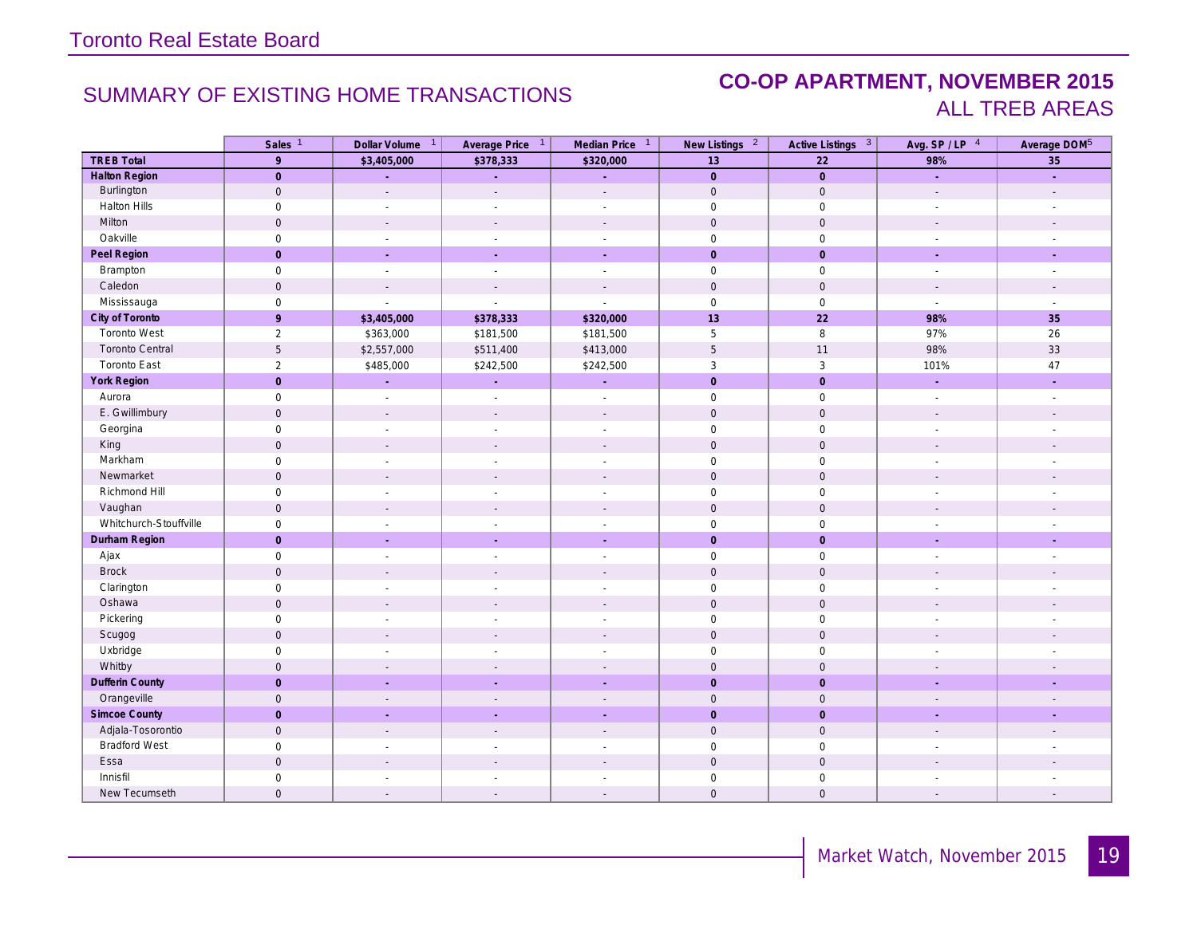Toronto Real Estate Board

## SUMMARY OF EXISTING HOME TRANSACTIONS

## CO-OP APARTMENT, NOVEMBER 2015
ALL TREB AREAS

| | Sales [1] | Dollar Volume [1] | Average Price [1] | Median Price [1] | New Listings [2] | Active Listings [3] | Avg. SP / LP [4] | Average DOM[5] |
|---|---|---|---|---|---|---|---|---|
| **TREB Total** | **9** | **$3,405,000** | **$378,333** | **$320,000** | **13** | **22** | **98%** | **35** |
| **Halton Region** | **0** | **-** | **-** | **-** | **0** | **0** | **-** | **-** |
| Burlington | 0 | - | - | - | 0 | 0 | - | - |
| Halton Hills | 0 | - | - | - | 0 | 0 | - | - |
| Milton | 0 | - | - | - | 0 | 0 | - | - |
| Oakville | 0 | - | - | - | 0 | 0 | - | - |
| **Peel Region** | **0** | **-** | **-** | **-** | **0** | **0** | **-** | **-** |
| Brampton | 0 | - | - | - | 0 | 0 | - | - |
| Caledon | 0 | - | - | - | 0 | 0 | - | - |
| Mississauga | 0 | - | - | - | 0 | 0 | - | - |
| **City of Toronto** | **9** | **$3,405,000** | **$378,333** | **$320,000** | **13** | **22** | **98%** | **35** |
| Toronto West | 2 | $363,000 | $181,500 | $181,500 | 5 | 8 | 97% | 26 |
| Toronto Central | 5 | $2,557,000 | $511,400 | $413,000 | 5 | 11 | 98% | 33 |
| Toronto East | 2 | $485,000 | $242,500 | $242,500 | 3 | 3 | 101% | 47 |
| **York Region** | **0** | **-** | **-** | **-** | **0** | **0** | **-** | **-** |
| Aurora | 0 | - | - | - | 0 | 0 | - | - |
| E. Gwillimbury | 0 | - | - | - | 0 | 0 | - | - |
| Georgina | 0 | - | - | - | 0 | 0 | - | - |
| King | 0 | - | - | - | 0 | 0 | - | - |
| Markham | 0 | - | - | - | 0 | 0 | - | - |
| Newmarket | 0 | - | - | - | 0 | 0 | - | - |
| Richmond Hill | 0 | - | - | - | 0 | 0 | - | - |
| Vaughan | 0 | - | - | - | 0 | 0 | - | - |
| Whitchurch-Stouffville | 0 | - | - | - | 0 | 0 | - | - |
| **Durham Region** | **0** | **-** | **-** | **-** | **0** | **0** | **-** | **-** |
| Ajax | 0 | - | - | - | 0 | 0 | - | - |
| Brock | 0 | - | - | - | 0 | 0 | - | - |
| Clarington | 0 | - | - | - | 0 | 0 | - | - |
| Oshawa | 0 | - | - | - | 0 | 0 | - | - |
| Pickering | 0 | - | - | - | 0 | 0 | - | - |
| Scugog | 0 | - | - | - | 0 | 0 | - | - |
| Uxbridge | 0 | - | - | - | 0 | 0 | - | - |
| Whitby | 0 | - | - | - | 0 | 0 | - | - |
| **Dufferin County** | **0** | **-** | **-** | **-** | **0** | **0** | **-** | **-** |
| Orangeville | 0 | - | - | - | 0 | 0 | - | - |
| **Simcoe County** | **0** | **-** | **-** | **-** | **0** | **0** | **-** | **-** |
| Adjala-Tosorontio | 0 | - | - | - | 0 | 0 | - | - |
| Bradford West | 0 | - | - | - | 0 | 0 | - | - |
| Essa | 0 | - | - | - | 0 | 0 | - | - |
| Innisfil | 0 | - | - | - | 0 | 0 | - | - |
| New Tecumseth | 0 | - | - | - | 0 | 0 | - | - |

Market Watch, November 2015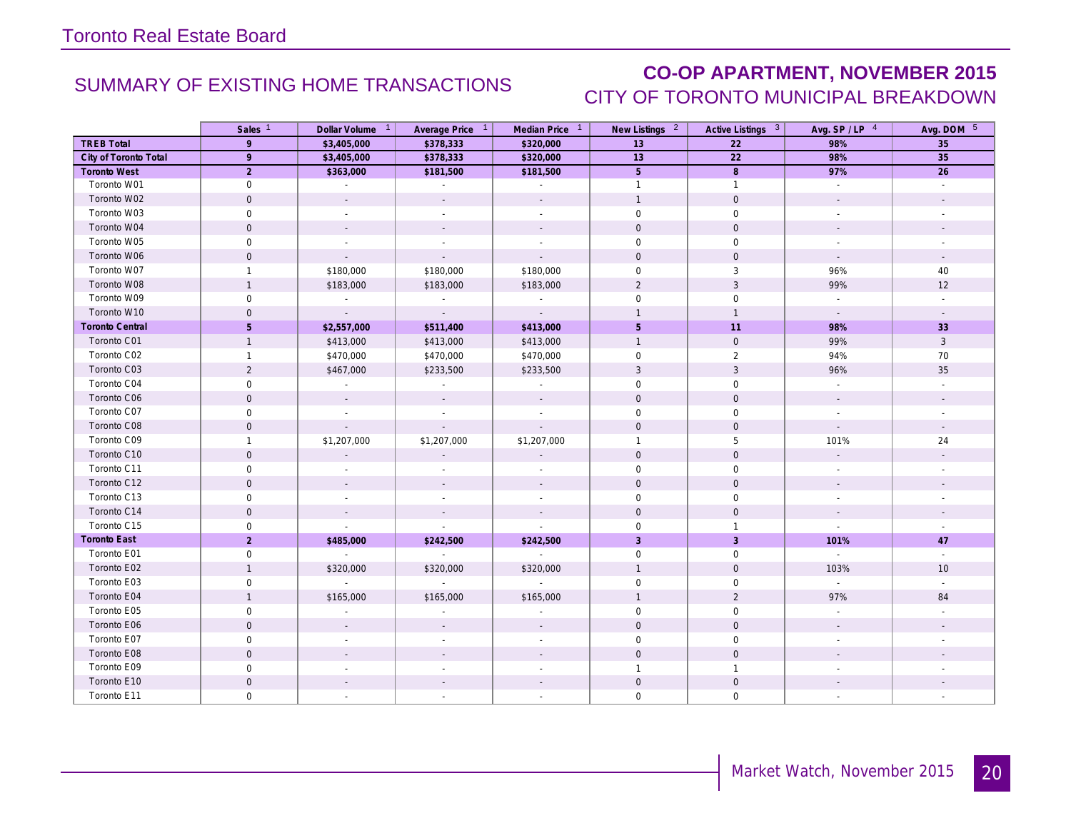# Toronto Real Estate Board

## SUMMARY OF EXISTING HOME TRANSACTIONS

## CO-OP APARTMENT, NOVEMBER 2015
## CITY OF TORONTO MUNICIPAL BREAKDOWN

| | Sales [1] | Dollar Volume [1] | Average Price [1] | Median Price [1] | New Listings [2] | Active Listings [3] | Avg. SP / LP [4] | Avg. DOM [5] |
|---|---|---|---|---|---|---|---|---|
| **TREB Total** | **9** | **$3,405,000** | **$378,333** | **$320,000** | **13** | **22** | **98%** | **35** |
| **City of Toronto Total** | **9** | **$3,405,000** | **$378,333** | **$320,000** | **13** | **22** | **98%** | **35** |
| **Toronto West** | **2** | **$363,000** | **$181,500** | **$181,500** | **5** | **8** | **97%** | **26** |
| Toronto W01 | 0 | - | - | - | 1 | 1 | - | - |
| Toronto W02 | 0 | - | - | - | 1 | 0 | - | - |
| Toronto W03 | 0 | - | - | - | 0 | 0 | - | - |
| Toronto W04 | 0 | - | - | - | 0 | 0 | - | - |
| Toronto W05 | 0 | - | - | - | 0 | 0 | - | - |
| Toronto W06 | 0 | - | - | - | 0 | 0 | - | - |
| Toronto W07 | 1 | $180,000 | $180,000 | $180,000 | 0 | 3 | 96% | 40 |
| Toronto W08 | 1 | $183,000 | $183,000 | $183,000 | 2 | 3 | 99% | 12 |
| Toronto W09 | 0 | - | - | - | 0 | 0 | - | - |
| Toronto W10 | 0 | - | - | - | 1 | 1 | - | - |
| **Toronto Central** | **5** | **$2,557,000** | **$511,400** | **$413,000** | **5** | **11** | **98%** | **33** |
| Toronto C01 | 1 | $413,000 | $413,000 | $413,000 | 1 | 0 | 99% | 3 |
| Toronto C02 | 1 | $470,000 | $470,000 | $470,000 | 0 | 2 | 94% | 70 |
| Toronto C03 | 2 | $467,000 | $233,500 | $233,500 | 3 | 3 | 96% | 35 |
| Toronto C04 | 0 | - | - | - | 0 | 0 | - | - |
| Toronto C06 | 0 | - | - | - | 0 | 0 | - | - |
| Toronto C07 | 0 | - | - | - | 0 | 0 | - | - |
| Toronto C08 | 0 | - | - | - | 0 | 0 | - | - |
| Toronto C09 | 1 | $1,207,000 | $1,207,000 | $1,207,000 | 1 | 5 | 101% | 24 |
| Toronto C10 | 0 | - | - | - | 0 | 0 | - | - |
| Toronto C11 | 0 | - | - | - | 0 | 0 | - | - |
| Toronto C12 | 0 | - | - | - | 0 | 0 | - | - |
| Toronto C13 | 0 | - | - | - | 0 | 0 | - | - |
| Toronto C14 | 0 | - | - | - | 0 | 0 | - | - |
| Toronto C15 | 0 | - | - | - | 0 | 1 | - | - |
| **Toronto East** | **2** | **$485,000** | **$242,500** | **$242,500** | **3** | **3** | **101%** | **47** |
| Toronto E01 | 0 | - | - | - | 0 | 0 | - | - |
| Toronto E02 | 1 | $320,000 | $320,000 | $320,000 | 1 | 0 | 103% | 10 |
| Toronto E03 | 0 | - | - | - | 0 | 0 | - | - |
| Toronto E04 | 1 | $165,000 | $165,000 | $165,000 | 1 | 2 | 97% | 84 |
| Toronto E05 | 0 | - | - | - | 0 | 0 | - | - |
| Toronto E06 | 0 | - | - | - | 0 | 0 | - | - |
| Toronto E07 | 0 | - | - | - | 0 | 0 | - | - |
| Toronto E08 | 0 | - | - | - | 0 | 0 | - | - |
| Toronto E09 | 0 | - | - | - | 1 | 1 | - | - |
| Toronto E10 | 0 | - | - | - | 0 | 0 | - | - |
| Toronto E11 | 0 | - | - | - | 0 | 0 | - | - |

Market Watch, November 2015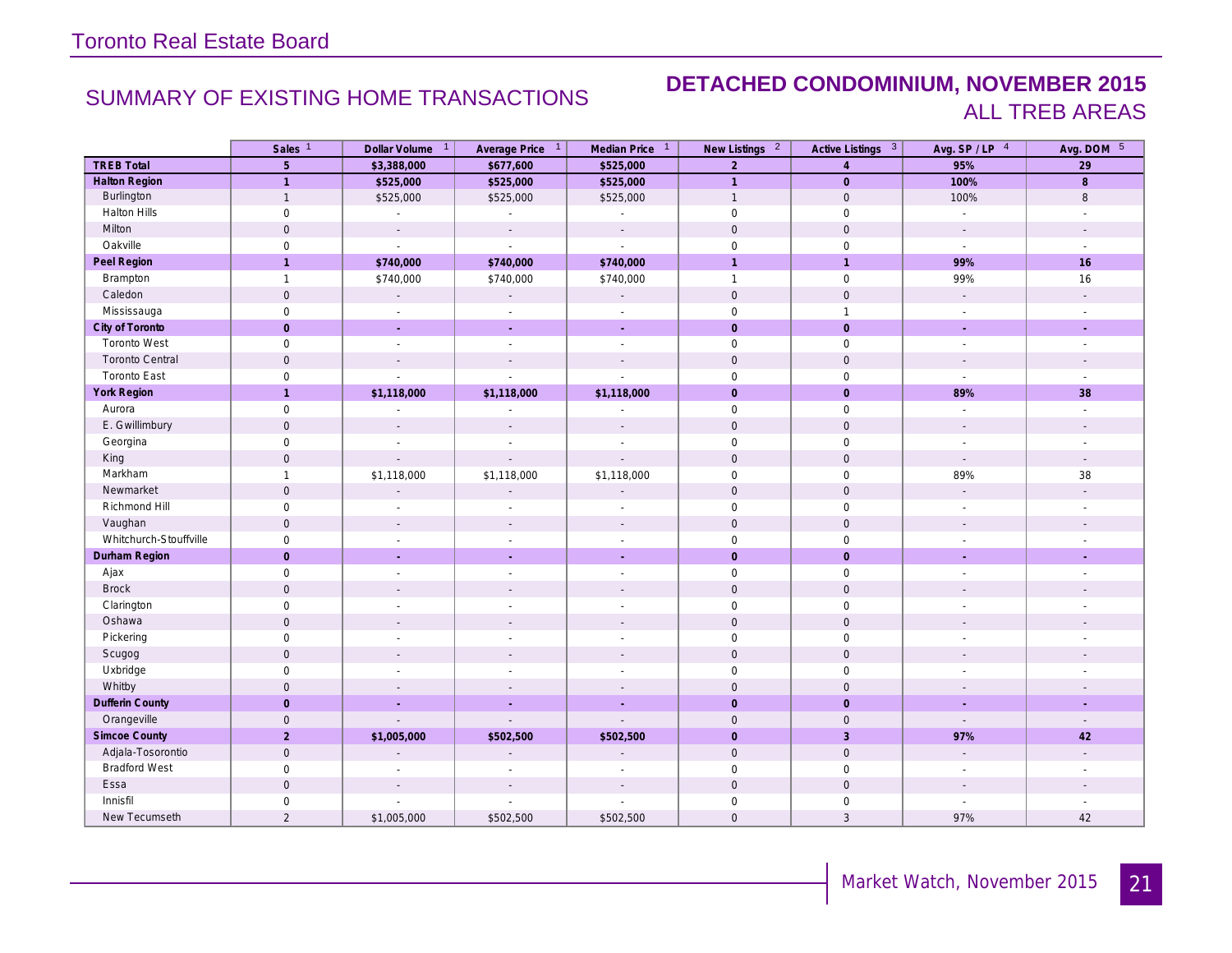Toronto Real Estate Board

## SUMMARY OF EXISTING HOME TRANSACTIONS

## DETACHED CONDOMINIUM, NOVEMBER 2015
### ALL TREB AREAS

| | Sales [1] | Dollar Volume [1] | Average Price [1] | Median Price [1] | New Listings [2] | Active Listings [3] | Avg. SP / LP [4] | Avg. DOM [5] |
|---|---|---|---|---|---|---|---|---|
| **TREB Total** | **5** | **$3,388,000** | **$677,600** | **$525,000** | **2** | **4** | **95%** | **29** |
| **Halton Region** | **1** | **$525,000** | **$525,000** | **$525,000** | **1** | **0** | **100%** | **8** |
| Burlington | 1 | $525,000 | $525,000 | $525,000 | 1 | 0 | 100% | 8 |
| Halton Hills | 0 | - | - | - | 0 | 0 | - | - |
| Milton | 0 | - | - | - | 0 | 0 | - | - |
| Oakville | 0 | - | - | - | 0 | 0 | - | - |
| **Peel Region** | **1** | **$740,000** | **$740,000** | **$740,000** | **1** | **1** | **99%** | **16** |
| Brampton | 1 | $740,000 | $740,000 | $740,000 | 1 | 0 | 99% | 16 |
| Caledon | 0 | - | - | - | 0 | 0 | - | - |
| Mississauga | 0 | - | - | - | 0 | 1 | - | - |
| **City of Toronto** | **0** | **-** | **-** | **-** | **0** | **0** | **-** | **-** |
| Toronto West | 0 | - | - | - | 0 | 0 | - | - |
| Toronto Central | 0 | - | - | - | 0 | 0 | - | - |
| Toronto East | 0 | - | - | - | 0 | 0 | - | - |
| **York Region** | **1** | **$1,118,000** | **$1,118,000** | **$1,118,000** | **0** | **0** | **89%** | **38** |
| Aurora | 0 | - | - | - | 0 | 0 | - | - |
| E. Gwillimbury | 0 | - | - | - | 0 | 0 | - | - |
| Georgina | 0 | - | - | - | 0 | 0 | - | - |
| King | 0 | - | - | - | 0 | 0 | - | - |
| Markham | 1 | $1,118,000 | $1,118,000 | $1,118,000 | 0 | 0 | 89% | 38 |
| Newmarket | 0 | - | - | - | 0 | 0 | - | - |
| Richmond Hill | 0 | - | - | - | 0 | 0 | - | - |
| Vaughan | 0 | - | - | - | 0 | 0 | - | - |
| Whitchurch-Stouffville | 0 | - | - | - | 0 | 0 | - | - |
| **Durham Region** | **0** | **-** | **-** | **-** | **0** | **0** | **-** | **-** |
| Ajax | 0 | - | - | - | 0 | 0 | - | - |
| Brock | 0 | - | - | - | 0 | 0 | - | - |
| Clarington | 0 | - | - | - | 0 | 0 | - | - |
| Oshawa | 0 | - | - | - | 0 | 0 | - | - |
| Pickering | 0 | - | - | - | 0 | 0 | - | - |
| Scugog | 0 | - | - | - | 0 | 0 | - | - |
| Uxbridge | 0 | - | - | - | 0 | 0 | - | - |
| Whitby | 0 | - | - | - | 0 | 0 | - | - |
| **Dufferin County** | **0** | **-** | **-** | **-** | **0** | **0** | **-** | **-** |
| Orangeville | 0 | - | - | - | 0 | 0 | - | - |
| **Simcoe County** | **2** | **$1,005,000** | **$502,500** | **$502,500** | **0** | **3** | **97%** | **42** |
| Adjala-Tosorontio | 0 | - | - | - | 0 | 0 | - | - |
| Bradford West | 0 | - | - | - | 0 | 0 | - | - |
| Essa | 0 | - | - | - | 0 | 0 | - | - |
| Innisfil | 0 | - | - | - | 0 | 0 | - | - |
| New Tecumseth | 2 | $1,005,000 | $502,500 | $502,500 | 0 | 3 | 97% | 42 |

Market Watch, November 2015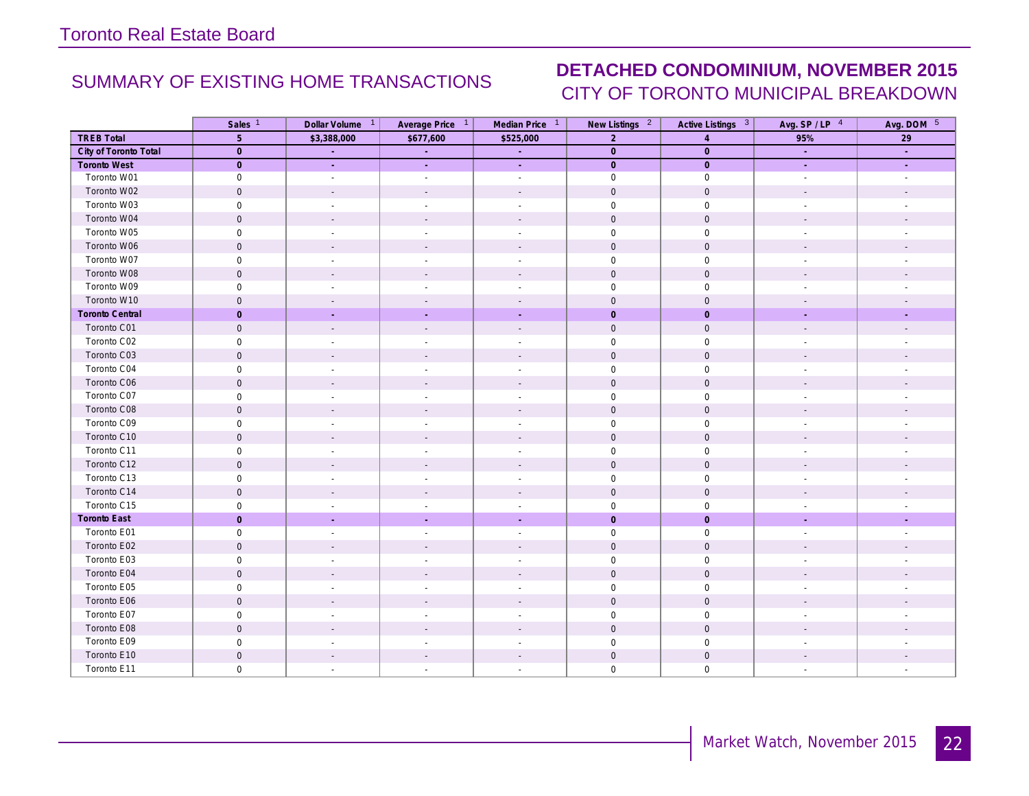## SUMMARY OF EXISTING HOME TRANSACTIONS

## DETACHED CONDOMINIUM, NOVEMBER 2015

### CITY OF TORONTO MUNICIPAL BREAKDOWN

| | Sales [1] | Dollar Volume [1] | Average Price [1] | Median Price [1] | New Listings [2] | Active Listings [3] | Avg. SP / LP [4] | Avg. DOM [5] |
|---|---|---|---|---|---|---|---|---|
| **TREB Total** | **5** | **$3,388,000** | **$677,600** | **$525,000** | **2** | **4** | **95%** | **29** |
| **City of Toronto Total** | **0** | **-** | **-** | **-** | **0** | **0** | **-** | **-** |
| **Toronto West** | **0** | **-** | **-** | **-** | **0** | **0** | **-** | **-** |
| Toronto W01 | 0 | - | - | - | 0 | 0 | - | - |
| Toronto W02 | 0 | - | - | - | 0 | 0 | - | - |
| Toronto W03 | 0 | - | - | - | 0 | 0 | - | - |
| Toronto W04 | 0 | - | - | - | 0 | 0 | - | - |
| Toronto W05 | 0 | - | - | - | 0 | 0 | - | - |
| Toronto W06 | 0 | - | - | - | 0 | 0 | - | - |
| Toronto W07 | 0 | - | - | - | 0 | 0 | - | - |
| Toronto W08 | 0 | - | - | - | 0 | 0 | - | - |
| Toronto W09 | 0 | - | - | - | 0 | 0 | - | - |
| Toronto W10 | 0 | - | - | - | 0 | 0 | - | - |
| **Toronto Central** | **0** | **-** | **-** | **-** | **0** | **0** | **-** | **-** |
| Toronto C01 | 0 | - | - | - | 0 | 0 | - | - |
| Toronto C02 | 0 | - | - | - | 0 | 0 | - | - |
| Toronto C03 | 0 | - | - | - | 0 | 0 | - | - |
| Toronto C04 | 0 | - | - | - | 0 | 0 | - | - |
| Toronto C06 | 0 | - | - | - | 0 | 0 | - | - |
| Toronto C07 | 0 | - | - | - | 0 | 0 | - | - |
| Toronto C08 | 0 | - | - | - | 0 | 0 | - | - |
| Toronto C09 | 0 | - | - | - | 0 | 0 | - | - |
| Toronto C10 | 0 | - | - | - | 0 | 0 | - | - |
| Toronto C11 | 0 | - | - | - | 0 | 0 | - | - |
| Toronto C12 | 0 | - | - | - | 0 | 0 | - | - |
| Toronto C13 | 0 | - | - | - | 0 | 0 | - | - |
| Toronto C14 | 0 | - | - | - | 0 | 0 | - | - |
| Toronto C15 | 0 | - | - | - | 0 | 0 | - | - |
| **Toronto East** | **0** | **-** | **-** | **-** | **0** | **0** | **-** | **-** |
| Toronto E01 | 0 | - | - | - | 0 | 0 | - | - |
| Toronto E02 | 0 | - | - | - | 0 | 0 | - | - |
| Toronto E03 | 0 | - | - | - | 0 | 0 | - | - |
| Toronto E04 | 0 | - | - | - | 0 | 0 | - | - |
| Toronto E05 | 0 | - | - | - | 0 | 0 | - | - |
| Toronto E06 | 0 | - | - | - | 0 | 0 | - | - |
| Toronto E07 | 0 | - | - | - | 0 | 0 | - | - |
| Toronto E08 | 0 | - | - | - | 0 | 0 | - | - |
| Toronto E09 | 0 | - | - | - | 0 | 0 | - | - |
| Toronto E10 | 0 | - | - | - | 0 | 0 | - | - |
| Toronto E11 | 0 | - | - | - | 0 | 0 | - | - |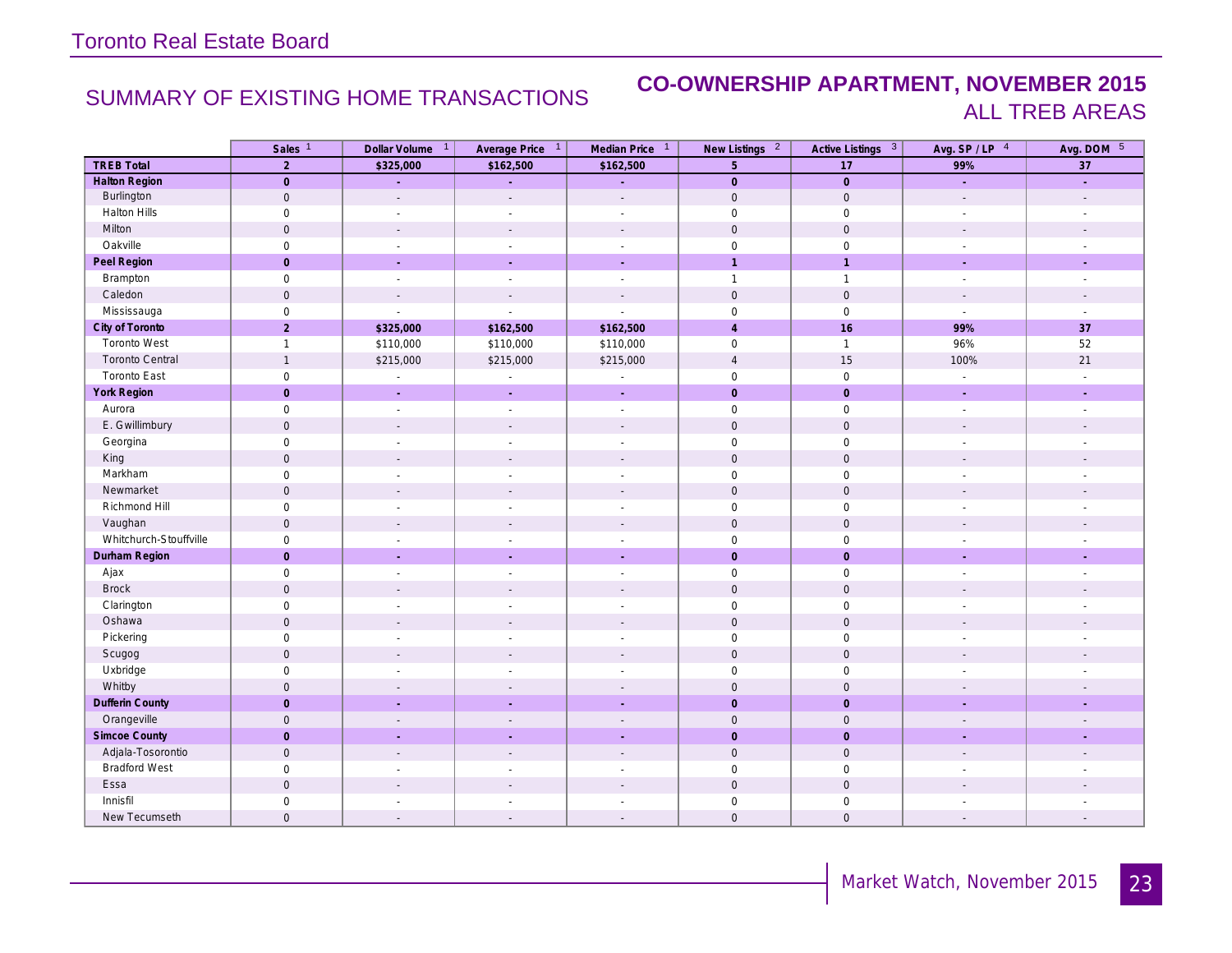Toronto Real Estate Board

## SUMMARY OF EXISTING HOME TRANSACTIONS

## CO-OWNERSHIP APARTMENT, NOVEMBER 2015
### ALL TREB AREAS

| | Sales [1] | Dollar Volume [1] | Average Price [1] | Median Price [1] | New Listings [2] | Active Listings [3] | Avg. SP / LP [4] | Avg. DOM [5] |
|---|---|---|---|---|---|---|---|---|
| **TREB Total** | **2** | **$325,000** | **$162,500** | **$162,500** | **5** | **17** | **99%** | **37** |
| **Halton Region** | **0** | **-** | **-** | **-** | **0** | **0** | **-** | **-** |
| Burlington | 0 | - | - | - | 0 | 0 | - | - |
| Halton Hills | 0 | - | - | - | 0 | 0 | - | - |
| Milton | 0 | - | - | - | 0 | 0 | - | - |
| Oakville | 0 | - | - | - | 0 | 0 | - | - |
| **Peel Region** | **0** | **-** | **-** | **-** | **1** | **1** | **-** | **-** |
| Brampton | 0 | - | - | - | 1 | 1 | - | - |
| Caledon | 0 | - | - | - | 0 | 0 | - | - |
| Mississauga | 0 | - | - | - | 0 | 0 | - | - |
| **City of Toronto** | **2** | **$325,000** | **$162,500** | **$162,500** | **4** | **16** | **99%** | **37** |
| Toronto West | 1 | $110,000 | $110,000 | $110,000 | 0 | 1 | 96% | 52 |
| Toronto Central | 1 | $215,000 | $215,000 | $215,000 | 4 | 15 | 100% | 21 |
| Toronto East | 0 | - | - | - | 0 | 0 | - | - |
| **York Region** | **0** | **-** | **-** | **-** | **0** | **0** | **-** | **-** |
| Aurora | 0 | - | - | - | 0 | 0 | - | - |
| E. Gwillimbury | 0 | - | - | - | 0 | 0 | - | - |
| Georgina | 0 | - | - | - | 0 | 0 | - | - |
| King | 0 | - | - | - | 0 | 0 | - | - |
| Markham | 0 | - | - | - | 0 | 0 | - | - |
| Newmarket | 0 | - | - | - | 0 | 0 | - | - |
| Richmond Hill | 0 | - | - | - | 0 | 0 | - | - |
| Vaughan | 0 | - | - | - | 0 | 0 | - | - |
| Whitchurch-Stouffville | 0 | - | - | - | 0 | 0 | - | - |
| **Durham Region** | **0** | **-** | **-** | **-** | **0** | **0** | **-** | **-** |
| Ajax | 0 | - | - | - | 0 | 0 | - | - |
| Brock | 0 | - | - | - | 0 | 0 | - | - |
| Clarington | 0 | - | - | - | 0 | 0 | - | - |
| Oshawa | 0 | - | - | - | 0 | 0 | - | - |
| Pickering | 0 | - | - | - | 0 | 0 | - | - |
| Scugog | 0 | - | - | - | 0 | 0 | - | - |
| Uxbridge | 0 | - | - | - | 0 | 0 | - | - |
| Whitby | 0 | - | - | - | 0 | 0 | - | - |
| **Dufferin County** | **0** | **-** | **-** | **-** | **0** | **0** | **-** | **-** |
| Orangeville | 0 | - | - | - | 0 | 0 | - | - |
| **Simcoe County** | **0** | **-** | **-** | **-** | **0** | **0** | **-** | **-** |
| Adjala-Tosorontio | 0 | - | - | - | 0 | 0 | - | - |
| Bradford West | 0 | - | - | - | 0 | 0 | - | - |
| Essa | 0 | - | - | - | 0 | 0 | - | - |
| Innisfil | 0 | - | - | - | 0 | 0 | - | - |
| New Tecumseth | 0 | - | - | - | 0 | 0 | - | - |

Market Watch, November 2015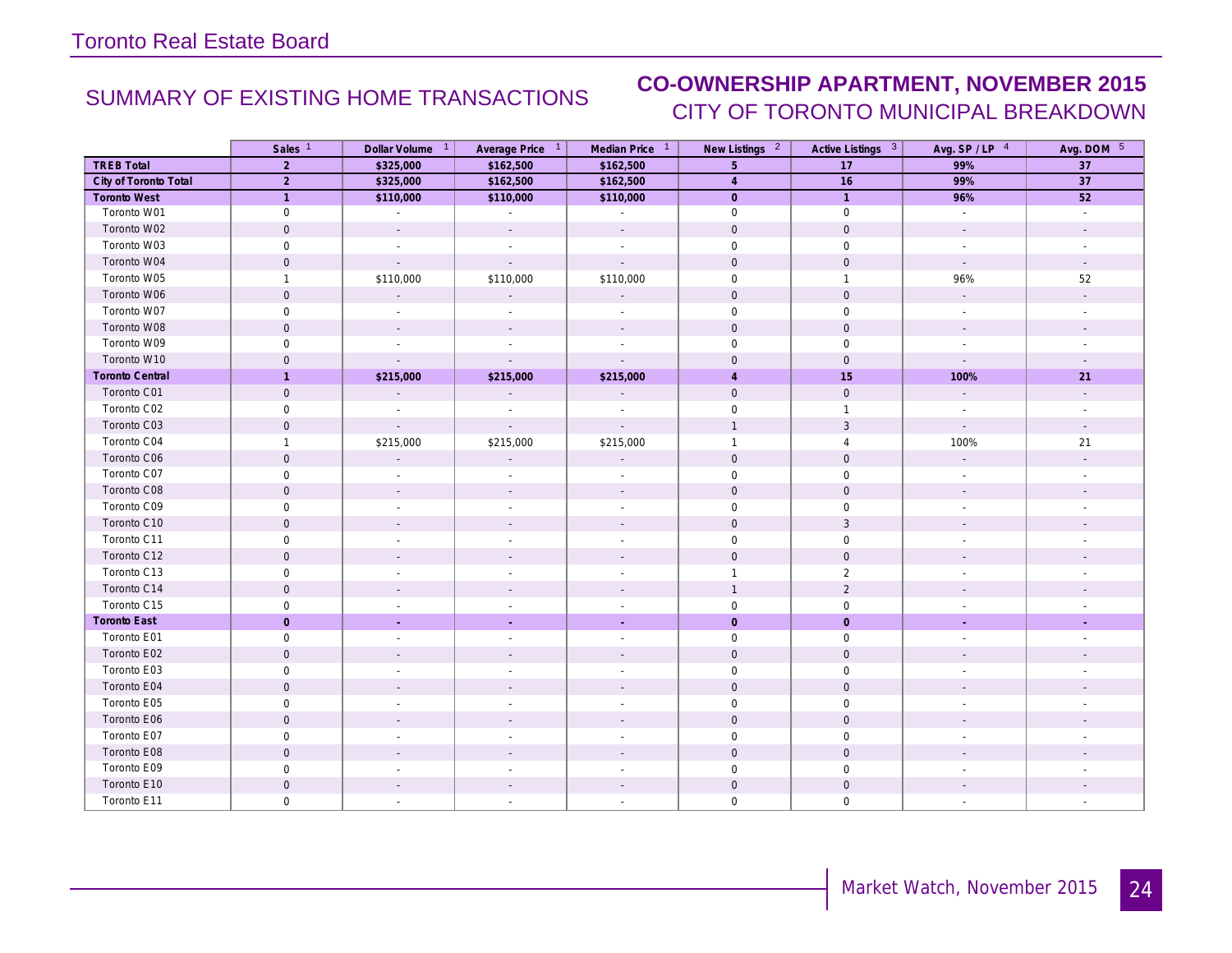## SUMMARY OF EXISTING HOME TRANSACTIONS

## CO-OWNERSHIP APARTMENT, NOVEMBER 2015

### CITY OF TORONTO MUNICIPAL BREAKDOWN

| | Sales [1] | Dollar Volume [1] | Average Price [1] | Median Price [1] | New Listings [2] | Active Listings [3] | Avg. SP / LP [4] | Avg. DOM [5] |
|---|---|---|---|---|---|---|---|---|
| **TREB Total** | **2** | **$325,000** | **$162,500** | **$162,500** | **5** | **17** | **99%** | **37** |
| **City of Toronto Total** | **2** | **$325,000** | **$162,500** | **$162,500** | **4** | **16** | **99%** | **37** |
| **Toronto West** | **1** | **$110,000** | **$110,000** | **$110,000** | **0** | **1** | **96%** | **52** |
| Toronto W01 | 0 | - | - | - | 0 | 0 | - | - |
| Toronto W02 | 0 | - | - | - | 0 | 0 | - | - |
| Toronto W03 | 0 | - | - | - | 0 | 0 | - | - |
| Toronto W04 | 0 | - | - | - | 0 | 0 | - | - |
| Toronto W05 | 1 | $110,000 | $110,000 | $110,000 | 0 | 1 | 96% | 52 |
| Toronto W06 | 0 | - | - | - | 0 | 0 | - | - |
| Toronto W07 | 0 | - | - | - | 0 | 0 | - | - |
| Toronto W08 | 0 | - | - | - | 0 | 0 | - | - |
| Toronto W09 | 0 | - | - | - | 0 | 0 | - | - |
| Toronto W10 | 0 | - | - | - | 0 | 0 | - | - |
| **Toronto Central** | **1** | **$215,000** | **$215,000** | **$215,000** | **4** | **15** | **100%** | **21** |
| Toronto C01 | 0 | - | - | - | 0 | 0 | - | - |
| Toronto C02 | 0 | - | - | - | 0 | 1 | - | - |
| Toronto C03 | 0 | - | - | - | 1 | 3 | - | - |
| Toronto C04 | 1 | $215,000 | $215,000 | $215,000 | 1 | 4 | 100% | 21 |
| Toronto C06 | 0 | - | - | - | 0 | 0 | - | - |
| Toronto C07 | 0 | - | - | - | 0 | 0 | - | - |
| Toronto C08 | 0 | - | - | - | 0 | 0 | - | - |
| Toronto C09 | 0 | - | - | - | 0 | 0 | - | - |
| Toronto C10 | 0 | - | - | - | 0 | 3 | - | - |
| Toronto C11 | 0 | - | - | - | 0 | 0 | - | - |
| Toronto C12 | 0 | - | - | - | 0 | 0 | - | - |
| Toronto C13 | 0 | - | - | - | 1 | 2 | - | - |
| Toronto C14 | 0 | - | - | - | 1 | 2 | - | - |
| Toronto C15 | 0 | - | - | - | 0 | 0 | - | - |
| **Toronto East** | **0** | **-** | **-** | **-** | **0** | **0** | **-** | **-** |
| Toronto E01 | 0 | - | - | - | 0 | 0 | - | - |
| Toronto E02 | 0 | - | - | - | 0 | 0 | - | - |
| Toronto E03 | 0 | - | - | - | 0 | 0 | - | - |
| Toronto E04 | 0 | - | - | - | 0 | 0 | - | - |
| Toronto E05 | 0 | - | - | - | 0 | 0 | - | - |
| Toronto E06 | 0 | - | - | - | 0 | 0 | - | - |
| Toronto E07 | 0 | - | - | - | 0 | 0 | - | - |
| Toronto E08 | 0 | - | - | - | 0 | 0 | - | - |
| Toronto E09 | 0 | - | - | - | 0 | 0 | - | - |
| Toronto E10 | 0 | - | - | - | 0 | 0 | - | - |
| Toronto E11 | 0 | - | - | - | 0 | 0 | - | - |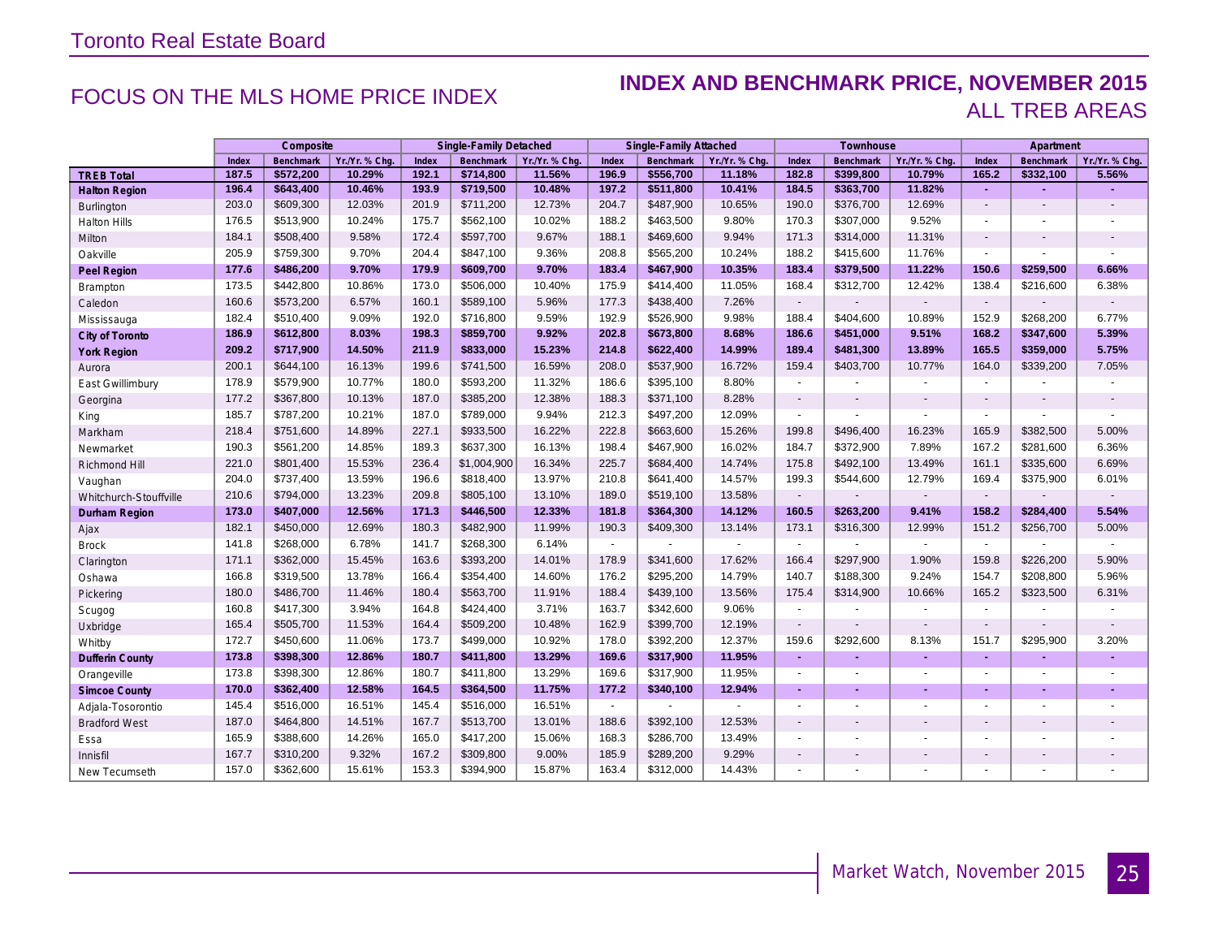Toronto Real Estate Board

## FOCUS ON THE MLS HOME PRICE INDEX

## INDEX AND BENCHMARK PRICE, NOVEMBER 2015
### ALL TREB AREAS

| | Composite | | | Single-Family Detached | | | Single-Family Attached | | | Townhouse | | | Apartment | | |
|---|---|---|---|---|---|---|---|---|---|---|---|---|---|---|---|
| | Index | Benchmark | Yr./Yr. % Chg. | Index | Benchmark | Yr./Yr. % Chg. | Index | Benchmark | Yr./Yr. % Chg. | Index | Benchmark | Yr./Yr. % Chg. | Index | Benchmark | Yr./Yr. % Chg. |
| **TREB Total** | **187.5** | **$572,200** | **10.29%** | **192.1** | **$714,800** | **11.56%** | **196.9** | **$556,700** | **11.18%** | **182.8** | **$399,800** | **10.79%** | **165.2** | **$332,100** | **5.56%** |
| **Halton Region** | **196.4** | **$643,400** | **10.46%** | **193.9** | **$719,500** | **10.48%** | **197.2** | **$511,800** | **10.41%** | **184.5** | **$363,700** | **11.82%** | - | - | - |
| Burlington | 203.0 | $609,300 | 12.03% | 201.9 | $711,200 | 12.73% | 204.7 | $487,900 | 10.65% | 190.0 | $376,700 | 12.69% | - | - | - |
| Halton Hills | 176.5 | $513,900 | 10.24% | 175.7 | $562,100 | 10.02% | 188.2 | $463,500 | 9.80% | 170.3 | $307,000 | 9.52% | - | - | - |
| Milton | 184.1 | $508,400 | 9.58% | 172.4 | $597,700 | 9.67% | 188.1 | $469,600 | 9.94% | 171.3 | $314,000 | 11.31% | - | - | - |
| Oakville | 205.9 | $759,300 | 9.70% | 204.4 | $847,100 | 9.36% | 208.8 | $565,200 | 10.24% | 188.2 | $415,600 | 11.76% | - | - | - |
| **Peel Region** | **177.6** | **$486,200** | **9.70%** | **179.9** | **$609,700** | **9.70%** | **183.4** | **$467,900** | **10.35%** | **183.4** | **$379,500** | **11.22%** | **150.6** | **$259,500** | **6.66%** |
| Brampton | 173.5 | $442,800 | 10.86% | 173.0 | $506,000 | 10.40% | 175.9 | $414,400 | 11.05% | 168.4 | $312,700 | 12.42% | 138.4 | $216,600 | 6.38% |
| Caledon | 160.6 | $573,200 | 6.57% | 160.1 | $589,100 | 5.96% | 177.3 | $438,400 | 7.26% | - | - | - | - | - | - |
| Mississauga | 182.4 | $510,400 | 9.09% | 192.0 | $716,800 | 9.59% | 192.9 | $526,900 | 9.98% | 188.4 | $404,600 | 10.89% | 152.9 | $268,200 | 6.77% |
| **City of Toronto** | **186.9** | **$612,800** | **8.03%** | **198.3** | **$859,700** | **9.92%** | **202.8** | **$673,800** | **8.68%** | **186.6** | **$451,000** | **9.51%** | **168.2** | **$347,600** | **5.39%** |
| **York Region** | **209.2** | **$717,900** | **14.50%** | **211.9** | **$833,000** | **15.23%** | **214.8** | **$622,400** | **14.99%** | **189.4** | **$481,300** | **13.89%** | **165.5** | **$359,000** | **5.75%** |
| Aurora | 200.1 | $644,100 | 16.13% | 199.6 | $741,500 | 16.59% | 208.0 | $537,900 | 16.72% | 159.4 | $403,700 | 10.77% | 164.0 | $339,200 | 7.05% |
| East Gwillimbury | 178.9 | $579,900 | 10.77% | 180.0 | $593,200 | 11.32% | 186.6 | $395,100 | 8.80% | - | - | - | - | - | - |
| Georgina | 177.2 | $367,800 | 10.13% | 187.0 | $385,200 | 12.38% | 188.3 | $371,100 | 8.28% | - | - | - | - | - | - |
| King | 185.7 | $787,200 | 10.21% | 187.0 | $789,000 | 9.94% | 212.3 | $497,200 | 12.09% | - | - | - | - | - | - |
| Markham | 218.4 | $751,600 | 14.89% | 227.1 | $933,500 | 16.22% | 222.8 | $663,600 | 15.26% | 199.8 | $496,400 | 16.23% | 165.9 | $382,500 | 5.00% |
| Newmarket | 190.3 | $561,200 | 14.85% | 189.3 | $637,300 | 16.13% | 198.4 | $467,900 | 16.02% | 184.7 | $372,900 | 7.89% | 167.2 | $281,600 | 6.36% |
| Richmond Hill | 221.0 | $801,400 | 15.53% | 236.4 | $1,004,900 | 16.34% | 225.7 | $684,400 | 14.74% | 175.8 | $492,100 | 13.49% | 161.1 | $335,600 | 6.69% |
| Vaughan | 204.0 | $737,400 | 13.59% | 196.6 | $818,400 | 13.97% | 210.8 | $641,400 | 14.57% | 199.3 | $544,600 | 12.79% | 169.4 | $375,900 | 6.01% |
| Whitchurch-Stouffville | 210.6 | $794,000 | 13.23% | 209.8 | $805,100 | 13.10% | 189.0 | $519,100 | 13.58% | - | - | - | - | - | - |
| **Durham Region** | **173.0** | **$407,000** | **12.56%** | **171.3** | **$446,500** | **12.33%** | **181.8** | **$364,300** | **14.12%** | **160.5** | **$263,200** | **9.41%** | **158.2** | **$284,400** | **5.54%** |
| Ajax | 182.1 | $450,000 | 12.69% | 180.3 | $482,900 | 11.99% | 190.3 | $409,300 | 13.14% | 173.1 | $316,300 | 12.99% | 151.2 | $256,700 | 5.00% |
| Brock | 141.8 | $268,000 | 6.78% | 141.7 | $268,300 | 6.14% | - | - | - | - | - | - | - | - | - |
| Clarington | 171.1 | $362,000 | 15.45% | 163.6 | $393,200 | 14.01% | 178.9 | $341,600 | 17.62% | 166.4 | $297,900 | 1.90% | 159.8 | $226,200 | 5.90% |
| Oshawa | 166.8 | $319,500 | 13.78% | 166.4 | $354,400 | 14.60% | 176.2 | $295,200 | 14.79% | 140.7 | $188,300 | 9.24% | 154.7 | $208,800 | 5.96% |
| Pickering | 180.0 | $486,700 | 11.46% | 180.4 | $563,700 | 11.91% | 188.4 | $439,100 | 13.56% | 175.4 | $314,900 | 10.66% | 165.2 | $323,500 | 6.31% |
| Scugog | 160.8 | $417,300 | 3.94% | 164.8 | $424,400 | 3.71% | 163.7 | $342,600 | 9.06% | - | - | - | - | - | - |
| Uxbridge | 165.4 | $505,700 | 11.53% | 164.4 | $509,200 | 10.48% | 162.9 | $399,700 | 12.19% | - | - | - | - | - | - |
| Whitby | 172.7 | $450,600 | 11.06% | 173.7 | $499,000 | 10.92% | 178.0 | $392,200 | 12.37% | 159.6 | $292,600 | 8.13% | 151.7 | $295,900 | 3.20% |
| **Dufferin County** | **173.8** | **$398,300** | **12.86%** | **180.7** | **$411,800** | **13.29%** | **169.6** | **$317,900** | **11.95%** | - | - | - | - | - | - |
| Orangeville | 173.8 | $398,300 | 12.86% | 180.7 | $411,800 | 13.29% | 169.6 | $317,900 | 11.95% | - | - | - | - | - | - |
| **Simcoe County** | **170.0** | **$362,400** | **12.58%** | **164.5** | **$364,500** | **11.75%** | **177.2** | **$340,100** | **12.94%** | - | - | - | - | - | - |
| Adjala-Tosorontio | 145.4 | $516,000 | 16.51% | 145.4 | $516,000 | 16.51% | - | - | - | - | - | - | - | - | - |
| Bradford West | 187.0 | $464,800 | 14.51% | 167.7 | $513,700 | 13.01% | 188.6 | $392,100 | 12.53% | - | - | - | - | - | - |
| Essa | 165.9 | $388,600 | 14.26% | 165.0 | $417,200 | 15.06% | 168.3 | $286,700 | 13.49% | - | - | - | - | - | - |
| Innisfil | 167.7 | $310,200 | 9.32% | 167.2 | $309,800 | 9.00% | 185.9 | $289,200 | 9.29% | - | - | - | - | - | - |
| New Tecumseth | 157.0 | $362,600 | 15.61% | 153.3 | $394,900 | 15.87% | 163.4 | $312,000 | 14.43% | - | - | - | - | - | - |

Market Watch, November 2015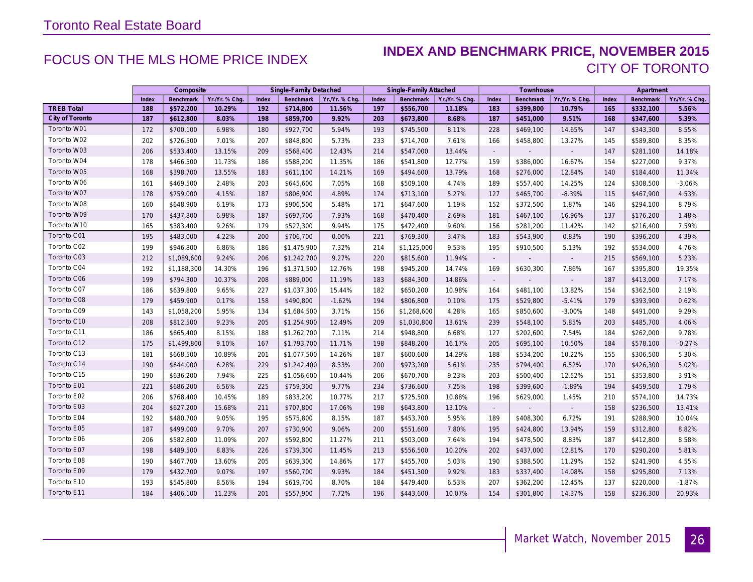Toronto Real Estate Board

## FOCUS ON THE MLS HOME PRICE INDEX

## INDEX AND BENCHMARK PRICE, NOVEMBER 2015
### CITY OF TORONTO

| | Composite | | | Single-Family Detached | | | Single-Family Attached | | | Townhouse | | | Apartment | | |
|---|---|---|---|---|---|---|---|---|---|---|---|---|---|---|---|
| | Index | Benchmark | Yr./Yr. % Chg. | Index | Benchmark | Yr./Yr. % Chg. | Index | Benchmark | Yr./Yr. % Chg. | Index | Benchmark | Yr./Yr. % Chg. | Index | Benchmark | Yr./Yr. % Chg. |
| **TREB Total** | **188** | **$572,200** | **10.29%** | **192** | **$714,800** | **11.56%** | **197** | **$556,700** | **11.18%** | **183** | **$399,800** | **10.79%** | **165** | **$332,100** | **5.56%** |
| **City of Toronto** | **187** | **$612,800** | **8.03%** | **198** | **$859,700** | **9.92%** | **203** | **$673,800** | **8.68%** | **187** | **$451,000** | **9.51%** | **168** | **$347,600** | **5.39%** |
| Toronto W01 | 172 | $700,100 | 6.98% | 180 | $927,700 | 5.94% | 193 | $745,500 | 8.11% | 228 | $469,100 | 14.65% | 147 | $343,300 | 8.55% |
| Toronto W02 | 202 | $726,500 | 7.01% | 207 | $848,800 | 5.73% | 233 | $714,700 | 7.61% | 166 | $458,800 | 13.27% | 145 | $589,800 | 8.35% |
| Toronto W03 | 206 | $533,400 | 13.15% | 209 | $568,400 | 12.43% | 214 | $547,000 | 13.44% | - | - | - | 147 | $281,100 | 14.18% |
| Toronto W04 | 178 | $466,500 | 11.73% | 186 | $588,200 | 11.35% | 186 | $541,800 | 12.77% | 159 | $386,000 | 16.67% | 154 | $227,000 | 9.37% |
| Toronto W05 | 168 | $398,700 | 13.55% | 183 | $611,100 | 14.21% | 169 | $494,600 | 13.79% | 168 | $276,000 | 12.84% | 140 | $184,400 | 11.34% |
| Toronto W06 | 161 | $469,500 | 2.48% | 203 | $645,600 | 7.05% | 168 | $509,100 | 4.74% | 189 | $557,400 | 14.25% | 124 | $308,500 | -3.06% |
| Toronto W07 | 178 | $759,000 | 4.15% | 187 | $806,900 | 4.89% | 174 | $713,100 | 5.27% | 127 | $465,700 | -8.39% | 115 | $467,900 | 4.53% |
| Toronto W08 | 160 | $648,900 | 6.19% | 173 | $906,500 | 5.48% | 171 | $647,600 | 1.19% | 152 | $372,500 | 1.87% | 146 | $294,100 | 8.79% |
| Toronto W09 | 170 | $437,800 | 6.98% | 187 | $697,700 | 7.93% | 168 | $470,400 | 2.69% | 181 | $467,100 | 16.96% | 137 | $176,200 | 1.48% |
| Toronto W10 | 165 | $383,400 | 9.26% | 179 | $527,300 | 9.94% | 175 | $472,400 | 9.60% | 156 | $281,200 | 11.42% | 142 | $216,400 | 7.59% |
| Toronto C01 | 195 | $483,000 | 4.22% | 200 | $706,700 | 0.00% | 221 | $769,300 | 3.47% | 183 | $543,900 | 0.83% | 190 | $396,200 | 4.39% |
| Toronto C02 | 199 | $946,800 | 6.86% | 186 | $1,475,900 | 7.32% | 214 | $1,125,000 | 9.53% | 195 | $910,500 | 5.13% | 192 | $534,000 | 4.76% |
| Toronto C03 | 212 | $1,089,600 | 9.24% | 206 | $1,242,700 | 9.27% | 220 | $815,600 | 11.94% | - | - | - | 215 | $569,100 | 5.23% |
| Toronto C04 | 192 | $1,188,300 | 14.30% | 196 | $1,371,500 | 12.76% | 198 | $945,200 | 14.74% | 169 | $630,300 | 7.86% | 167 | $395,800 | 19.35% |
| Toronto C06 | 199 | $794,300 | 10.37% | 208 | $889,000 | 11.19% | 183 | $684,300 | 14.86% | - | - | - | 187 | $413,000 | 7.17% |
| Toronto C07 | 186 | $639,800 | 9.65% | 227 | $1,037,300 | 15.44% | 182 | $650,200 | 10.98% | 164 | $481,100 | 13.82% | 154 | $362,500 | 2.19% |
| Toronto C08 | 179 | $459,900 | 0.17% | 158 | $490,800 | -1.62% | 194 | $806,800 | 0.10% | 175 | $529,800 | -5.41% | 179 | $393,900 | 0.62% |
| Toronto C09 | 143 | $1,058,200 | 5.95% | 134 | $1,684,500 | 3.71% | 156 | $1,268,600 | 4.28% | 165 | $850,600 | -3.00% | 148 | $491,000 | 9.29% |
| Toronto C10 | 208 | $812,500 | 9.23% | 205 | $1,254,900 | 12.49% | 209 | $1,030,800 | 13.61% | 239 | $548,100 | 5.85% | 203 | $485,700 | 4.06% |
| Toronto C11 | 186 | $665,400 | 8.15% | 188 | $1,262,700 | 7.11% | 214 | $948,800 | 6.68% | 127 | $202,600 | 7.54% | 184 | $262,000 | 9.78% |
| Toronto C12 | 175 | $1,499,800 | 9.10% | 167 | $1,793,700 | 11.71% | 198 | $848,200 | 16.17% | 205 | $695,100 | 10.50% | 184 | $578,100 | -0.27% |
| Toronto C13 | 181 | $668,500 | 10.89% | 201 | $1,077,500 | 14.26% | 187 | $600,600 | 14.29% | 188 | $534,200 | 10.22% | 155 | $306,500 | 5.30% |
| Toronto C14 | 190 | $644,000 | 6.28% | 229 | $1,242,400 | 8.33% | 200 | $973,200 | 5.61% | 235 | $794,400 | 6.52% | 170 | $426,300 | 5.02% |
| Toronto C15 | 190 | $636,200 | 7.94% | 225 | $1,056,600 | 10.44% | 206 | $670,700 | 9.23% | 203 | $500,400 | 12.52% | 151 | $353,800 | 3.91% |
| Toronto E01 | 221 | $686,200 | 6.56% | 225 | $759,300 | 9.77% | 234 | $736,600 | 7.25% | 198 | $399,600 | -1.89% | 194 | $459,500 | 1.79% |
| Toronto E02 | 206 | $768,400 | 10.45% | 189 | $833,200 | 10.77% | 217 | $725,500 | 10.88% | 196 | $629,000 | 1.45% | 210 | $574,100 | 14.73% |
| Toronto E03 | 204 | $627,200 | 15.68% | 211 | $707,800 | 17.06% | 198 | $643,800 | 13.10% | - | - | - | 158 | $236,500 | 13.41% |
| Toronto E04 | 192 | $480,700 | 9.05% | 195 | $575,800 | 8.15% | 187 | $453,700 | 5.95% | 189 | $408,300 | 6.72% | 191 | $288,900 | 10.04% |
| Toronto E05 | 187 | $499,000 | 9.70% | 207 | $730,900 | 9.06% | 200 | $551,600 | 7.80% | 195 | $424,800 | 13.94% | 159 | $312,800 | 8.82% |
| Toronto E06 | 206 | $582,800 | 11.09% | 207 | $592,800 | 11.27% | 211 | $503,000 | 7.64% | 194 | $478,500 | 8.83% | 187 | $412,800 | 8.58% |
| Toronto E07 | 198 | $489,500 | 8.83% | 226 | $739,300 | 11.45% | 213 | $556,500 | 10.20% | 202 | $437,000 | 12.81% | 170 | $290,200 | 5.81% |
| Toronto E08 | 190 | $467,700 | 13.60% | 205 | $639,300 | 14.86% | 177 | $455,700 | 5.03% | 190 | $388,500 | 11.29% | 152 | $241,900 | 4.55% |
| Toronto E09 | 179 | $432,700 | 9.07% | 197 | $560,700 | 9.93% | 184 | $451,300 | 9.92% | 183 | $337,400 | 14.08% | 158 | $295,800 | 7.13% |
| Toronto E10 | 193 | $545,800 | 8.56% | 194 | $619,700 | 8.70% | 184 | $479,400 | 6.53% | 207 | $362,200 | 12.45% | 137 | $220,000 | -1.87% |
| Toronto E11 | 184 | $406,100 | 11.23% | 201 | $557,900 | 7.72% | 196 | $443,600 | 10.07% | 154 | $301,800 | 14.37% | 158 | $236,300 | 20.93% |

Market Watch, November 2015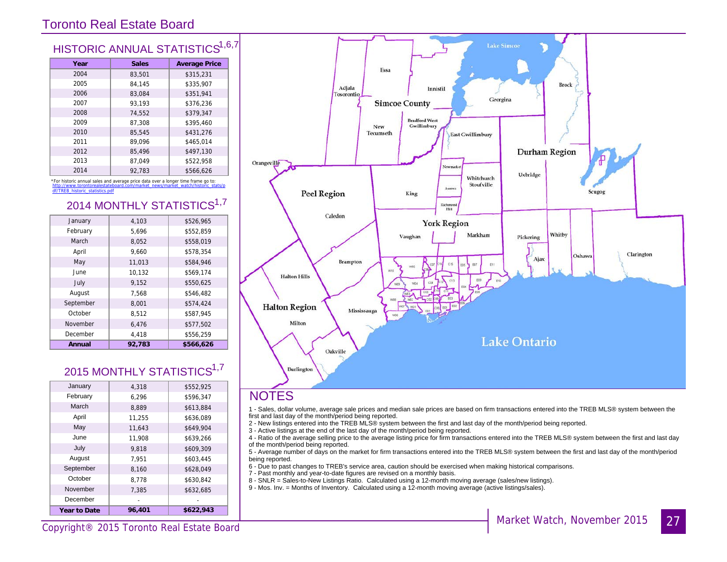# Toronto Real Estate Board

## HISTORIC ANNUAL STATISTICS[1,6,7]

| Year | Sales | Average Price |
|---|---|---|
| 2004 | 83,501 | $315,231 |
| 2005 | 84,145 | $335,907 |
| 2006 | 83,084 | $351,941 |
| 2007 | 93,193 | $376,236 |
| 2008 | 74,552 | $379,347 |
| 2009 | 87,308 | $395,460 |
| 2010 | 85,545 | $431,276 |
| 2011 | 89,096 | $465,014 |
| 2012 | 85,496 | $497,130 |
| 2013 | 87,049 | $522,958 |
| 2014 | 92,783 | $566,626 |

*For historic annual sales and average price data over a longer time frame go to: http://www.torontorealestateboard.com/market_news/market_watch/historic_stats/pdf/TREB_historic_statistics.pdf

## 2014 MONTHLY STATISTICS[1,7]

| | | |
|---|---|---|
| January | 4,103 | $526,965 |
| February | 5,696 | $552,859 |
| March | 8,052 | $558,019 |
| April | 9,660 | $578,354 |
| May | 11,013 | $584,946 |
| June | 10,132 | $569,174 |
| July | 9,152 | $550,625 |
| August | 7,568 | $546,482 |
| September | 8,001 | $574,424 |
| October | 8,512 | $587,945 |
| November | 6,476 | $577,502 |
| December | 4,418 | $556,259 |
| **Annual** | **92,783** | **$566,626** |

## 2015 MONTHLY STATISTICS[1,7]

| | | |
|---|---|---|
| January | 4,318 | $552,925 |
| February | 6,296 | $596,347 |
| March | 8,889 | $613,884 |
| April | 11,255 | $636,089 |
| May | 11,643 | $649,904 |
| June | 11,908 | $639,266 |
| July | 9,818 | $609,309 |
| August | 7,951 | $603,445 |
| September | 8,160 | $628,049 |
| October | 8,778 | $630,842 |
| November | 7,385 | $632,685 |
| December | - | - |
| **Year to Date** | **96,401** | **$622,943** |

Lake Simcoe
Essa
Adjala Tosorontio
Innisfil
Simcoe County
Georgina
Brock
New Tecumseth
Bradford West Gwillimbury
East Gwillimbury
Durham Region
Orangeville
Newmarket
Whitchurch Stouffville
Uxbridge
Aurora
Peel Region
King
Scugog
Richmond Hill
Caledon
York Region
Vaughan
Markham
Pickering
Whitby
Ajax
Oshawa
Clarington
Brampton
Halton Hills
Halton Region
Mississauga
Milton
Lake Ontario
Oakville
Burlington

## NOTES

1 - Sales, dollar volume, average sale prices and median sale prices are based on firm transactions entered into the TREB MLS® system between the first and last day of the month/period being reported.
2 - New listings entered into the TREB MLS® system between the first and last day of the month/period being reported.
3 - Active listings at the end of the last day of the month/period being reported.
4 - Ratio of the average selling price to the average listing price for firm transactions entered into the TREB MLS® system between the first and last day of the month/period being reported.
5 - Average number of days on the market for firm transactions entered into the TREB MLS® system between the first and last day of the month/period being reported.
6 - Due to past changes to TREB's service area, caution should be exercised when making historical comparisons.
7 - Past monthly and year-to-date figures are revised on a monthly basis.
8 - SNLR = Sales-to-New Listings Ratio. Calculated using a 12-month moving average (sales/new listings).
9 - Mos. Inv. = Months of Inventory. Calculated using a 12-month moving average (active listings/sales).

Copyright® 2015 Toronto Real Estate Board